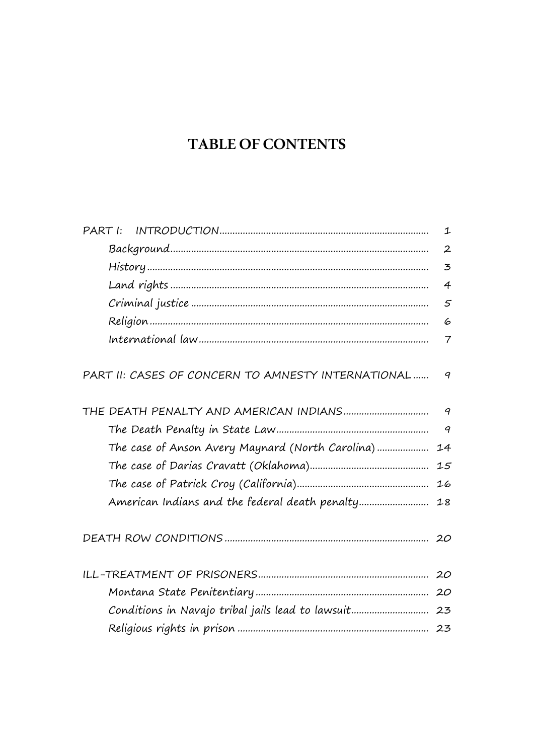# TABLE OF CONTENTS

| | |
|---|---|
| PART I: INTRODUCTION | 1 |
| Background | 2 |
| History | 3 |
| Land rights | 4 |
| Criminal justice | 5 |
| Religion | 6 |
| International law | 7 |
| PART II: CASES OF CONCERN TO AMNESTY INTERNATIONAL | 9 |
| THE DEATH PENALTY AND AMERICAN INDIANS | 9 |
| The Death Penalty in State Law | 9 |
| The case of Anson Avery Maynard (North Carolina) | 14 |
| The case of Darias Cravatt (Oklahoma) | 15 |
| The case of Patrick Croy (California) | 16 |
| American Indians and the federal death penalty | 18 |
| DEATH ROW CONDITIONS | 20 |
| ILL-TREATMENT OF PRISONERS | 20 |
| Montana State Penitentiary | 20 |
| Conditions in Navajo tribal jails lead to lawsuit | 23 |
| Religious rights in prison | 23 |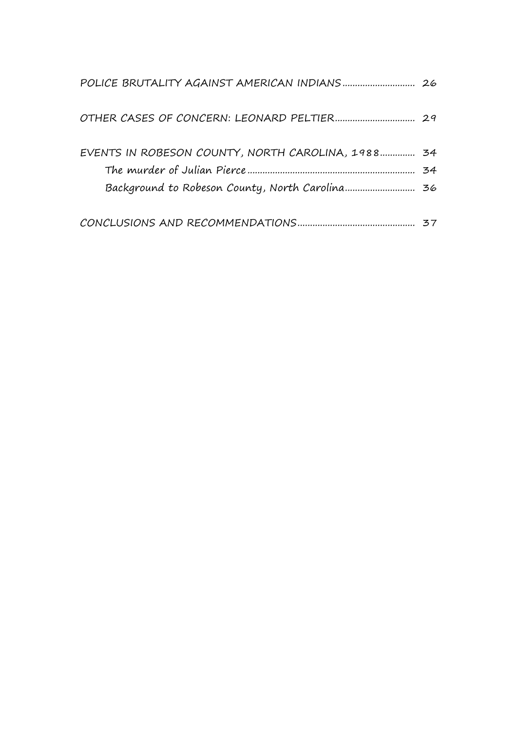POLICE BRUTALITY AGAINST AMERICAN INDIANS ............................ 26

OTHER CASES OF CONCERN: LEONARD PELTIER ................................ 29

EVENTS IN ROBESON COUNTY, NORTH CAROLINA, 1988 ............. 34

- The murder of Julian Pierce ................................................................ 34
- Background to Robeson County, North Carolina ............................ 36

CONCLUSIONS AND RECOMMENDATIONS ............................................... 37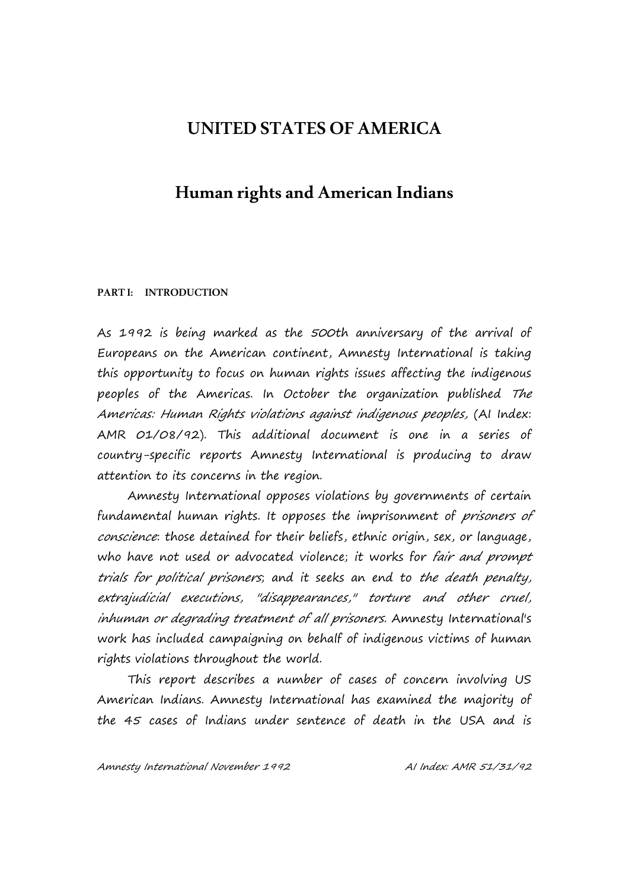# UNITED STATES OF AMERICA

## Human rights and American Indians

### PART I: INTRODUCTION

As 1992 is being marked as the 500th anniversary of the arrival of Europeans on the American continent, Amnesty International is taking this opportunity to focus on human rights issues affecting the indigenous peoples of the Americas. In October the organization published *The Americas: Human Rights violations against indigenous peoples,* (AI Index: AMR 01/08/92). This additional document is one in a series of country-specific reports Amnesty International is producing to draw attention to its concerns in the region.

Amnesty International opposes violations by governments of certain fundamental human rights. It opposes the imprisonment of *prisoners of conscience*: those detained for their beliefs, ethnic origin, sex, or language, who have not used or advocated violence; it works for *fair and prompt trials for political prisoners*; and it seeks an end to *the death penalty, extrajudicial executions, "disappearances," torture and other cruel, inhuman or degrading treatment of all prisoners.* Amnesty International's work has included campaigning on behalf of indigenous victims of human rights violations throughout the world.

This report describes a number of cases of concern involving US American Indians. Amnesty International has examined the majority of the 45 cases of Indians under sentence of death in the USA and is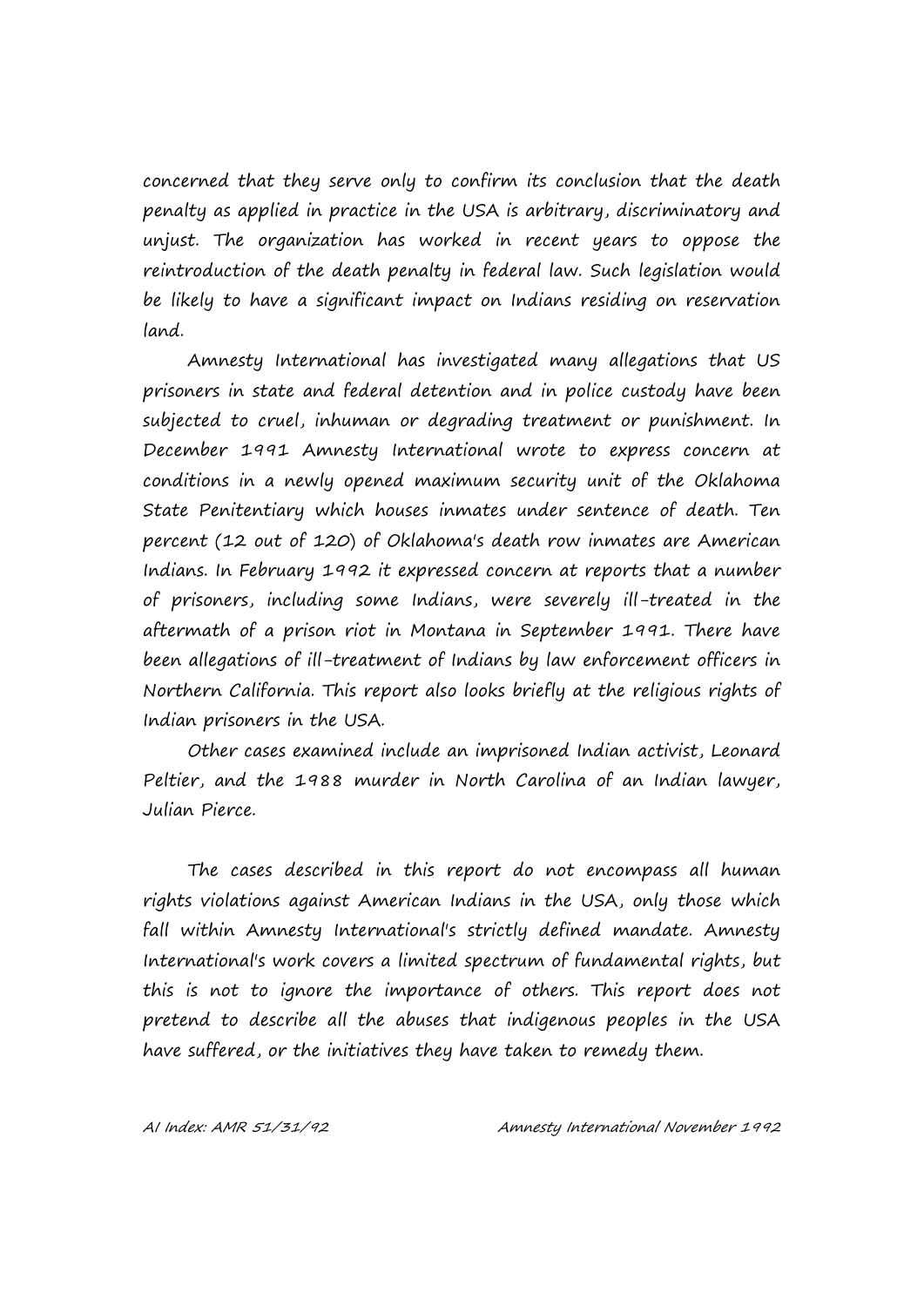concerned that they serve only to confirm its conclusion that the death penalty as applied in practice in the USA is arbitrary, discriminatory and unjust. The organization has worked in recent years to oppose the reintroduction of the death penalty in federal law. Such legislation would be likely to have a significant impact on Indians residing on reservation land.

Amnesty International has investigated many allegations that US prisoners in state and federal detention and in police custody have been subjected to cruel, inhuman or degrading treatment or punishment. In December 1991 Amnesty International wrote to express concern at conditions in a newly opened maximum security unit of the Oklahoma State Penitentiary which houses inmates under sentence of death. Ten percent (12 out of 120) of Oklahoma's death row inmates are American Indians. In February 1992 it expressed concern at reports that a number of prisoners, including some Indians, were severely ill-treated in the aftermath of a prison riot in Montana in September 1991. There have been allegations of ill-treatment of Indians by law enforcement officers in Northern California. This report also looks briefly at the religious rights of Indian prisoners in the USA.

Other cases examined include an imprisoned Indian activist, Leonard Peltier, and the 1988 murder in North Carolina of an Indian lawyer, Julian Pierce.

The cases described in this report do not encompass all human rights violations against American Indians in the USA, only those which fall within Amnesty International's strictly defined mandate. Amnesty International's work covers a limited spectrum of fundamental rights, but this is not to ignore the importance of others. This report does not pretend to describe all the abuses that indigenous peoples in the USA have suffered, or the initiatives they have taken to remedy them.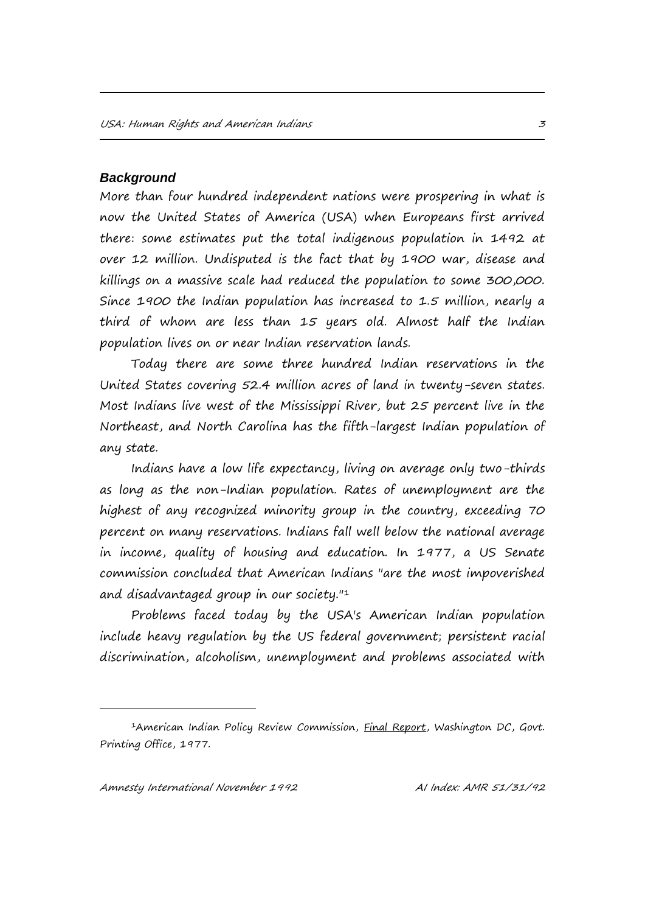### *Background*

More than four hundred independent nations were prospering in what is now the United States of America (USA) when Europeans first arrived there: some estimates put the total indigenous population in 1492 at over 12 million. Undisputed is the fact that by 1900 war, disease and killings on a massive scale had reduced the population to some 300,000. Since 1900 the Indian population has increased to 1.5 million, nearly a third of whom are less than 15 years old. Almost half the Indian population lives on or near Indian reservation lands.

Today there are some three hundred Indian reservations in the United States covering 52.4 million acres of land in twenty-seven states. Most Indians live west of the Mississippi River, but 25 percent live in the Northeast, and North Carolina has the fifth-largest Indian population of any state.

Indians have a low life expectancy, living on average only two-thirds as long as the non-Indian population. Rates of unemployment are the highest of any recognized minority group in the country, exceeding 70 percent on many reservations. Indians fall well below the national average in income, quality of housing and education. In 1977, a US Senate commission concluded that American Indians "are the most impoverished and disadvantaged group in our society."[1]

Problems faced today by the USA's American Indian population include heavy regulation by the US federal government; persistent racial discrimination, alcoholism, unemployment and problems associated with

[1] American Indian Policy Review Commission, Final Report, Washington DC, Govt. Printing Office, 1977.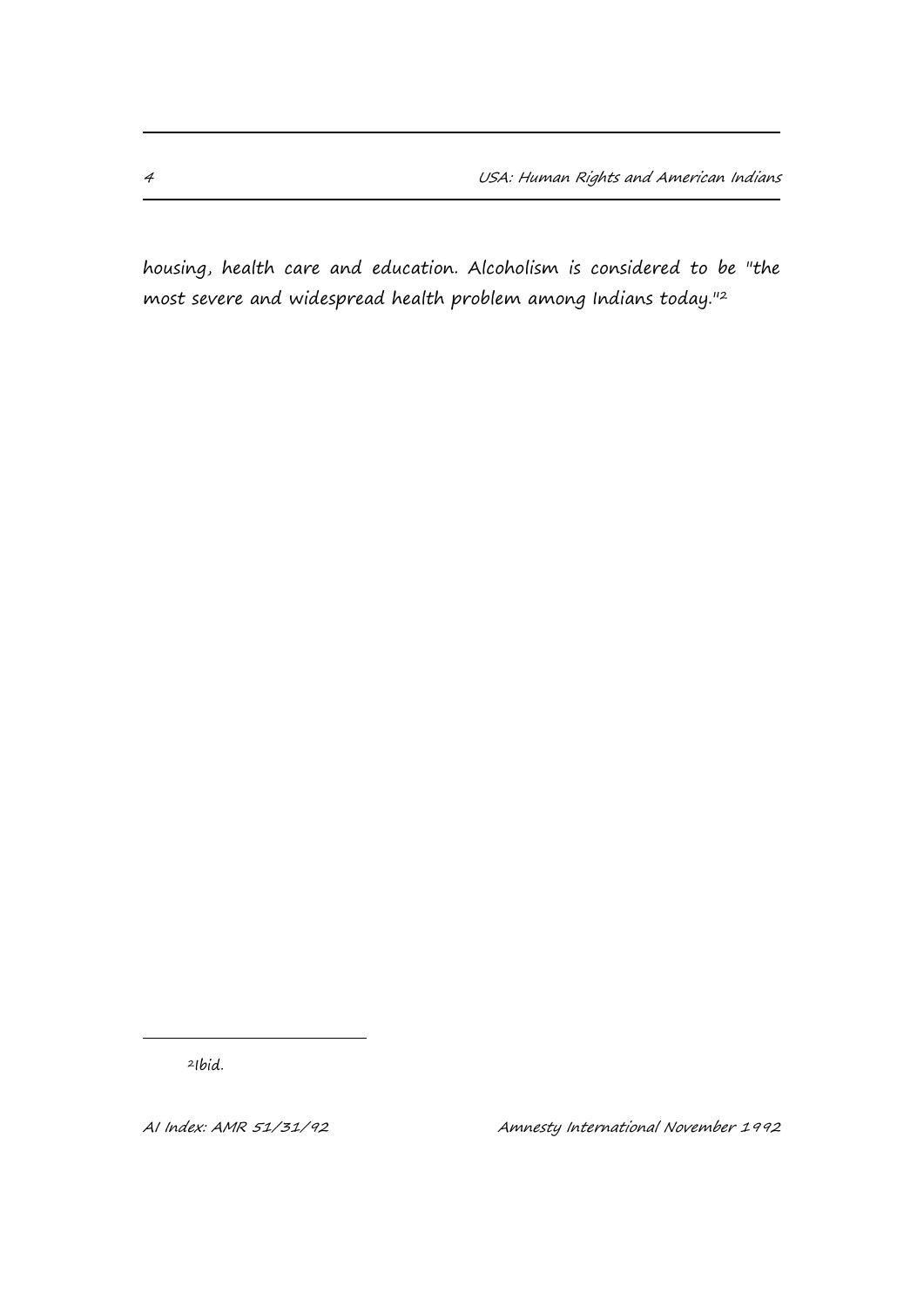housing, health care and education. Alcoholism is considered to be "the most severe and widespread health problem among Indians today."[2]

[2] Ibid.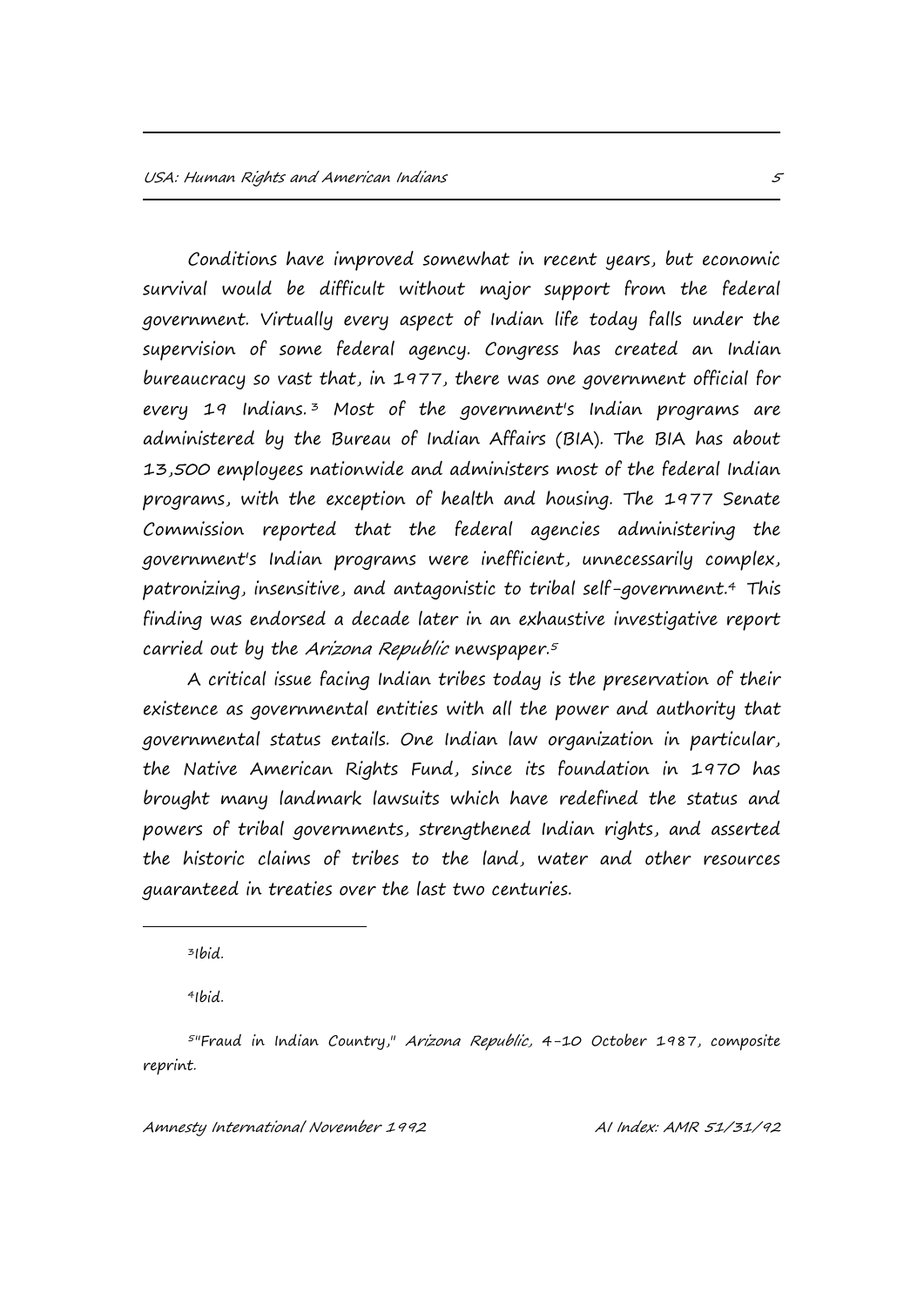Conditions have improved somewhat in recent years, but economic survival would be difficult without major support from the federal government. Virtually every aspect of Indian life today falls under the supervision of some federal agency. Congress has created an Indian bureaucracy so vast that, in 1977, there was one government official for every 19 Indians.[3] Most of the government's Indian programs are administered by the Bureau of Indian Affairs (BIA). The BIA has about 13,500 employees nationwide and administers most of the federal Indian programs, with the exception of health and housing. The 1977 Senate Commission reported that the federal agencies administering the government's Indian programs were inefficient, unnecessarily complex, patronizing, insensitive, and antagonistic to tribal self-government.[4] This finding was endorsed a decade later in an exhaustive investigative report carried out by the *Arizona Republic* newspaper.[5]

A critical issue facing Indian tribes today is the preservation of their existence as governmental entities with all the power and authority that governmental status entails. One Indian law organization in particular, the Native American Rights Fund, since its foundation in 1970 has brought many landmark lawsuits which have redefined the status and powers of tribal governments, strengthened Indian rights, and asserted the historic claims of tribes to the land, water and other resources guaranteed in treaties over the last two centuries.

---

[3] Ibid.

[4] Ibid.

[5] "Fraud in Indian Country," *Arizona Republic*, 4-10 October 1987, composite reprint.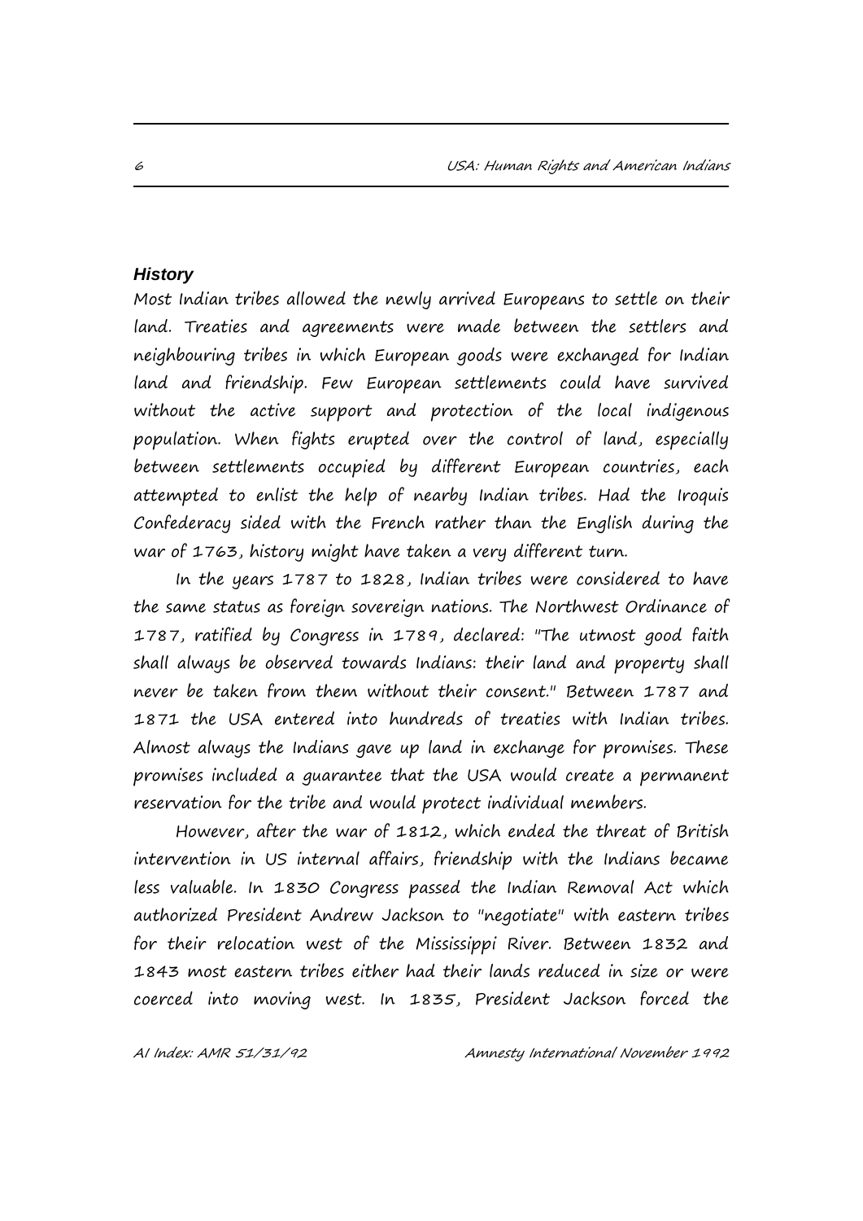### *History*

Most Indian tribes allowed the newly arrived Europeans to settle on their land. Treaties and agreements were made between the settlers and neighbouring tribes in which European goods were exchanged for Indian land and friendship. Few European settlements could have survived without the active support and protection of the local indigenous population. When fights erupted over the control of land, especially between settlements occupied by different European countries, each attempted to enlist the help of nearby Indian tribes. Had the Iroquis Confederacy sided with the French rather than the English during the war of 1763, history might have taken a very different turn.

In the years 1787 to 1828, Indian tribes were considered to have the same status as foreign sovereign nations. The Northwest Ordinance of 1787, ratified by Congress in 1789, declared: "The utmost good faith shall always be observed towards Indians: their land and property shall never be taken from them without their consent." Between 1787 and 1871 the USA entered into hundreds of treaties with Indian tribes. Almost always the Indians gave up land in exchange for promises. These promises included a guarantee that the USA would create a permanent reservation for the tribe and would protect individual members.

However, after the war of 1812, which ended the threat of British intervention in US internal affairs, friendship with the Indians became less valuable. In 1830 Congress passed the Indian Removal Act which authorized President Andrew Jackson to "negotiate" with eastern tribes for their relocation west of the Mississippi River. Between 1832 and 1843 most eastern tribes either had their lands reduced in size or were coerced into moving west. In 1835, President Jackson forced the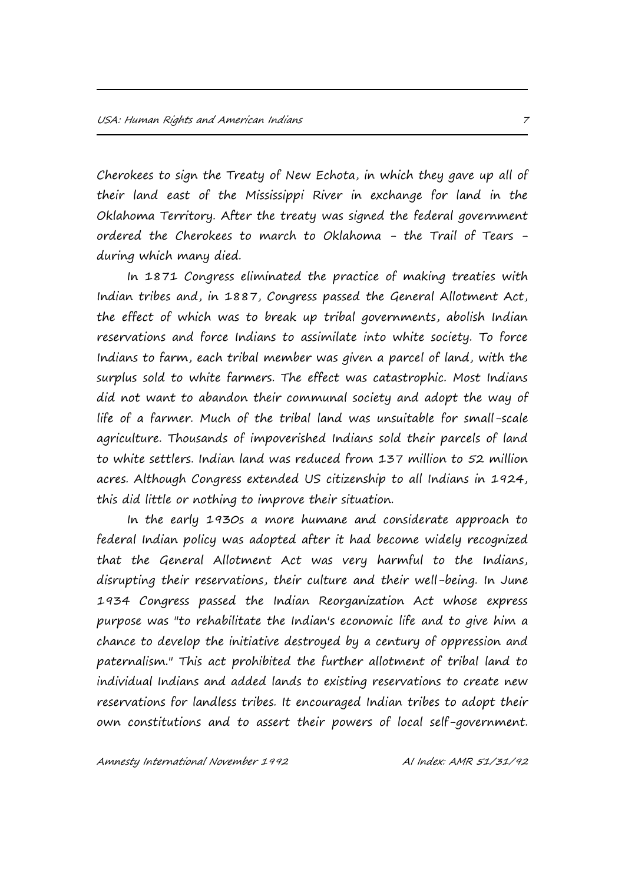Cherokees to sign the Treaty of New Echota, in which they gave up all of their land east of the Mississippi River in exchange for land in the Oklahoma Territory. After the treaty was signed the federal government ordered the Cherokees to march to Oklahoma - the Trail of Tears - during which many died.

In 1871 Congress eliminated the practice of making treaties with Indian tribes and, in 1887, Congress passed the General Allotment Act, the effect of which was to break up tribal governments, abolish Indian reservations and force Indians to assimilate into white society. To force Indians to farm, each tribal member was given a parcel of land, with the surplus sold to white farmers. The effect was catastrophic. Most Indians did not want to abandon their communal society and adopt the way of life of a farmer. Much of the tribal land was unsuitable for small-scale agriculture. Thousands of impoverished Indians sold their parcels of land to white settlers. Indian land was reduced from 137 million to 52 million acres. Although Congress extended US citizenship to all Indians in 1924, this did little or nothing to improve their situation.

In the early 1930s a more humane and considerate approach to federal Indian policy was adopted after it had become widely recognized that the General Allotment Act was very harmful to the Indians, disrupting their reservations, their culture and their well-being. In June 1934 Congress passed the Indian Reorganization Act whose express purpose was "to rehabilitate the Indian's economic life and to give him a chance to develop the initiative destroyed by a century of oppression and paternalism." This act prohibited the further allotment of tribal land to individual Indians and added lands to existing reservations to create new reservations for landless tribes. It encouraged Indian tribes to adopt their own constitutions and to assert their powers of local self-government.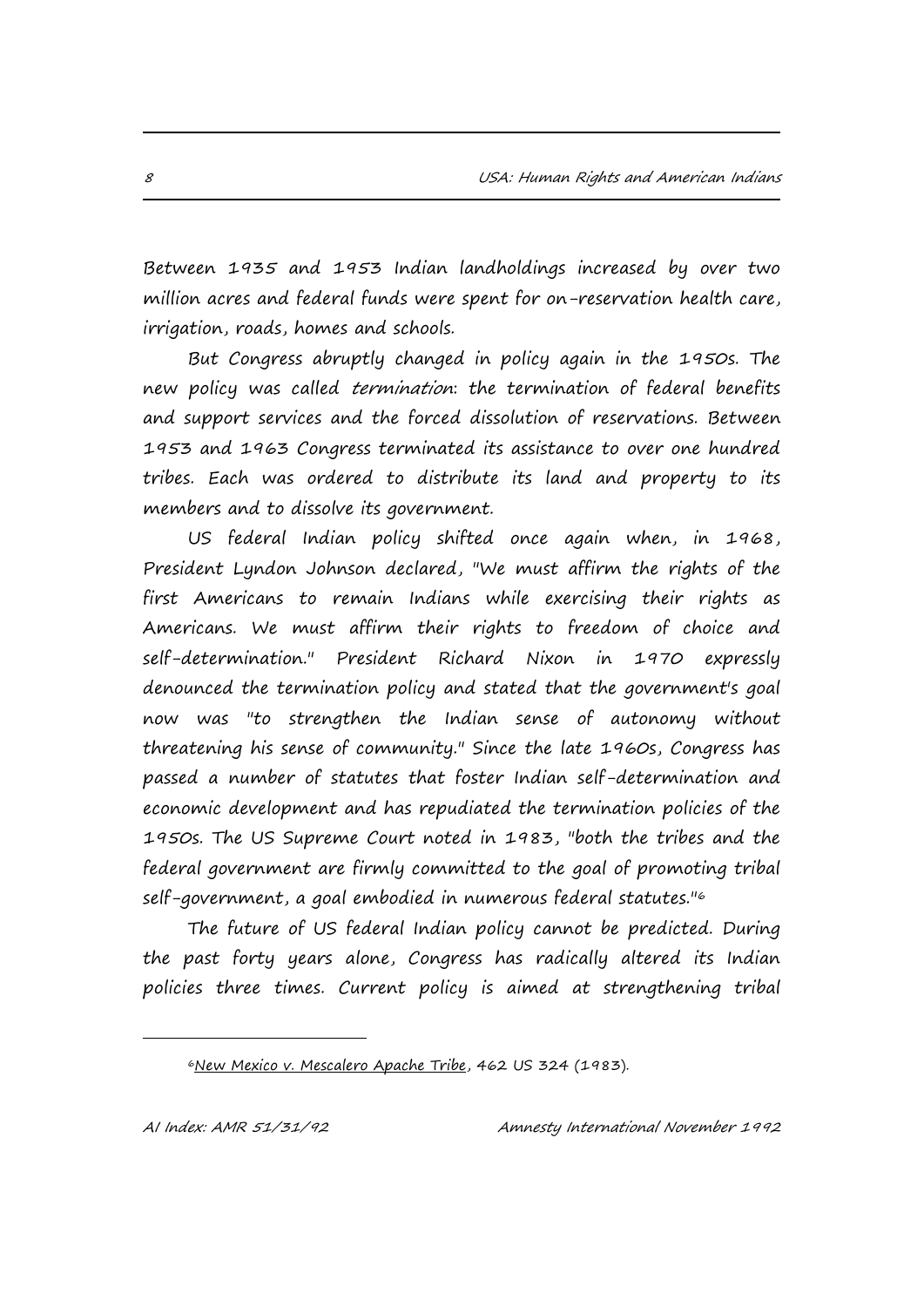Between 1935 and 1953 Indian landholdings increased by over two million acres and federal funds were spent for on-reservation health care, irrigation, roads, homes and schools.

But Congress abruptly changed in policy again in the 1950s. The new policy was called *termination*: the termination of federal benefits and support services and the forced dissolution of reservations. Between 1953 and 1963 Congress terminated its assistance to over one hundred tribes. Each was ordered to distribute its land and property to its members and to dissolve its government.

US federal Indian policy shifted once again when, in 1968, President Lyndon Johnson declared, "We must affirm the rights of the first Americans to remain Indians while exercising their rights as Americans. We must affirm their rights to freedom of choice and self-determination." President Richard Nixon in 1970 expressly denounced the termination policy and stated that the government's goal now was "to strengthen the Indian sense of autonomy without threatening his sense of community." Since the late 1960s, Congress has passed a number of statutes that foster Indian self-determination and economic development and has repudiated the termination policies of the 1950s. The US Supreme Court noted in 1983, "both the tribes and the federal government are firmly committed to the goal of promoting tribal self-government, a goal embodied in numerous federal statutes."[6]

The future of US federal Indian policy cannot be predicted. During the past forty years alone, Congress has radically altered its Indian policies three times. Current policy is aimed at strengthening tribal

[6] New Mexico v. Mescalero Apache Tribe, 462 US 324 (1983).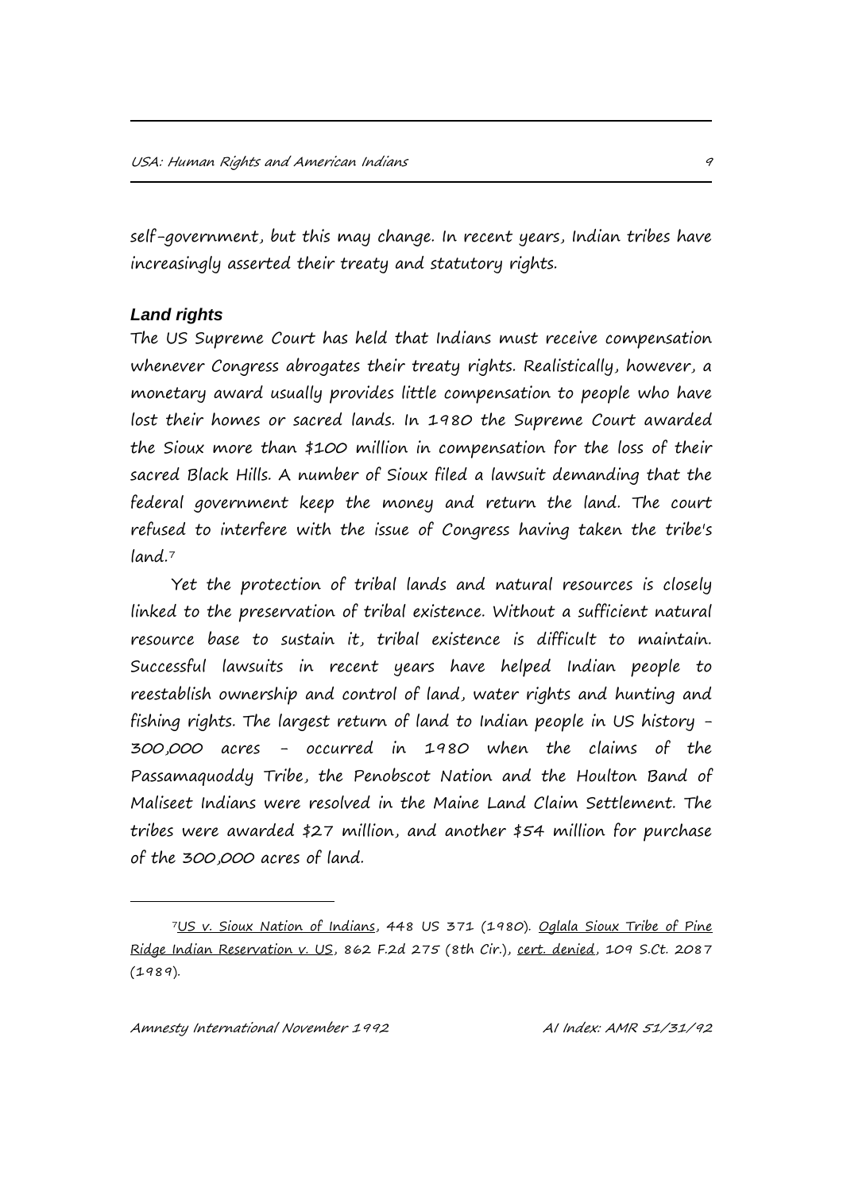self-government, but this may change. In recent years, Indian tribes have increasingly asserted their treaty and statutory rights.

### *Land rights*

The US Supreme Court has held that Indians must receive compensation whenever Congress abrogates their treaty rights. Realistically, however, a monetary award usually provides little compensation to people who have lost their homes or sacred lands. In 1980 the Supreme Court awarded the Sioux more than $100 million in compensation for the loss of their sacred Black Hills. A number of Sioux filed a lawsuit demanding that the federal government keep the money and return the land. The court refused to interfere with the issue of Congress having taken the tribe's land.[7]

Yet the protection of tribal lands and natural resources is closely linked to the preservation of tribal existence. Without a sufficient natural resource base to sustain it, tribal existence is difficult to maintain. Successful lawsuits in recent years have helped Indian people to reestablish ownership and control of land, water rights and hunting and fishing rights. The largest return of land to Indian people in US history - 300,000 acres - occurred in 1980 when the claims of the Passamaquoddy Tribe, the Penobscot Nation and the Houlton Band of Maliseet Indians were resolved in the Maine Land Claim Settlement. The tribes were awarded $27 million, and another $54 million for purchase of the 300,000 acres of land.

---

[7] US v. Sioux Nation of Indians, 448 US 371 (1980). Oglala Sioux Tribe of Pine Ridge Indian Reservation v. US, 862 F.2d 275 (8th Cir.), cert. denied, 109 S.Ct. 2087 (1989).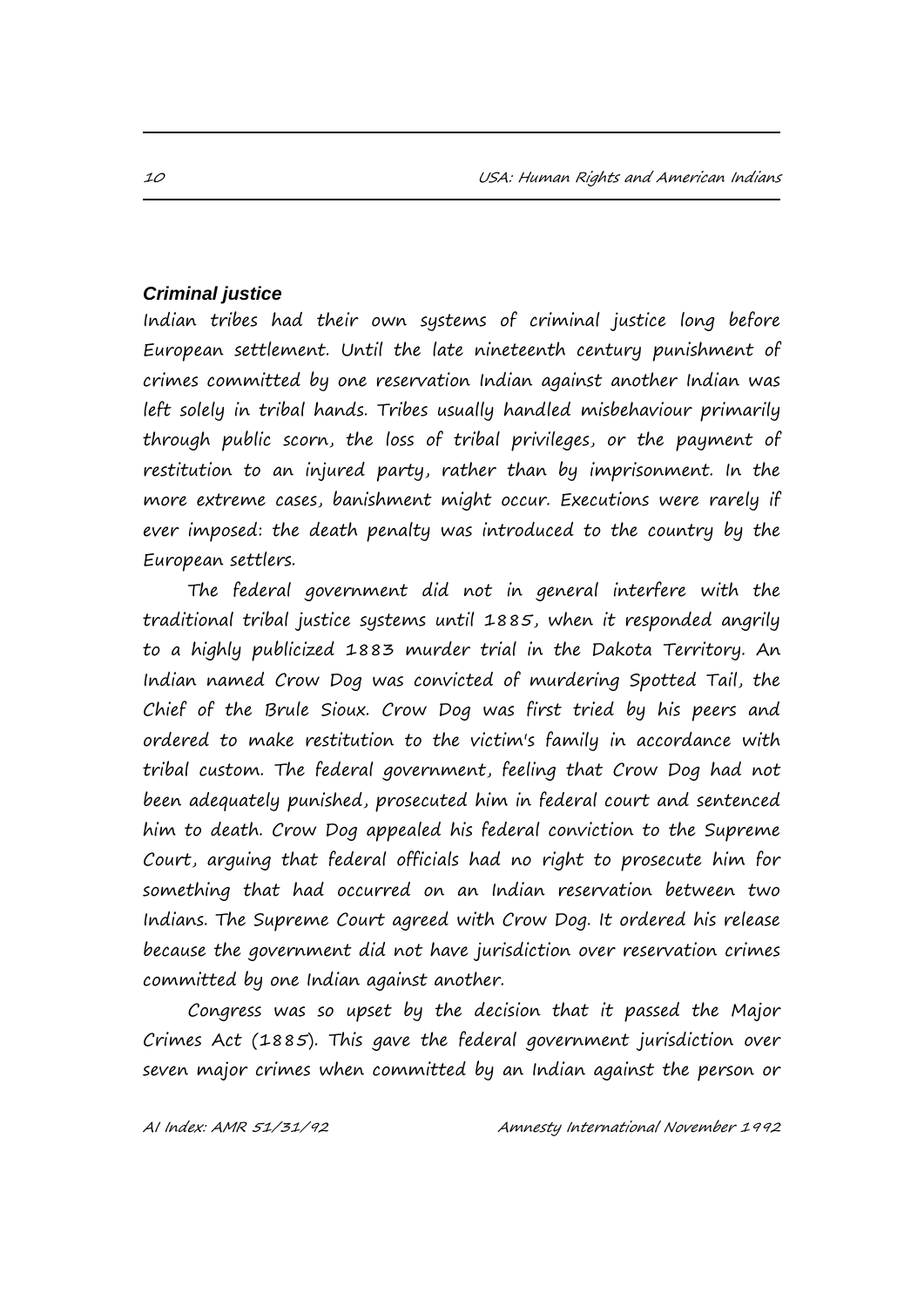### *Criminal justice*

Indian tribes had their own systems of criminal justice long before European settlement. Until the late nineteenth century punishment of crimes committed by one reservation Indian against another Indian was left solely in tribal hands. Tribes usually handled misbehaviour primarily through public scorn, the loss of tribal privileges, or the payment of restitution to an injured party, rather than by imprisonment. In the more extreme cases, banishment might occur. Executions were rarely if ever imposed: the death penalty was introduced to the country by the European settlers.

The federal government did not in general interfere with the traditional tribal justice systems until 1885, when it responded angrily to a highly publicized 1883 murder trial in the Dakota Territory. An Indian named Crow Dog was convicted of murdering Spotted Tail, the Chief of the Brule Sioux. Crow Dog was first tried by his peers and ordered to make restitution to the victim's family in accordance with tribal custom. The federal government, feeling that Crow Dog had not been adequately punished, prosecuted him in federal court and sentenced him to death. Crow Dog appealed his federal conviction to the Supreme Court, arguing that federal officials had no right to prosecute him for something that had occurred on an Indian reservation between two Indians. The Supreme Court agreed with Crow Dog. It ordered his release because the government did not have jurisdiction over reservation crimes committed by one Indian against another.

Congress was so upset by the decision that it passed the Major Crimes Act (1885). This gave the federal government jurisdiction over seven major crimes when committed by an Indian against the person or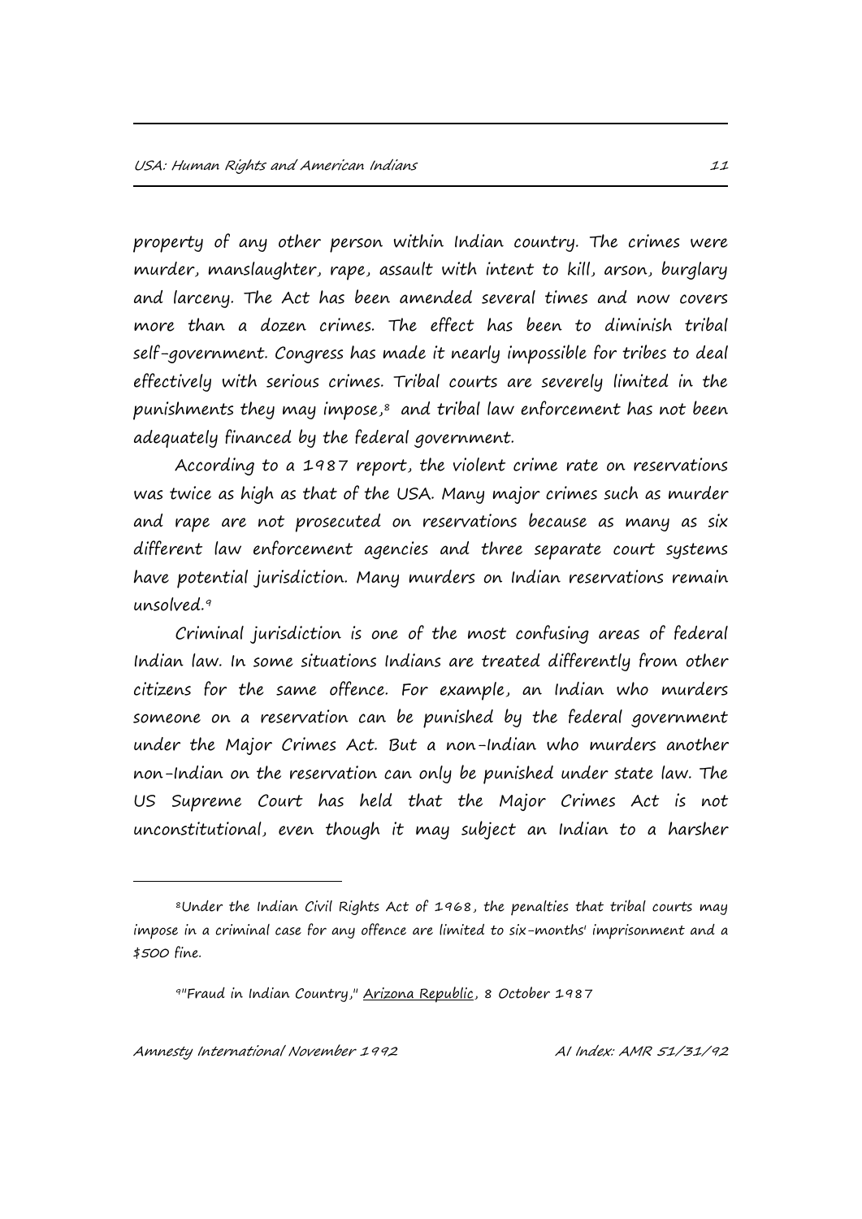property of any other person within Indian country. The crimes were murder, manslaughter, rape, assault with intent to kill, arson, burglary and larceny. The Act has been amended several times and now covers more than a dozen crimes. The effect has been to diminish tribal self-government. Congress has made it nearly impossible for tribes to deal effectively with serious crimes. Tribal courts are severely limited in the punishments they may impose,[8] and tribal law enforcement has not been adequately financed by the federal government.

According to a 1987 report, the violent crime rate on reservations was twice as high as that of the USA. Many major crimes such as murder and rape are not prosecuted on reservations because as many as six different law enforcement agencies and three separate court systems have potential jurisdiction. Many murders on Indian reservations remain unsolved.[9]

Criminal jurisdiction is one of the most confusing areas of federal Indian law. In some situations Indians are treated differently from other citizens for the same offence. For example, an Indian who murders someone on a reservation can be punished by the federal government under the Major Crimes Act. But a non-Indian who murders another non-Indian on the reservation can only be punished under state law. The US Supreme Court has held that the Major Crimes Act is not unconstitutional, even though it may subject an Indian to a harsher

---

[8] Under the Indian Civil Rights Act of 1968, the penalties that tribal courts may impose in a criminal case for any offence are limited to six-months' imprisonment and a $500 fine.

[9] "Fraud in Indian Country," Arizona Republic, 8 October 1987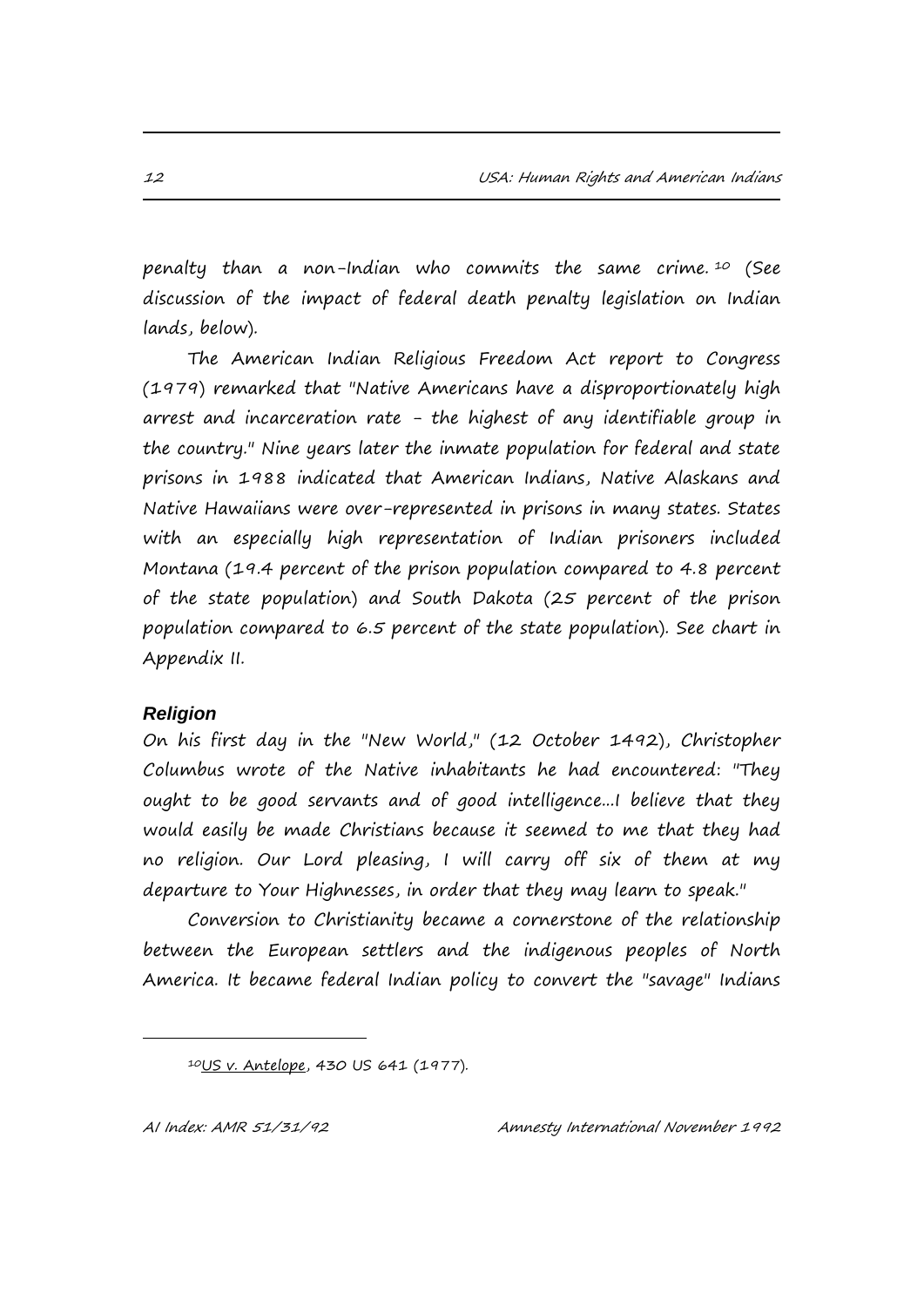penalty than a non-Indian who commits the same crime.[10] (See discussion of the impact of federal death penalty legislation on Indian lands, below).

The American Indian Religious Freedom Act report to Congress (1979) remarked that "Native Americans have a disproportionately high arrest and incarceration rate - the highest of any identifiable group in the country." Nine years later the inmate population for federal and state prisons in 1988 indicated that American Indians, Native Alaskans and Native Hawaiians were over-represented in prisons in many states. States with an especially high representation of Indian prisoners included Montana (19.4 percent of the prison population compared to 4.8 percent of the state population) and South Dakota (25 percent of the prison population compared to 6.5 percent of the state population). See chart in Appendix II.

### *Religion*

On his first day in the "New World," (12 October 1492), Christopher Columbus wrote of the Native inhabitants he had encountered: "They ought to be good servants and of good intelligence...I believe that they would easily be made Christians because it seemed to me that they had no religion. Our Lord pleasing, I will carry off six of them at my departure to Your Highnesses, in order that they may learn to speak."

Conversion to Christianity became a cornerstone of the relationship between the European settlers and the indigenous peoples of North America. It became federal Indian policy to convert the "savage" Indians

---

[10] US v. Antelope, 430 US 641 (1977).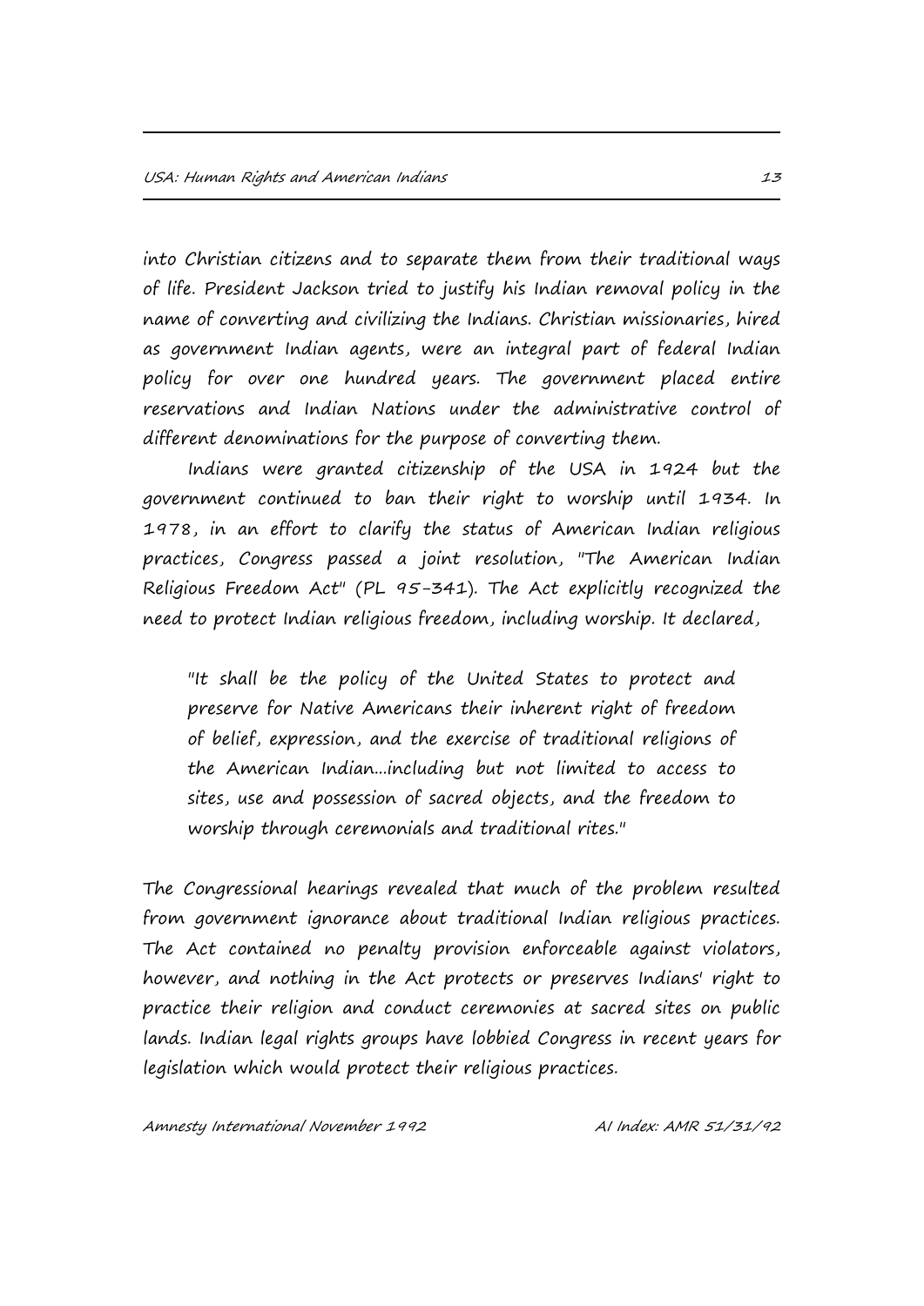into Christian citizens and to separate them from their traditional ways of life. President Jackson tried to justify his Indian removal policy in the name of converting and civilizing the Indians. Christian missionaries, hired as government Indian agents, were an integral part of federal Indian policy for over one hundred years. The government placed entire reservations and Indian Nations under the administrative control of different denominations for the purpose of converting them.

Indians were granted citizenship of the USA in 1924 but the government continued to ban their right to worship until 1934. In 1978, in an effort to clarify the status of American Indian religious practices, Congress passed a joint resolution, "The American Indian Religious Freedom Act" (PL 95-341). The Act explicitly recognized the need to protect Indian religious freedom, including worship. It declared,

> "It shall be the policy of the United States to protect and preserve for Native Americans their inherent right of freedom of belief, expression, and the exercise of traditional religions of the American Indian...including but not limited to access to sites, use and possession of sacred objects, and the freedom to worship through ceremonials and traditional rites."

The Congressional hearings revealed that much of the problem resulted from government ignorance about traditional Indian religious practices. The Act contained no penalty provision enforceable against violators, however, and nothing in the Act protects or preserves Indians' right to practice their religion and conduct ceremonies at sacred sites on public lands. Indian legal rights groups have lobbied Congress in recent years for legislation which would protect their religious practices.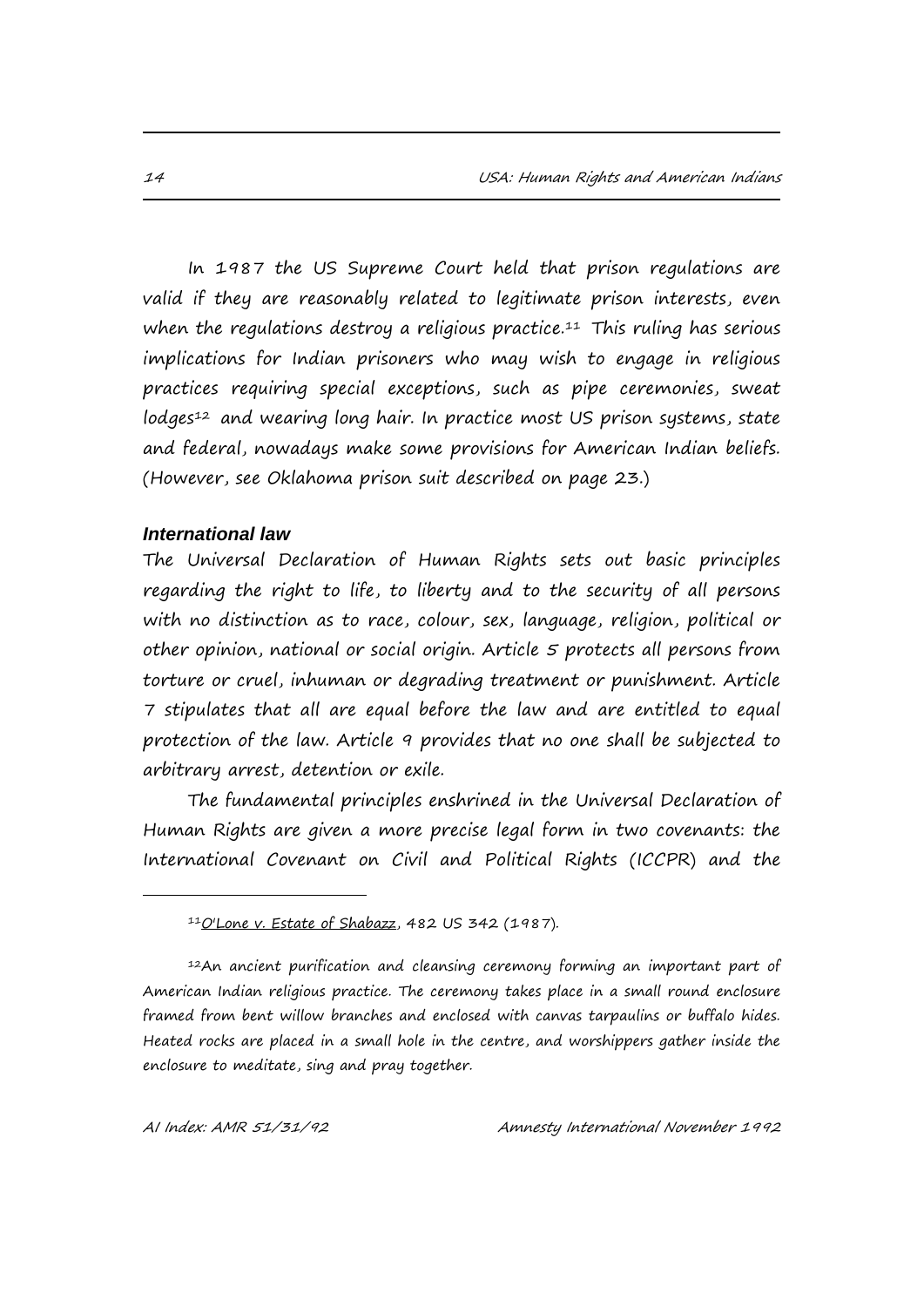In 1987 the US Supreme Court held that prison regulations are valid if they are reasonably related to legitimate prison interests, even when the regulations destroy a religious practice.[11] This ruling has serious implications for Indian prisoners who may wish to engage in religious practices requiring special exceptions, such as pipe ceremonies, sweat lodges[12] and wearing long hair. In practice most US prison systems, state and federal, nowadays make some provisions for American Indian beliefs. (However, see Oklahoma prison suit described on page 23.)

### *International law*

The Universal Declaration of Human Rights sets out basic principles regarding the right to life, to liberty and to the security of all persons with no distinction as to race, colour, sex, language, religion, political or other opinion, national or social origin. Article 5 protects all persons from torture or cruel, inhuman or degrading treatment or punishment. Article 7 stipulates that all are equal before the law and are entitled to equal protection of the law. Article 9 provides that no one shall be subjected to arbitrary arrest, detention or exile.

The fundamental principles enshrined in the Universal Declaration of Human Rights are given a more precise legal form in two covenants: the International Covenant on Civil and Political Rights (ICCPR) and the

---

[11] O'Lone v. Estate of Shabazz, 482 US 342 (1987).

[12] An ancient purification and cleansing ceremony forming an important part of American Indian religious practice. The ceremony takes place in a small round enclosure framed from bent willow branches and enclosed with canvas tarpaulins or buffalo hides. Heated rocks are placed in a small hole in the centre, and worshippers gather inside the enclosure to meditate, sing and pray together.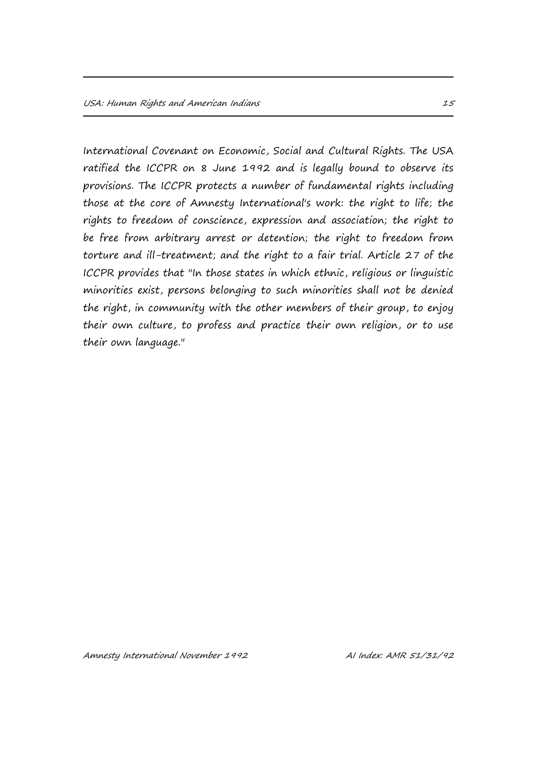International Covenant on Economic, Social and Cultural Rights. The USA ratified the ICCPR on 8 June 1992 and is legally bound to observe its provisions. The ICCPR protects a number of fundamental rights including those at the core of Amnesty International's work: the right to life; the rights to freedom of conscience, expression and association; the right to be free from arbitrary arrest or detention; the right to freedom from torture and ill-treatment; and the right to a fair trial. Article 27 of the ICCPR provides that "In those states in which ethnic, religious or linguistic minorities exist, persons belonging to such minorities shall not be denied the right, in community with the other members of their group, to enjoy their own culture, to profess and practice their own religion, or to use their own language."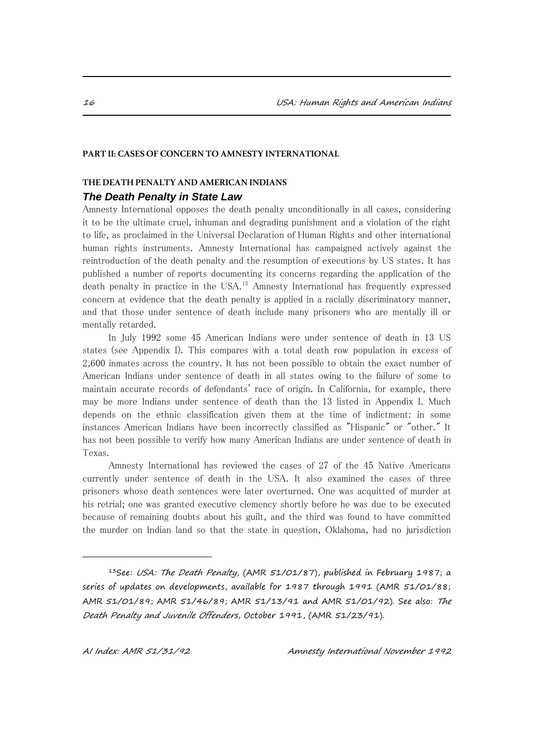**PART II: CASES OF CONCERN TO AMNESTY INTERNATIONAL**

**THE DEATH PENALTY AND AMERICAN INDIANS**

### *The Death Penalty in State Law*

Amnesty International opposes the death penalty unconditionally in all cases, considering it to be the ultimate cruel, inhuman and degrading punishment and a violation of the right to life, as proclaimed in the Universal Declaration of Human Rights and other international human rights instruments. Amnesty International has campaigned actively against the reintroduction of the death penalty and the resumption of executions by US states. It has published a number of reports documenting its concerns regarding the application of the death penalty in practice in the USA.[13] Amnesty International has frequently expressed concern at evidence that the death penalty is applied in a racially discriminatory manner, and that those under sentence of death include many prisoners who are mentally ill or mentally retarded.

In July 1992 some 45 American Indians were under sentence of death in 13 US states (see Appendix I). This compares with a total death row population in excess of 2,600 inmates across the country. It has not been possible to obtain the exact number of American Indians under sentence of death in all states owing to the failure of some to maintain accurate records of defendants' race of origin. In California, for example, there may be more Indians under sentence of death than the 13 listed in Appendix I. Much depends on the ethnic classification given them at the time of indictment: in some instances American Indians have been incorrectly classified as "Hispanic" or "other." It has not been possible to verify how many American Indians are under sentence of death in Texas.

Amnesty International has reviewed the cases of 27 of the 45 Native Americans currently under sentence of death in the USA. It also examined the cases of three prisoners whose death sentences were later overturned. One was acquitted of murder at his retrial; one was granted executive clemency shortly before he was due to be executed because of remaining doubts about his guilt, and the third was found to have committed the murder on Indian land so that the state in question, Oklahoma, had no jurisdiction

---

[13] See: *USA: The Death Penalty,* (AMR 51/01/87), published in February 1987; a series of updates on developments, available for 1987 through 1991 (AMR 51/01/88; AMR 51/01/89; AMR 51/46/89; AMR 51/13/91 and AMR 51/01/92). See also: *The Death Penalty and Juvenile Offenders,* October 1991, (AMR 51/23/91).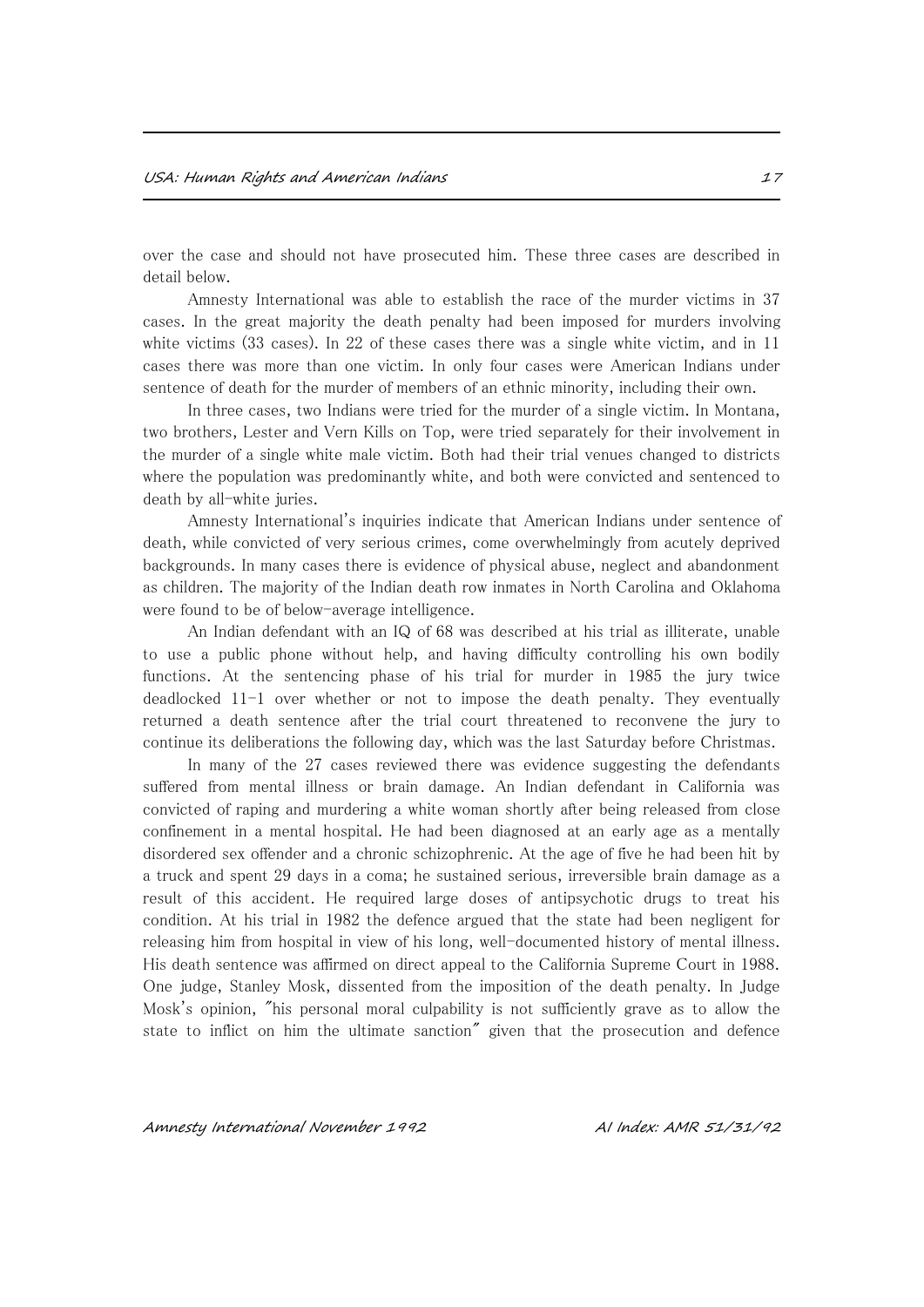over the case and should not have prosecuted him. These three cases are described in detail below.

Amnesty International was able to establish the race of the murder victims in 37 cases. In the great majority the death penalty had been imposed for murders involving white victims (33 cases). In 22 of these cases there was a single white victim, and in 11 cases there was more than one victim. In only four cases were American Indians under sentence of death for the murder of members of an ethnic minority, including their own.

In three cases, two Indians were tried for the murder of a single victim. In Montana, two brothers, Lester and Vern Kills on Top, were tried separately for their involvement in the murder of a single white male victim. Both had their trial venues changed to districts where the population was predominantly white, and both were convicted and sentenced to death by all-white juries.

Amnesty International's inquiries indicate that American Indians under sentence of death, while convicted of very serious crimes, come overwhelmingly from acutely deprived backgrounds. In many cases there is evidence of physical abuse, neglect and abandonment as children. The majority of the Indian death row inmates in North Carolina and Oklahoma were found to be of below-average intelligence.

An Indian defendant with an IQ of 68 was described at his trial as illiterate, unable to use a public phone without help, and having difficulty controlling his own bodily functions. At the sentencing phase of his trial for murder in 1985 the jury twice deadlocked 11-1 over whether or not to impose the death penalty. They eventually returned a death sentence after the trial court threatened to reconvene the jury to continue its deliberations the following day, which was the last Saturday before Christmas.

In many of the 27 cases reviewed there was evidence suggesting the defendants suffered from mental illness or brain damage. An Indian defendant in California was convicted of raping and murdering a white woman shortly after being released from close confinement in a mental hospital. He had been diagnosed at an early age as a mentally disordered sex offender and a chronic schizophrenic. At the age of five he had been hit by a truck and spent 29 days in a coma; he sustained serious, irreversible brain damage as a result of this accident. He required large doses of antipsychotic drugs to treat his condition. At his trial in 1982 the defence argued that the state had been negligent for releasing him from hospital in view of his long, well-documented history of mental illness. His death sentence was affirmed on direct appeal to the California Supreme Court in 1988. One judge, Stanley Mosk, dissented from the imposition of the death penalty. In Judge Mosk's opinion, "his personal moral culpability is not sufficiently grave as to allow the state to inflict on him the ultimate sanction" given that the prosecution and defence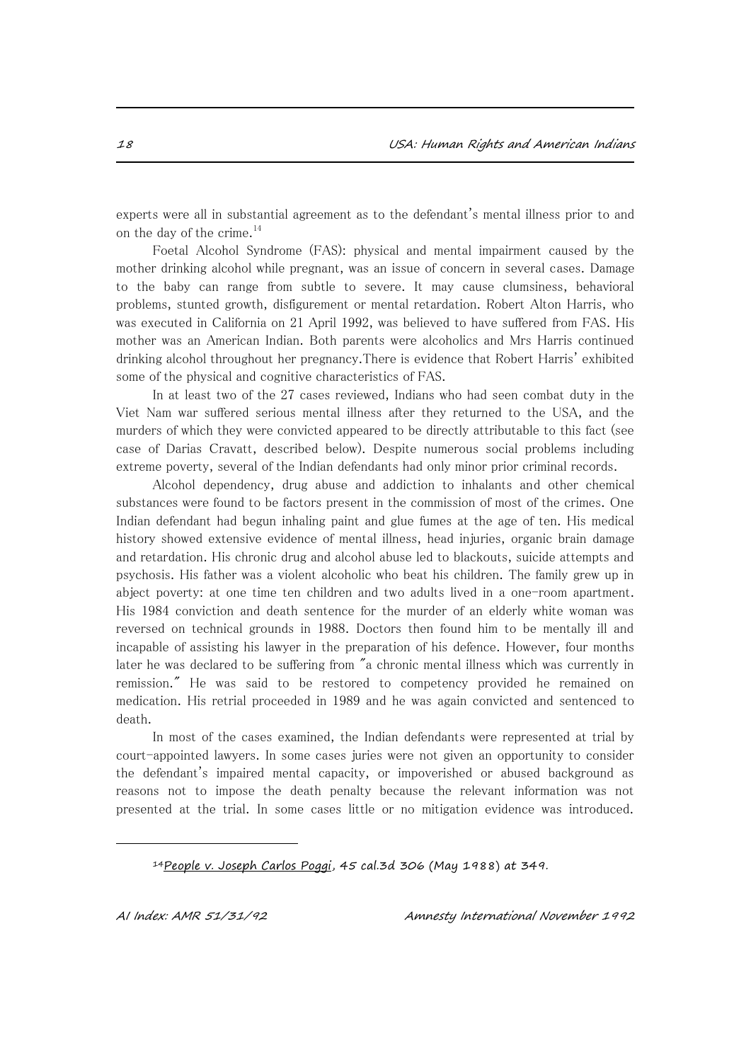experts were all in substantial agreement as to the defendant's mental illness prior to and on the day of the crime.[14]

Foetal Alcohol Syndrome (FAS): physical and mental impairment caused by the mother drinking alcohol while pregnant, was an issue of concern in several cases. Damage to the baby can range from subtle to severe. It may cause clumsiness, behavioral problems, stunted growth, disfigurement or mental retardation. Robert Alton Harris, who was executed in California on 21 April 1992, was believed to have suffered from FAS. His mother was an American Indian. Both parents were alcoholics and Mrs Harris continued drinking alcohol throughout her pregnancy.There is evidence that Robert Harris' exhibited some of the physical and cognitive characteristics of FAS.

In at least two of the 27 cases reviewed, Indians who had seen combat duty in the Viet Nam war suffered serious mental illness after they returned to the USA, and the murders of which they were convicted appeared to be directly attributable to this fact (see case of Darias Cravatt, described below). Despite numerous social problems including extreme poverty, several of the Indian defendants had only minor prior criminal records.

Alcohol dependency, drug abuse and addiction to inhalants and other chemical substances were found to be factors present in the commission of most of the crimes. One Indian defendant had begun inhaling paint and glue fumes at the age of ten. His medical history showed extensive evidence of mental illness, head injuries, organic brain damage and retardation. His chronic drug and alcohol abuse led to blackouts, suicide attempts and psychosis. His father was a violent alcoholic who beat his children. The family grew up in abject poverty: at one time ten children and two adults lived in a one-room apartment. His 1984 conviction and death sentence for the murder of an elderly white woman was reversed on technical grounds in 1988. Doctors then found him to be mentally ill and incapable of assisting his lawyer in the preparation of his defence. However, four months later he was declared to be suffering from "a chronic mental illness which was currently in remission." He was said to be restored to competency provided he remained on medication. His retrial proceeded in 1989 and he was again convicted and sentenced to death.

In most of the cases examined, the Indian defendants were represented at trial by court-appointed lawyers. In some cases juries were not given an opportunity to consider the defendant's impaired mental capacity, or impoverished or abused background as reasons not to impose the death penalty because the relevant information was not presented at the trial. In some cases little or no mitigation evidence was introduced.

---

[14] People v. Joseph Carlos Poggi, 45 cal.3d 306 (May 1988) at 349.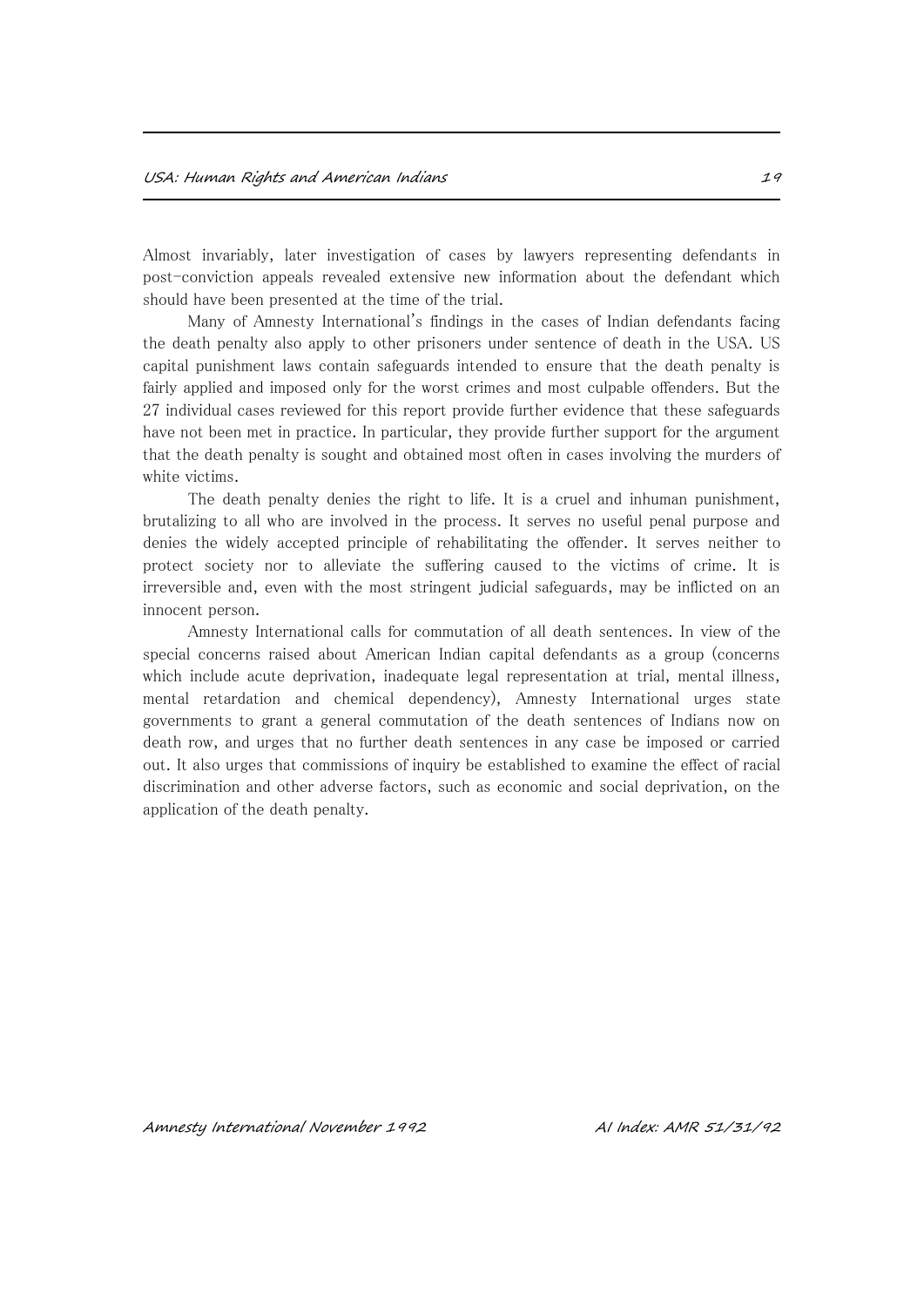Almost invariably, later investigation of cases by lawyers representing defendants in post-conviction appeals revealed extensive new information about the defendant which should have been presented at the time of the trial.

Many of Amnesty International's findings in the cases of Indian defendants facing the death penalty also apply to other prisoners under sentence of death in the USA. US capital punishment laws contain safeguards intended to ensure that the death penalty is fairly applied and imposed only for the worst crimes and most culpable offenders. But the 27 individual cases reviewed for this report provide further evidence that these safeguards have not been met in practice. In particular, they provide further support for the argument that the death penalty is sought and obtained most often in cases involving the murders of white victims.

The death penalty denies the right to life. It is a cruel and inhuman punishment, brutalizing to all who are involved in the process. It serves no useful penal purpose and denies the widely accepted principle of rehabilitating the offender. It serves neither to protect society nor to alleviate the suffering caused to the victims of crime. It is irreversible and, even with the most stringent judicial safeguards, may be inflicted on an innocent person.

Amnesty International calls for commutation of all death sentences. In view of the special concerns raised about American Indian capital defendants as a group (concerns which include acute deprivation, inadequate legal representation at trial, mental illness, mental retardation and chemical dependency), Amnesty International urges state governments to grant a general commutation of the death sentences of Indians now on death row, and urges that no further death sentences in any case be imposed or carried out. It also urges that commissions of inquiry be established to examine the effect of racial discrimination and other adverse factors, such as economic and social deprivation, on the application of the death penalty.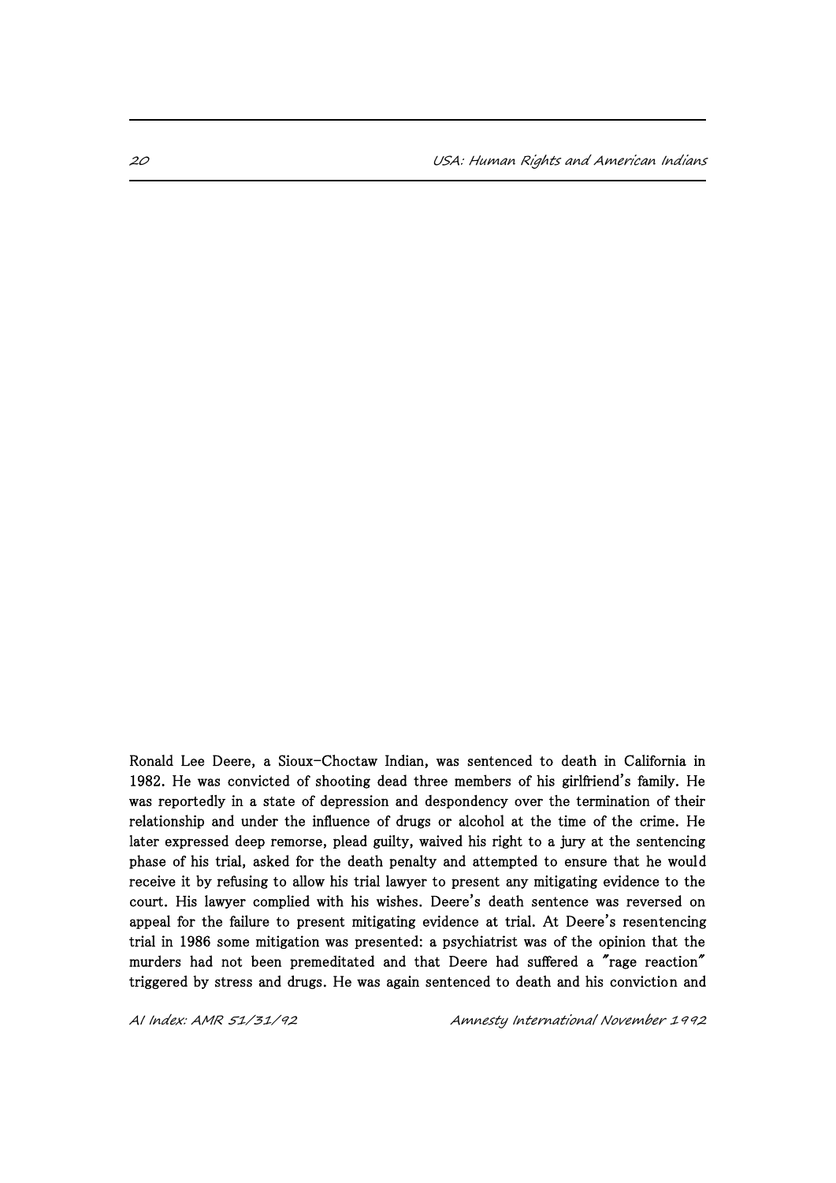Ronald Lee Deere, a Sioux-Choctaw Indian, was sentenced to death in California in 1982. He was convicted of shooting dead three members of his girlfriend's family. He was reportedly in a state of depression and despondency over the termination of their relationship and under the influence of drugs or alcohol at the time of the crime. He later expressed deep remorse, plead guilty, waived his right to a jury at the sentencing phase of his trial, asked for the death penalty and attempted to ensure that he would receive it by refusing to allow his trial lawyer to present any mitigating evidence to the court. His lawyer complied with his wishes. Deere's death sentence was reversed on appeal for the failure to present mitigating evidence at trial. At Deere's resentencing trial in 1986 some mitigation was presented: a psychiatrist was of the opinion that the murders had not been premeditated and that Deere had suffered a "rage reaction" triggered by stress and drugs. He was again sentenced to death and his conviction and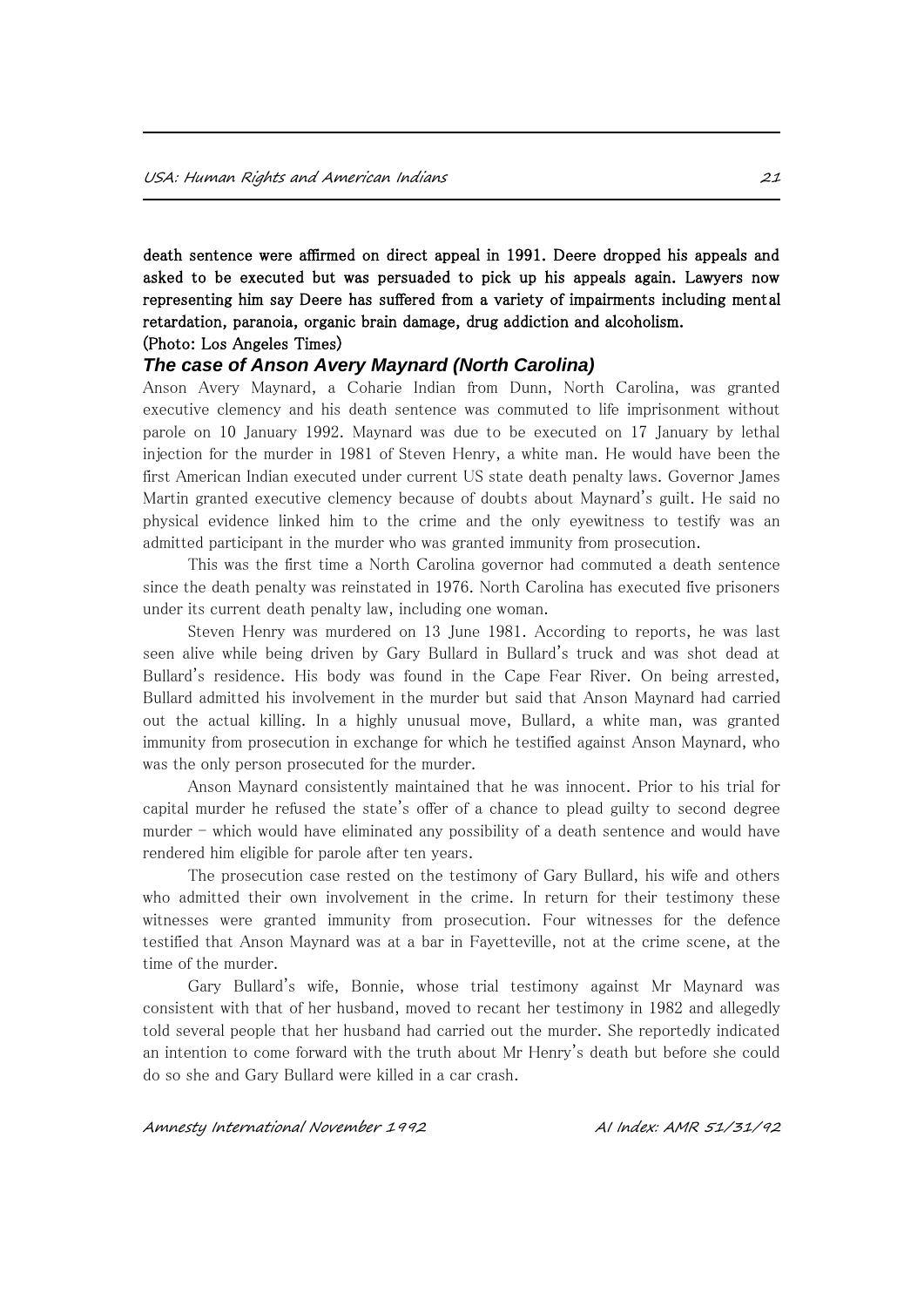**death sentence were affirmed on direct appeal in 1991. Deere dropped his appeals and asked to be executed but was persuaded to pick up his appeals again. Lawyers now representing him say Deere has suffered from a variety of impairments including mental retardation, paranoia, organic brain damage, drug addiction and alcoholism.**

**(Photo: Los Angeles Times)**

### *The case of Anson Avery Maynard (North Carolina)*

Anson Avery Maynard, a Coharie Indian from Dunn, North Carolina, was granted executive clemency and his death sentence was commuted to life imprisonment without parole on 10 January 1992. Maynard was due to be executed on 17 January by lethal injection for the murder in 1981 of Steven Henry, a white man. He would have been the first American Indian executed under current US state death penalty laws. Governor James Martin granted executive clemency because of doubts about Maynard's guilt. He said no physical evidence linked him to the crime and the only eyewitness to testify was an admitted participant in the murder who was granted immunity from prosecution.

This was the first time a North Carolina governor had commuted a death sentence since the death penalty was reinstated in 1976. North Carolina has executed five prisoners under its current death penalty law, including one woman.

Steven Henry was murdered on 13 June 1981. According to reports, he was last seen alive while being driven by Gary Bullard in Bullard's truck and was shot dead at Bullard's residence. His body was found in the Cape Fear River. On being arrested, Bullard admitted his involvement in the murder but said that Anson Maynard had carried out the actual killing. In a highly unusual move, Bullard, a white man, was granted immunity from prosecution in exchange for which he testified against Anson Maynard, who was the only person prosecuted for the murder.

Anson Maynard consistently maintained that he was innocent. Prior to his trial for capital murder he refused the state's offer of a chance to plead guilty to second degree murder - which would have eliminated any possibility of a death sentence and would have rendered him eligible for parole after ten years.

The prosecution case rested on the testimony of Gary Bullard, his wife and others who admitted their own involvement in the crime. In return for their testimony these witnesses were granted immunity from prosecution. Four witnesses for the defence testified that Anson Maynard was at a bar in Fayetteville, not at the crime scene, at the time of the murder.

Gary Bullard's wife, Bonnie, whose trial testimony against Mr Maynard was consistent with that of her husband, moved to recant her testimony in 1982 and allegedly told several people that her husband had carried out the murder. She reportedly indicated an intention to come forward with the truth about Mr Henry's death but before she could do so she and Gary Bullard were killed in a car crash.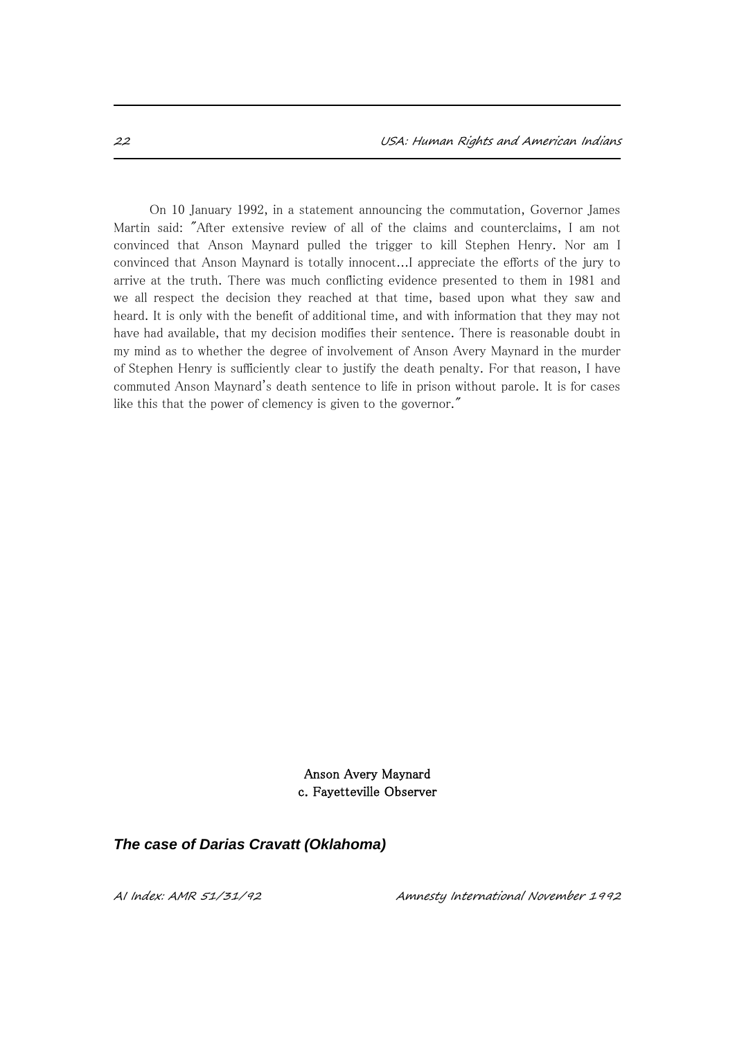On 10 January 1992, in a statement announcing the commutation, Governor James Martin said: "After extensive review of all of the claims and counterclaims, I am not convinced that Anson Maynard pulled the trigger to kill Stephen Henry. Nor am I convinced that Anson Maynard is totally innocent...I appreciate the efforts of the jury to arrive at the truth. There was much conflicting evidence presented to them in 1981 and we all respect the decision they reached at that time, based upon what they saw and heard. It is only with the benefit of additional time, and with information that they may not have had available, that my decision modifies their sentence. There is reasonable doubt in my mind as to whether the degree of involvement of Anson Avery Maynard in the murder of Stephen Henry is sufficiently clear to justify the death penalty. For that reason, I have commuted Anson Maynard's death sentence to life in prison without parole. It is for cases like this that the power of clemency is given to the governor."

**Anson Avery Maynard**
**c. Fayetteville Observer**

### *The case of Darias Cravatt (Oklahoma)*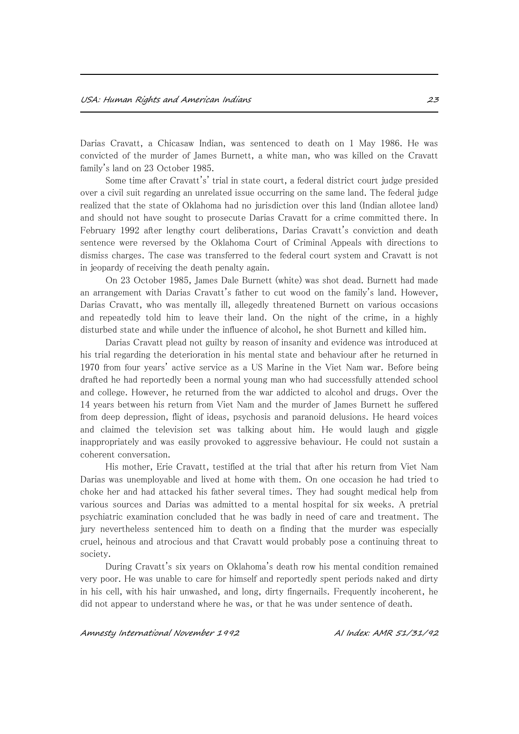Darias Cravatt, a Chicasaw Indian, was sentenced to death on 1 May 1986. He was convicted of the murder of James Burnett, a white man, who was killed on the Cravatt family's land on 23 October 1985.

Some time after Cravatt's' trial in state court, a federal district court judge presided over a civil suit regarding an unrelated issue occurring on the same land. The federal judge realized that the state of Oklahoma had no jurisdiction over this land (Indian allotee land) and should not have sought to prosecute Darias Cravatt for a crime committed there. In February 1992 after lengthy court deliberations, Darias Cravatt's conviction and death sentence were reversed by the Oklahoma Court of Criminal Appeals with directions to dismiss charges. The case was transferred to the federal court system and Cravatt is not in jeopardy of receiving the death penalty again.

On 23 October 1985, James Dale Burnett (white) was shot dead. Burnett had made an arrangement with Darias Cravatt's father to cut wood on the family's land. However, Darias Cravatt, who was mentally ill, allegedly threatened Burnett on various occasions and repeatedly told him to leave their land. On the night of the crime, in a highly disturbed state and while under the influence of alcohol, he shot Burnett and killed him.

Darias Cravatt plead not guilty by reason of insanity and evidence was introduced at his trial regarding the deterioration in his mental state and behaviour after he returned in 1970 from four years' active service as a US Marine in the Viet Nam war. Before being drafted he had reportedly been a normal young man who had successfully attended school and college. However, he returned from the war addicted to alcohol and drugs. Over the 14 years between his return from Viet Nam and the murder of James Burnett he suffered from deep depression, flight of ideas, psychosis and paranoid delusions. He heard voices and claimed the television set was talking about him. He would laugh and giggle inappropriately and was easily provoked to aggressive behaviour. He could not sustain a coherent conversation.

His mother, Erie Cravatt, testified at the trial that after his return from Viet Nam Darias was unemployable and lived at home with them. On one occasion he had tried to choke her and had attacked his father several times. They had sought medical help from various sources and Darias was admitted to a mental hospital for six weeks. A pretrial psychiatric examination concluded that he was badly in need of care and treatment. The jury nevertheless sentenced him to death on a finding that the murder was especially cruel, heinous and atrocious and that Cravatt would probably pose a continuing threat to society.

During Cravatt's six years on Oklahoma's death row his mental condition remained very poor. He was unable to care for himself and reportedly spent periods naked and dirty in his cell, with his hair unwashed, and long, dirty fingernails. Frequently incoherent, he did not appear to understand where he was, or that he was under sentence of death.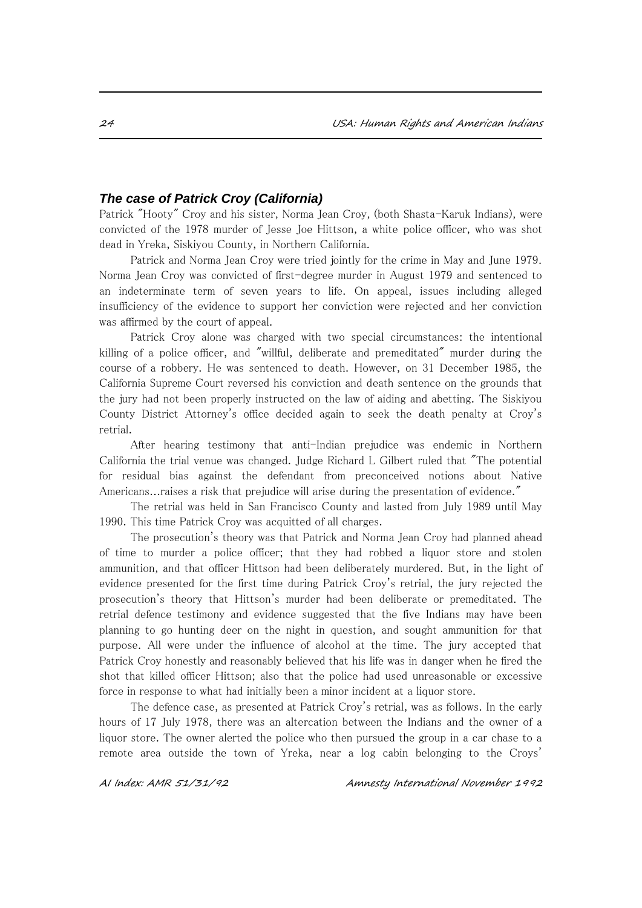### *The case of Patrick Croy (California)*

Patrick "Hooty" Croy and his sister, Norma Jean Croy, (both Shasta-Karuk Indians), were convicted of the 1978 murder of Jesse Joe Hittson, a white police officer, who was shot dead in Yreka, Siskiyou County, in Northern California.

Patrick and Norma Jean Croy were tried jointly for the crime in May and June 1979. Norma Jean Croy was convicted of first-degree murder in August 1979 and sentenced to an indeterminate term of seven years to life. On appeal, issues including alleged insufficiency of the evidence to support her conviction were rejected and her conviction was affirmed by the court of appeal.

Patrick Croy alone was charged with two special circumstances: the intentional killing of a police officer, and "willful, deliberate and premeditated" murder during the course of a robbery. He was sentenced to death. However, on 31 December 1985, the California Supreme Court reversed his conviction and death sentence on the grounds that the jury had not been properly instructed on the law of aiding and abetting. The Siskiyou County District Attorney's office decided again to seek the death penalty at Croy's retrial.

After hearing testimony that anti-Indian prejudice was endemic in Northern California the trial venue was changed. Judge Richard L Gilbert ruled that "The potential for residual bias against the defendant from preconceived notions about Native Americans...raises a risk that prejudice will arise during the presentation of evidence."

The retrial was held in San Francisco County and lasted from July 1989 until May 1990. This time Patrick Croy was acquitted of all charges.

The prosecution's theory was that Patrick and Norma Jean Croy had planned ahead of time to murder a police officer; that they had robbed a liquor store and stolen ammunition, and that officer Hittson had been deliberately murdered. But, in the light of evidence presented for the first time during Patrick Croy's retrial, the jury rejected the prosecution's theory that Hittson's murder had been deliberate or premeditated. The retrial defence testimony and evidence suggested that the five Indians may have been planning to go hunting deer on the night in question, and sought ammunition for that purpose. All were under the influence of alcohol at the time. The jury accepted that Patrick Croy honestly and reasonably believed that his life was in danger when he fired the shot that killed officer Hittson; also that the police had used unreasonable or excessive force in response to what had initially been a minor incident at a liquor store.

The defence case, as presented at Patrick Croy's retrial, was as follows. In the early hours of 17 July 1978, there was an altercation between the Indians and the owner of a liquor store. The owner alerted the police who then pursued the group in a car chase to a remote area outside the town of Yreka, near a log cabin belonging to the Croys'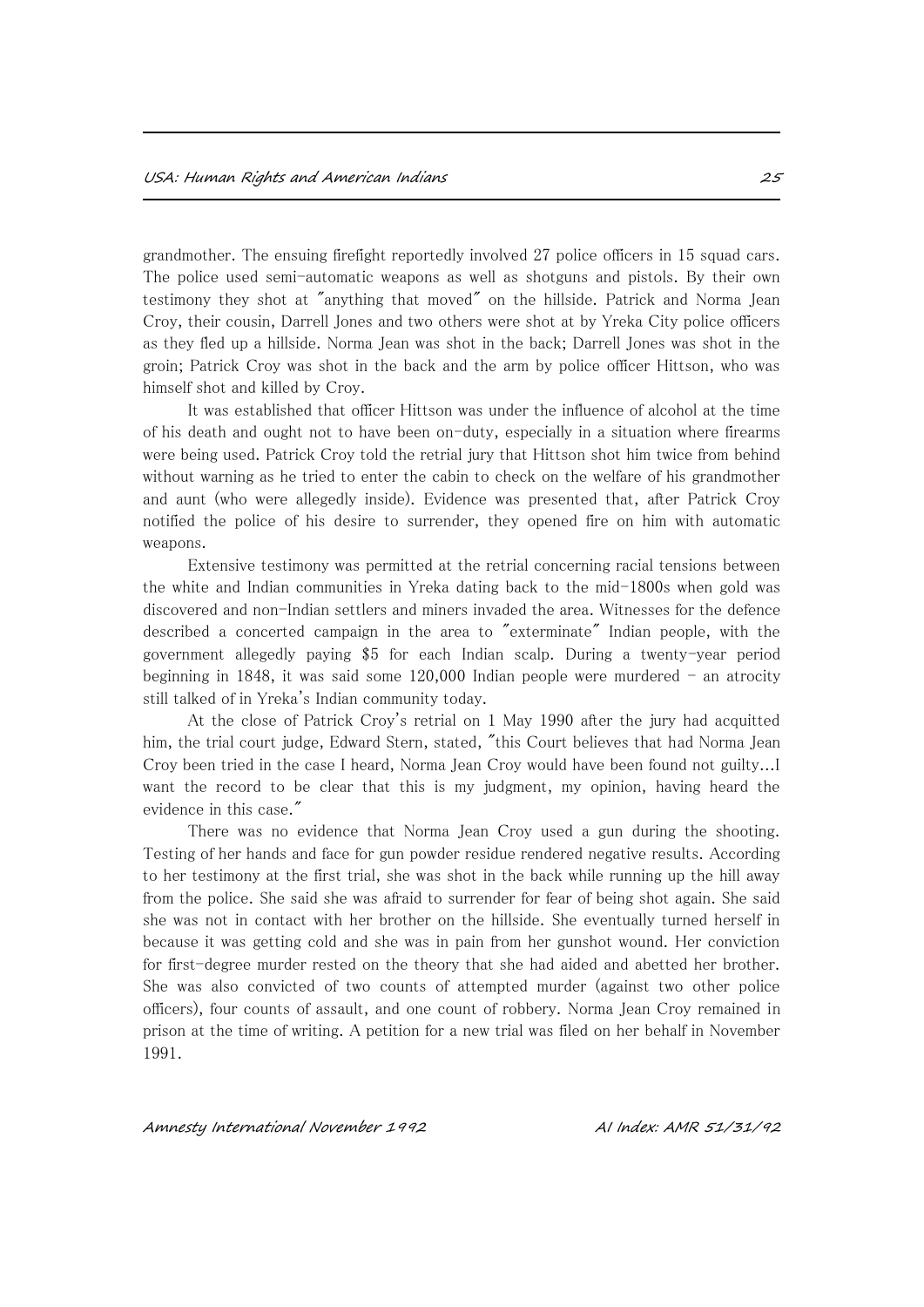grandmother. The ensuing firefight reportedly involved 27 police officers in 15 squad cars. The police used semi-automatic weapons as well as shotguns and pistols. By their own testimony they shot at "anything that moved" on the hillside. Patrick and Norma Jean Croy, their cousin, Darrell Jones and two others were shot at by Yreka City police officers as they fled up a hillside. Norma Jean was shot in the back; Darrell Jones was shot in the groin; Patrick Croy was shot in the back and the arm by police officer Hittson, who was himself shot and killed by Croy.

It was established that officer Hittson was under the influence of alcohol at the time of his death and ought not to have been on-duty, especially in a situation where firearms were being used. Patrick Croy told the retrial jury that Hittson shot him twice from behind without warning as he tried to enter the cabin to check on the welfare of his grandmother and aunt (who were allegedly inside). Evidence was presented that, after Patrick Croy notified the police of his desire to surrender, they opened fire on him with automatic weapons.

Extensive testimony was permitted at the retrial concerning racial tensions between the white and Indian communities in Yreka dating back to the mid-1800s when gold was discovered and non-Indian settlers and miners invaded the area. Witnesses for the defence described a concerted campaign in the area to "exterminate" Indian people, with the government allegedly paying $5 for each Indian scalp. During a twenty-year period beginning in 1848, it was said some 120,000 Indian people were murdered - an atrocity still talked of in Yreka's Indian community today.

At the close of Patrick Croy's retrial on 1 May 1990 after the jury had acquitted him, the trial court judge, Edward Stern, stated, "this Court believes that had Norma Jean Croy been tried in the case I heard, Norma Jean Croy would have been found not guilty...I want the record to be clear that this is my judgment, my opinion, having heard the evidence in this case."

There was no evidence that Norma Jean Croy used a gun during the shooting. Testing of her hands and face for gun powder residue rendered negative results. According to her testimony at the first trial, she was shot in the back while running up the hill away from the police. She said she was afraid to surrender for fear of being shot again. She said she was not in contact with her brother on the hillside. She eventually turned herself in because it was getting cold and she was in pain from her gunshot wound. Her conviction for first-degree murder rested on the theory that she had aided and abetted her brother. She was also convicted of two counts of attempted murder (against two other police officers), four counts of assault, and one count of robbery. Norma Jean Croy remained in prison at the time of writing. A petition for a new trial was filed on her behalf in November 1991.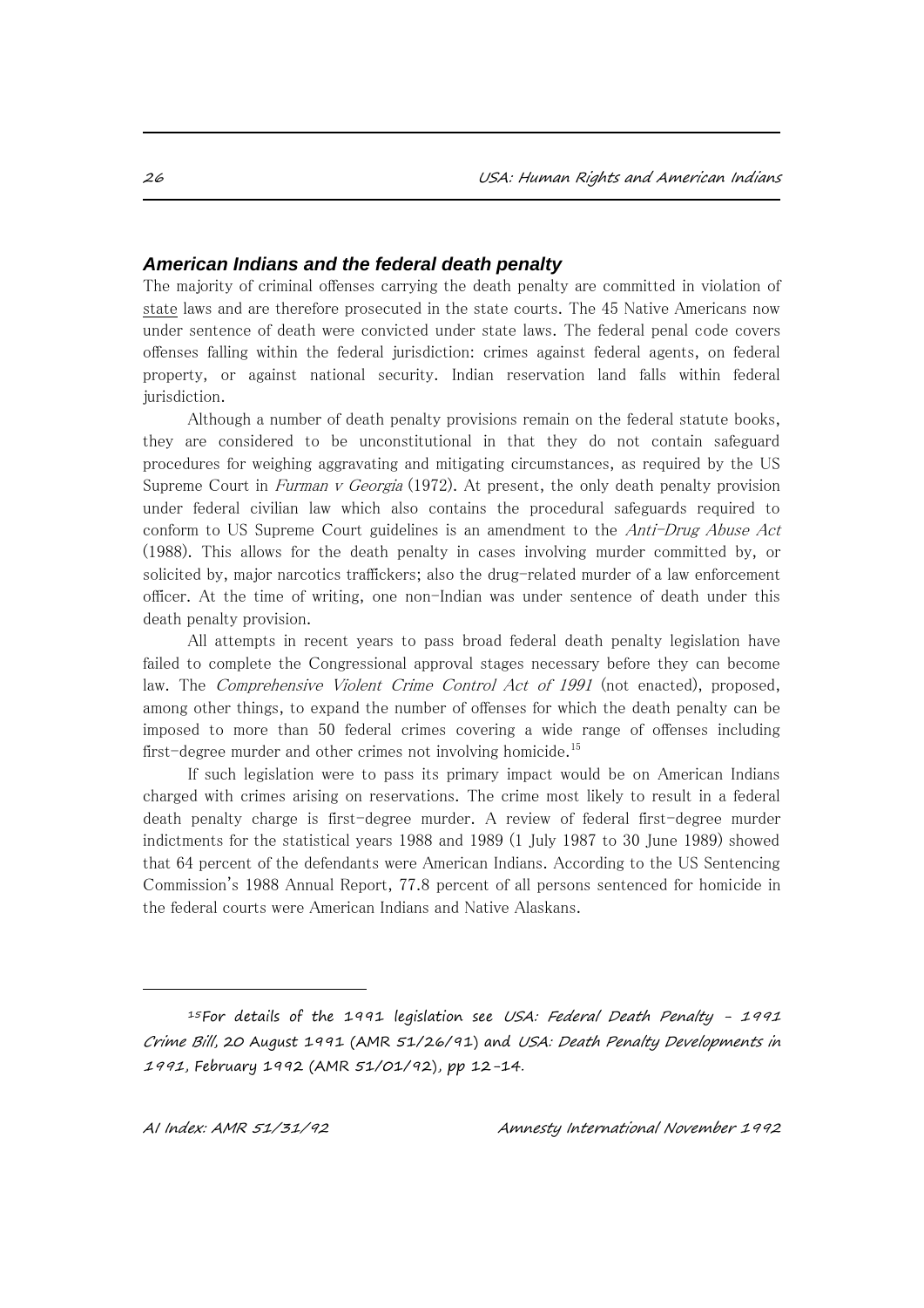### *American Indians and the federal death penalty*

The majority of criminal offenses carrying the death penalty are committed in violation of state laws and are therefore prosecuted in the state courts. The 45 Native Americans now under sentence of death were convicted under state laws. The federal penal code covers offenses falling within the federal jurisdiction: crimes against federal agents, on federal property, or against national security. Indian reservation land falls within federal jurisdiction.

Although a number of death penalty provisions remain on the federal statute books, they are considered to be unconstitutional in that they do not contain safeguard procedures for weighing aggravating and mitigating circumstances, as required by the US Supreme Court in *Furman v Georgia* (1972). At present, the only death penalty provision under federal civilian law which also contains the procedural safeguards required to conform to US Supreme Court guidelines is an amendment to the *Anti-Drug Abuse Act* (1988). This allows for the death penalty in cases involving murder committed by, or solicited by, major narcotics traffickers; also the drug-related murder of a law enforcement officer. At the time of writing, one non-Indian was under sentence of death under this death penalty provision.

All attempts in recent years to pass broad federal death penalty legislation have failed to complete the Congressional approval stages necessary before they can become law. The *Comprehensive Violent Crime Control Act of 1991* (not enacted), proposed, among other things, to expand the number of offenses for which the death penalty can be imposed to more than 50 federal crimes covering a wide range of offenses including first-degree murder and other crimes not involving homicide.[15]

If such legislation were to pass its primary impact would be on American Indians charged with crimes arising on reservations. The crime most likely to result in a federal death penalty charge is first-degree murder. A review of federal first-degree murder indictments for the statistical years 1988 and 1989 (1 July 1987 to 30 June 1989) showed that 64 percent of the defendants were American Indians. According to the US Sentencing Commission's 1988 Annual Report, 77.8 percent of all persons sentenced for homicide in the federal courts were American Indians and Native Alaskans.

---

[15] For details of the 1991 legislation see *USA: Federal Death Penalty - 1991 Crime Bill*, 20 August 1991 (AMR 51/26/91) and *USA: Death Penalty Developments in 1991*, February 1992 (AMR 51/01/92), pp 12-14.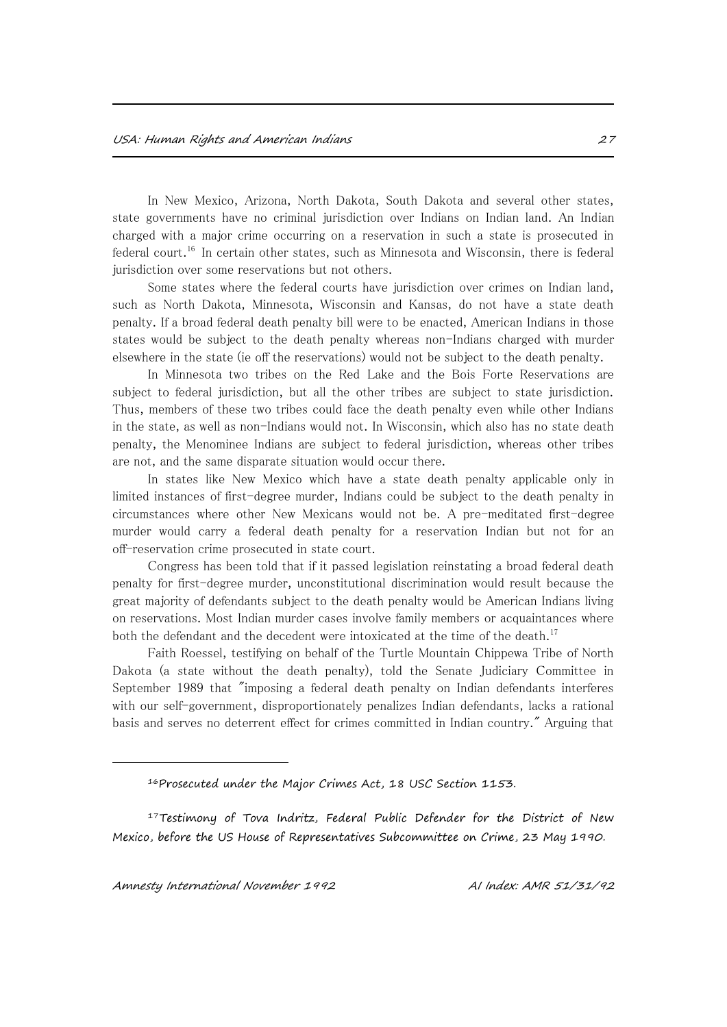In New Mexico, Arizona, North Dakota, South Dakota and several other states, state governments have no criminal jurisdiction over Indians on Indian land. An Indian charged with a major crime occurring on a reservation in such a state is prosecuted in federal court.[16] In certain other states, such as Minnesota and Wisconsin, there is federal jurisdiction over some reservations but not others.

Some states where the federal courts have jurisdiction over crimes on Indian land, such as North Dakota, Minnesota, Wisconsin and Kansas, do not have a state death penalty. If a broad federal death penalty bill were to be enacted, American Indians in those states would be subject to the death penalty whereas non-Indians charged with murder elsewhere in the state (ie off the reservations) would not be subject to the death penalty.

In Minnesota two tribes on the Red Lake and the Bois Forte Reservations are subject to federal jurisdiction, but all the other tribes are subject to state jurisdiction. Thus, members of these two tribes could face the death penalty even while other Indians in the state, as well as non-Indians would not. In Wisconsin, which also has no state death penalty, the Menominee Indians are subject to federal jurisdiction, whereas other tribes are not, and the same disparate situation would occur there.

In states like New Mexico which have a state death penalty applicable only in limited instances of first-degree murder, Indians could be subject to the death penalty in circumstances where other New Mexicans would not be. A pre-meditated first-degree murder would carry a federal death penalty for a reservation Indian but not for an off-reservation crime prosecuted in state court.

Congress has been told that if it passed legislation reinstating a broad federal death penalty for first-degree murder, unconstitutional discrimination would result because the great majority of defendants subject to the death penalty would be American Indians living on reservations. Most Indian murder cases involve family members or acquaintances where both the defendant and the decedent were intoxicated at the time of the death.[17]

Faith Roessel, testifying on behalf of the Turtle Mountain Chippewa Tribe of North Dakota (a state without the death penalty), told the Senate Judiciary Committee in September 1989 that "imposing a federal death penalty on Indian defendants interferes with our self-government, disproportionately penalizes Indian defendants, lacks a rational basis and serves no deterrent effect for crimes committed in Indian country." Arguing that

---

[16] Prosecuted under the Major Crimes Act, 18 USC Section 1153.

[17] Testimony of Tova Indritz, Federal Public Defender for the District of New Mexico, before the US House of Representatives Subcommittee on Crime, 23 May 1990.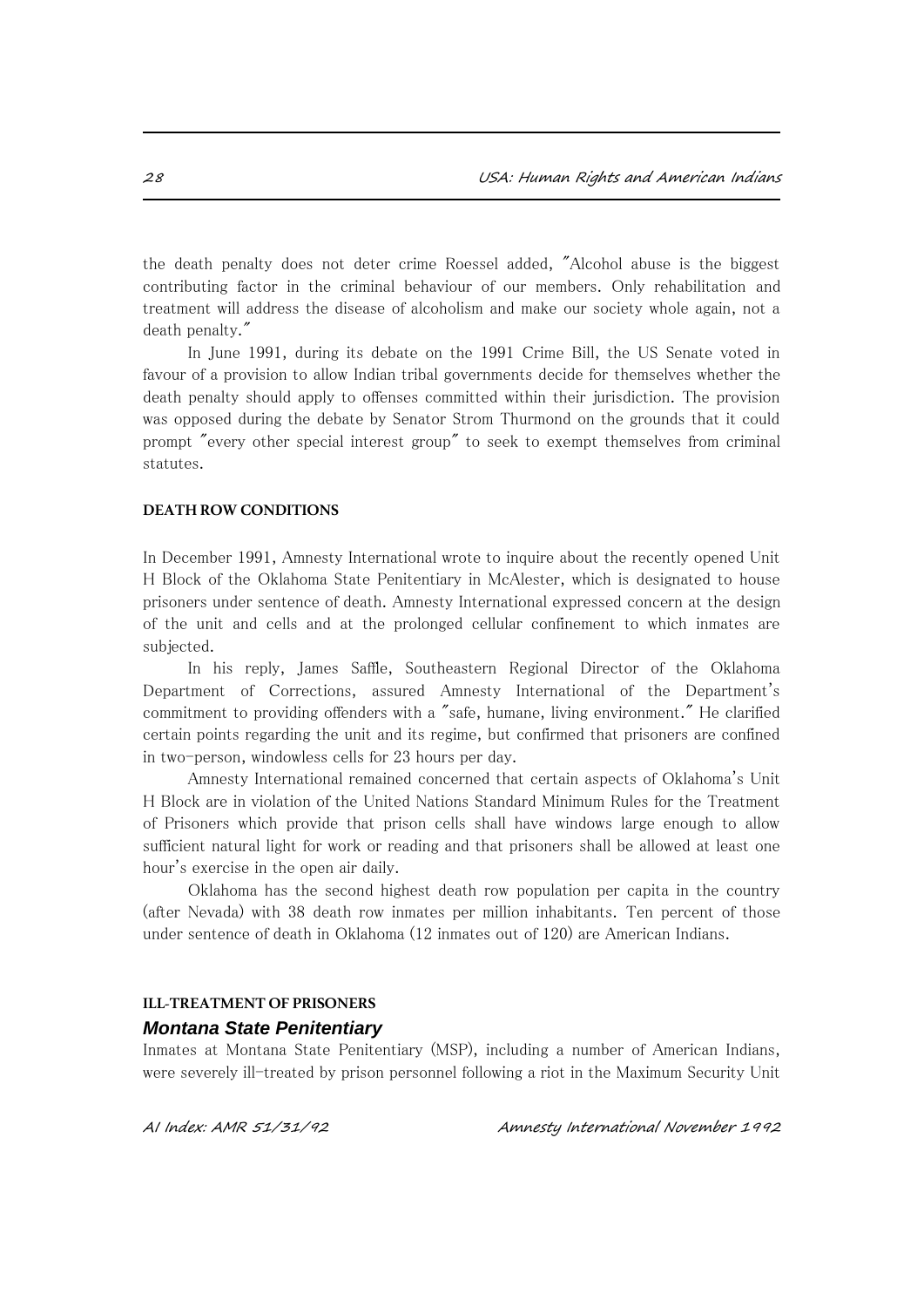the death penalty does not deter crime Roessel added, "Alcohol abuse is the biggest contributing factor in the criminal behaviour of our members. Only rehabilitation and treatment will address the disease of alcoholism and make our society whole again, not a death penalty."

In June 1991, during its debate on the 1991 Crime Bill, the US Senate voted in favour of a provision to allow Indian tribal governments decide for themselves whether the death penalty should apply to offenses committed within their jurisdiction. The provision was opposed during the debate by Senator Strom Thurmond on the grounds that it could prompt "every other special interest group" to seek to exempt themselves from criminal statutes.

**DEATH ROW CONDITIONS**

In December 1991, Amnesty International wrote to inquire about the recently opened Unit H Block of the Oklahoma State Penitentiary in McAlester, which is designated to house prisoners under sentence of death. Amnesty International expressed concern at the design of the unit and cells and at the prolonged cellular confinement to which inmates are subjected.

In his reply, James Saffle, Southeastern Regional Director of the Oklahoma Department of Corrections, assured Amnesty International of the Department's commitment to providing offenders with a "safe, humane, living environment." He clarified certain points regarding the unit and its regime, but confirmed that prisoners are confined in two-person, windowless cells for 23 hours per day.

Amnesty International remained concerned that certain aspects of Oklahoma's Unit H Block are in violation of the United Nations Standard Minimum Rules for the Treatment of Prisoners which provide that prison cells shall have windows large enough to allow sufficient natural light for work or reading and that prisoners shall be allowed at least one hour's exercise in the open air daily.

Oklahoma has the second highest death row population per capita in the country (after Nevada) with 38 death row inmates per million inhabitants. Ten percent of those under sentence of death in Oklahoma (12 inmates out of 120) are American Indians.

**ILL-TREATMENT OF PRISONERS**

***Montana State Penitentiary***

Inmates at Montana State Penitentiary (MSP), including a number of American Indians, were severely ill-treated by prison personnel following a riot in the Maximum Security Unit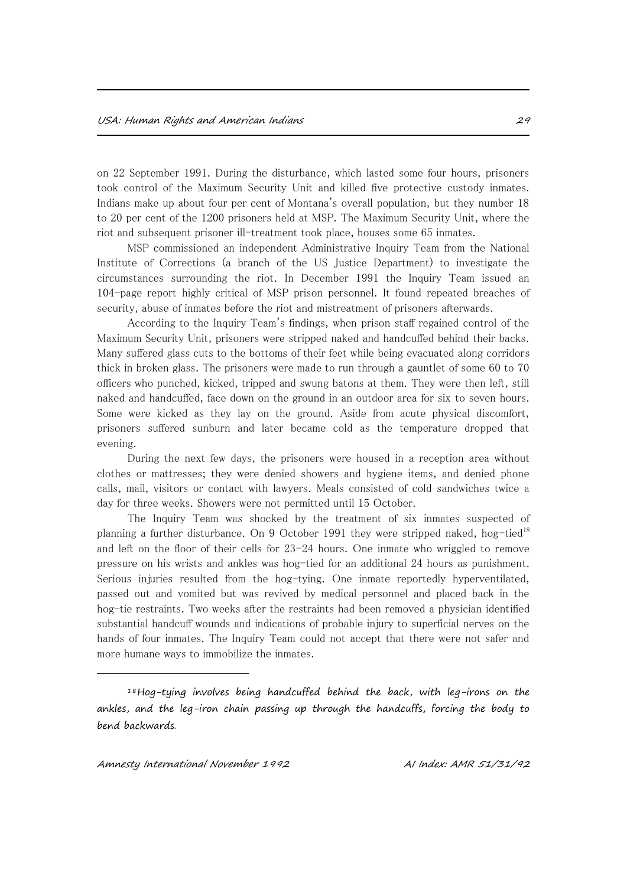on 22 September 1991. During the disturbance, which lasted some four hours, prisoners took control of the Maximum Security Unit and killed five protective custody inmates. Indians make up about four per cent of Montana's overall population, but they number 18 to 20 per cent of the 1200 prisoners held at MSP. The Maximum Security Unit, where the riot and subsequent prisoner ill-treatment took place, houses some 65 inmates.

MSP commissioned an independent Administrative Inquiry Team from the National Institute of Corrections (a branch of the US Justice Department) to investigate the circumstances surrounding the riot. In December 1991 the Inquiry Team issued an 104-page report highly critical of MSP prison personnel. It found repeated breaches of security, abuse of inmates before the riot and mistreatment of prisoners afterwards.

According to the Inquiry Team's findings, when prison staff regained control of the Maximum Security Unit, prisoners were stripped naked and handcuffed behind their backs. Many suffered glass cuts to the bottoms of their feet while being evacuated along corridors thick in broken glass. The prisoners were made to run through a gauntlet of some 60 to 70 officers who punched, kicked, tripped and swung batons at them. They were then left, still naked and handcuffed, face down on the ground in an outdoor area for six to seven hours. Some were kicked as they lay on the ground. Aside from acute physical discomfort, prisoners suffered sunburn and later became cold as the temperature dropped that evening.

During the next few days, the prisoners were housed in a reception area without clothes or mattresses; they were denied showers and hygiene items, and denied phone calls, mail, visitors or contact with lawyers. Meals consisted of cold sandwiches twice a day for three weeks. Showers were not permitted until 15 October.

The Inquiry Team was shocked by the treatment of six inmates suspected of planning a further disturbance. On 9 October 1991 they were stripped naked, hog-tied[18] and left on the floor of their cells for 23-24 hours. One inmate who wriggled to remove pressure on his wrists and ankles was hog-tied for an additional 24 hours as punishment. Serious injuries resulted from the hog-tying. One inmate reportedly hyperventilated, passed out and vomited but was revived by medical personnel and placed back in the hog-tie restraints. Two weeks after the restraints had been removed a physician identified substantial handcuff wounds and indications of probable injury to superficial nerves on the hands of four inmates. The Inquiry Team could not accept that there were not safer and more humane ways to immobilize the inmates.

---

[18] Hog-tying involves being handcuffed behind the back, with leg-irons on the ankles, and the leg-iron chain passing up through the handcuffs, forcing the body to bend backwards.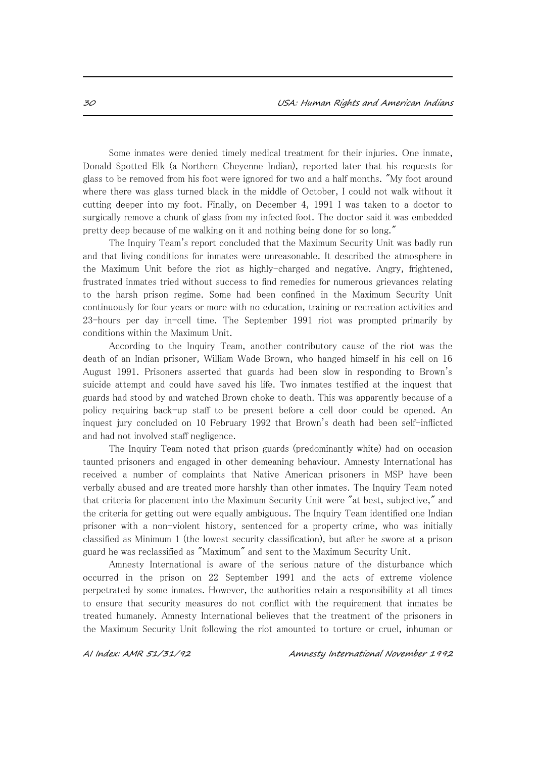Some inmates were denied timely medical treatment for their injuries. One inmate, Donald Spotted Elk (a Northern Cheyenne Indian), reported later that his requests for glass to be removed from his foot were ignored for two and a half months. "My foot around where there was glass turned black in the middle of October, I could not walk without it cutting deeper into my foot. Finally, on December 4, 1991 I was taken to a doctor to surgically remove a chunk of glass from my infected foot. The doctor said it was embedded pretty deep because of me walking on it and nothing being done for so long."

The Inquiry Team's report concluded that the Maximum Security Unit was badly run and that living conditions for inmates were unreasonable. It described the atmosphere in the Maximum Unit before the riot as highly-charged and negative. Angry, frightened, frustrated inmates tried without success to find remedies for numerous grievances relating to the harsh prison regime. Some had been confined in the Maximum Security Unit continuously for four years or more with no education, training or recreation activities and 23-hours per day in-cell time. The September 1991 riot was prompted primarily by conditions within the Maximum Unit.

According to the Inquiry Team, another contributory cause of the riot was the death of an Indian prisoner, William Wade Brown, who hanged himself in his cell on 16 August 1991. Prisoners asserted that guards had been slow in responding to Brown's suicide attempt and could have saved his life. Two inmates testified at the inquest that guards had stood by and watched Brown choke to death. This was apparently because of a policy requiring back-up staff to be present before a cell door could be opened. An inquest jury concluded on 10 February 1992 that Brown's death had been self-inflicted and had not involved staff negligence.

The Inquiry Team noted that prison guards (predominantly white) had on occasion taunted prisoners and engaged in other demeaning behaviour. Amnesty International has received a number of complaints that Native American prisoners in MSP have been verbally abused and are treated more harshly than other inmates. The Inquiry Team noted that criteria for placement into the Maximum Security Unit were "at best, subjective," and the criteria for getting out were equally ambiguous. The Inquiry Team identified one Indian prisoner with a non-violent history, sentenced for a property crime, who was initially classified as Minimum 1 (the lowest security classification), but after he swore at a prison guard he was reclassified as "Maximum" and sent to the Maximum Security Unit.

Amnesty International is aware of the serious nature of the disturbance which occurred in the prison on 22 September 1991 and the acts of extreme violence perpetrated by some inmates. However, the authorities retain a responsibility at all times to ensure that security measures do not conflict with the requirement that inmates be treated humanely. Amnesty International believes that the treatment of the prisoners in the Maximum Security Unit following the riot amounted to torture or cruel, inhuman or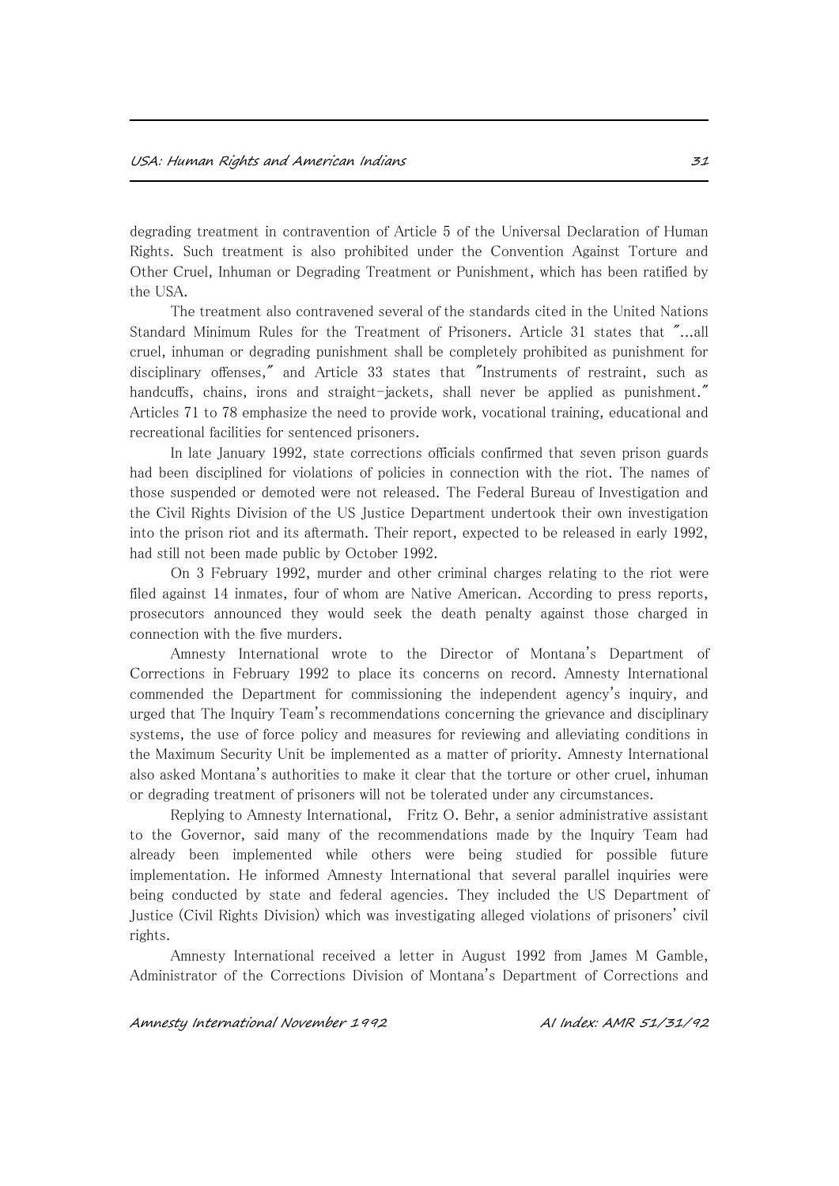degrading treatment in contravention of Article 5 of the Universal Declaration of Human Rights. Such treatment is also prohibited under the Convention Against Torture and Other Cruel, Inhuman or Degrading Treatment or Punishment, which has been ratified by the USA.

The treatment also contravened several of the standards cited in the United Nations Standard Minimum Rules for the Treatment of Prisoners. Article 31 states that "...all cruel, inhuman or degrading punishment shall be completely prohibited as punishment for disciplinary offenses," and Article 33 states that "Instruments of restraint, such as handcuffs, chains, irons and straight-jackets, shall never be applied as punishment." Articles 71 to 78 emphasize the need to provide work, vocational training, educational and recreational facilities for sentenced prisoners.

In late January 1992, state corrections officials confirmed that seven prison guards had been disciplined for violations of policies in connection with the riot. The names of those suspended or demoted were not released. The Federal Bureau of Investigation and the Civil Rights Division of the US Justice Department undertook their own investigation into the prison riot and its aftermath. Their report, expected to be released in early 1992, had still not been made public by October 1992.

On 3 February 1992, murder and other criminal charges relating to the riot were filed against 14 inmates, four of whom are Native American. According to press reports, prosecutors announced they would seek the death penalty against those charged in connection with the five murders.

Amnesty International wrote to the Director of Montana's Department of Corrections in February 1992 to place its concerns on record. Amnesty International commended the Department for commissioning the independent agency's inquiry, and urged that The Inquiry Team's recommendations concerning the grievance and disciplinary systems, the use of force policy and measures for reviewing and alleviating conditions in the Maximum Security Unit be implemented as a matter of priority. Amnesty International also asked Montana's authorities to make it clear that the torture or other cruel, inhuman or degrading treatment of prisoners will not be tolerated under any circumstances.

Replying to Amnesty International, Fritz O. Behr, a senior administrative assistant to the Governor, said many of the recommendations made by the Inquiry Team had already been implemented while others were being studied for possible future implementation. He informed Amnesty International that several parallel inquiries were being conducted by state and federal agencies. They included the US Department of Justice (Civil Rights Division) which was investigating alleged violations of prisoners' civil rights.

Amnesty International received a letter in August 1992 from James M Gamble, Administrator of the Corrections Division of Montana's Department of Corrections and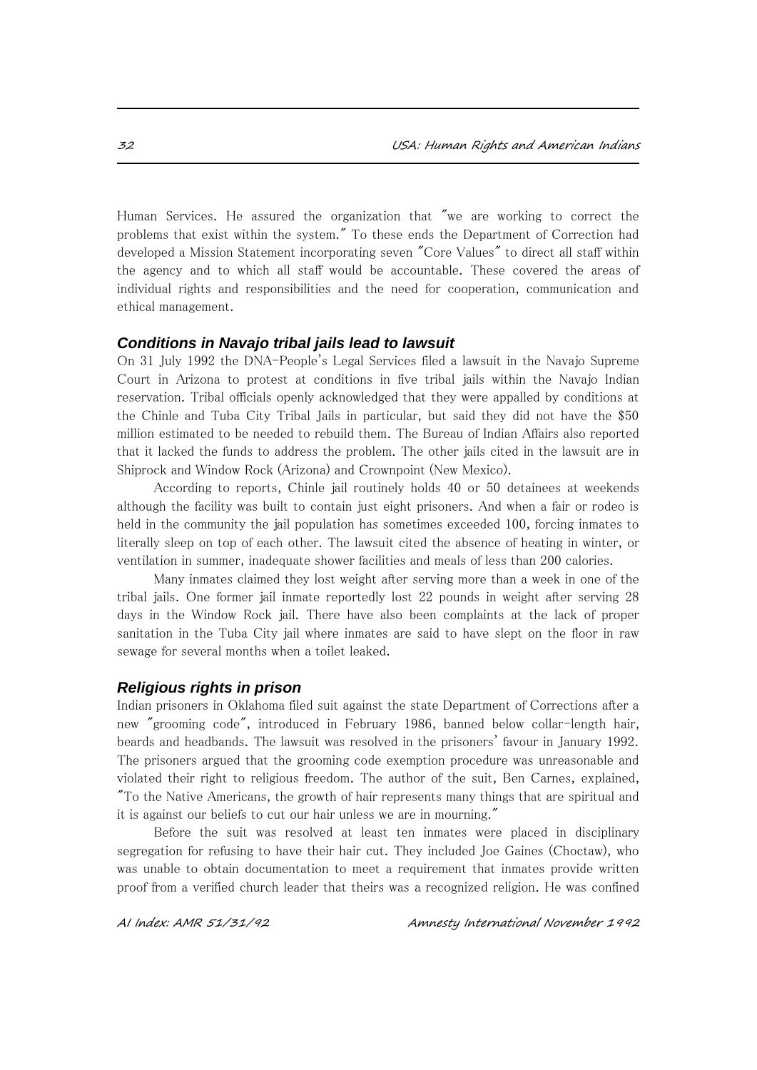Human Services. He assured the organization that "we are working to correct the problems that exist within the system." To these ends the Department of Correction had developed a Mission Statement incorporating seven "Core Values" to direct all staff within the agency and to which all staff would be accountable. These covered the areas of individual rights and responsibilities and the need for cooperation, communication and ethical management.

### *Conditions in Navajo tribal jails lead to lawsuit*

On 31 July 1992 the DNA-People's Legal Services filed a lawsuit in the Navajo Supreme Court in Arizona to protest at conditions in five tribal jails within the Navajo Indian reservation. Tribal officials openly acknowledged that they were appalled by conditions at the Chinle and Tuba City Tribal Jails in particular, but said they did not have the $50 million estimated to be needed to rebuild them. The Bureau of Indian Affairs also reported that it lacked the funds to address the problem. The other jails cited in the lawsuit are in Shiprock and Window Rock (Arizona) and Crownpoint (New Mexico).

According to reports, Chinle jail routinely holds 40 or 50 detainees at weekends although the facility was built to contain just eight prisoners. And when a fair or rodeo is held in the community the jail population has sometimes exceeded 100, forcing inmates to literally sleep on top of each other. The lawsuit cited the absence of heating in winter, or ventilation in summer, inadequate shower facilities and meals of less than 200 calories.

Many inmates claimed they lost weight after serving more than a week in one of the tribal jails. One former jail inmate reportedly lost 22 pounds in weight after serving 28 days in the Window Rock jail. There have also been complaints at the lack of proper sanitation in the Tuba City jail where inmates are said to have slept on the floor in raw sewage for several months when a toilet leaked.

### *Religious rights in prison*

Indian prisoners in Oklahoma filed suit against the state Department of Corrections after a new "grooming code", introduced in February 1986, banned below collar-length hair, beards and headbands. The lawsuit was resolved in the prisoners' favour in January 1992. The prisoners argued that the grooming code exemption procedure was unreasonable and violated their right to religious freedom. The author of the suit, Ben Carnes, explained, "To the Native Americans, the growth of hair represents many things that are spiritual and it is against our beliefs to cut our hair unless we are in mourning."

Before the suit was resolved at least ten inmates were placed in disciplinary segregation for refusing to have their hair cut. They included Joe Gaines (Choctaw), who was unable to obtain documentation to meet a requirement that inmates provide written proof from a verified church leader that theirs was a recognized religion. He was confined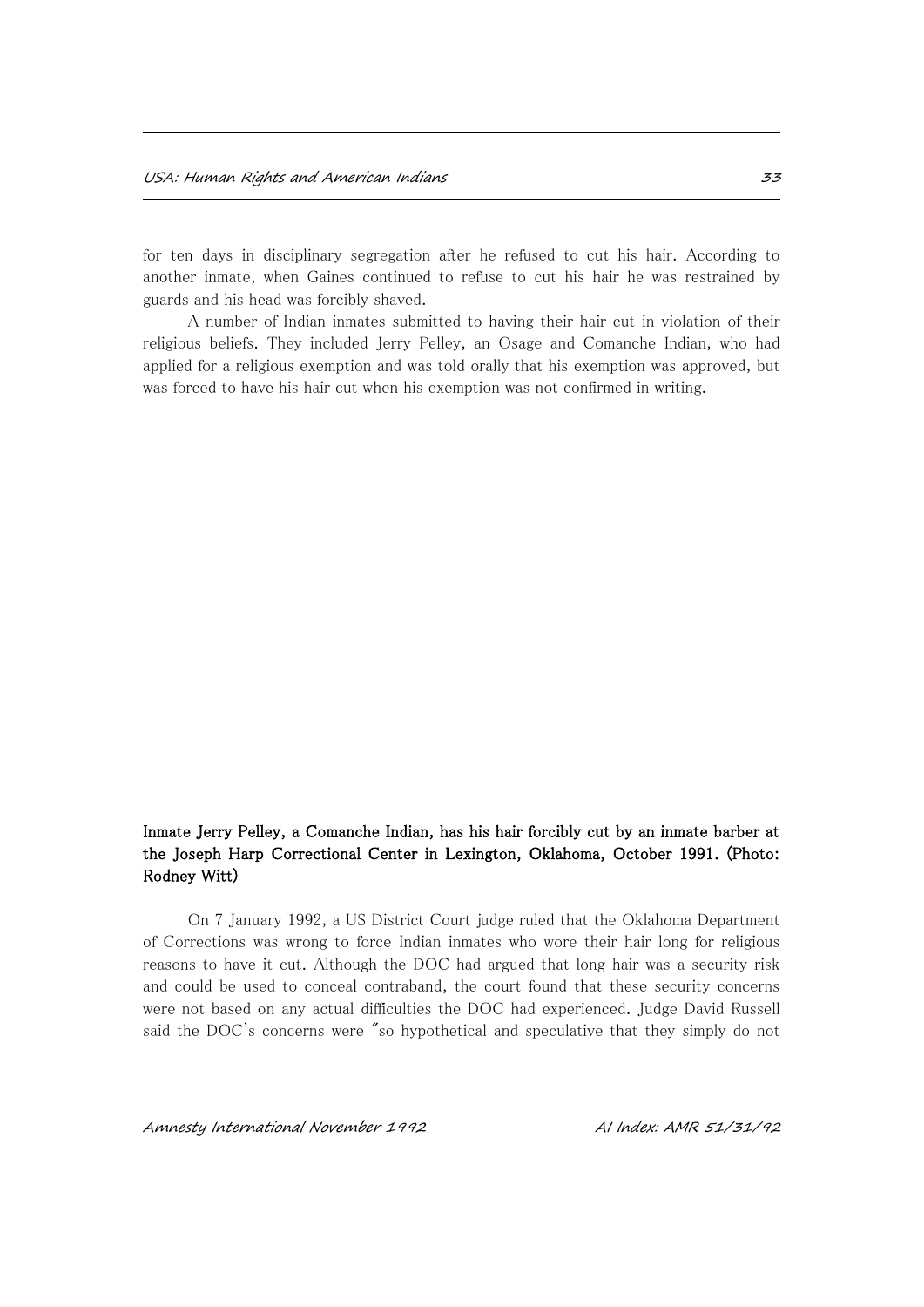for ten days in disciplinary segregation after he refused to cut his hair. According to another inmate, when Gaines continued to refuse to cut his hair he was restrained by guards and his head was forcibly shaved.

A number of Indian inmates submitted to having their hair cut in violation of their religious beliefs. They included Jerry Pelley, an Osage and Comanche Indian, who had applied for a religious exemption and was told orally that his exemption was approved, but was forced to have his hair cut when his exemption was not confirmed in writing.

**Inmate Jerry Pelley, a Comanche Indian, has his hair forcibly cut by an inmate barber at the Joseph Harp Correctional Center in Lexington, Oklahoma, October 1991. (Photo: Rodney Witt)**

On 7 January 1992, a US District Court judge ruled that the Oklahoma Department of Corrections was wrong to force Indian inmates who wore their hair long for religious reasons to have it cut. Although the DOC had argued that long hair was a security risk and could be used to conceal contraband, the court found that these security concerns were not based on any actual difficulties the DOC had experienced. Judge David Russell said the DOC's concerns were "so hypothetical and speculative that they simply do not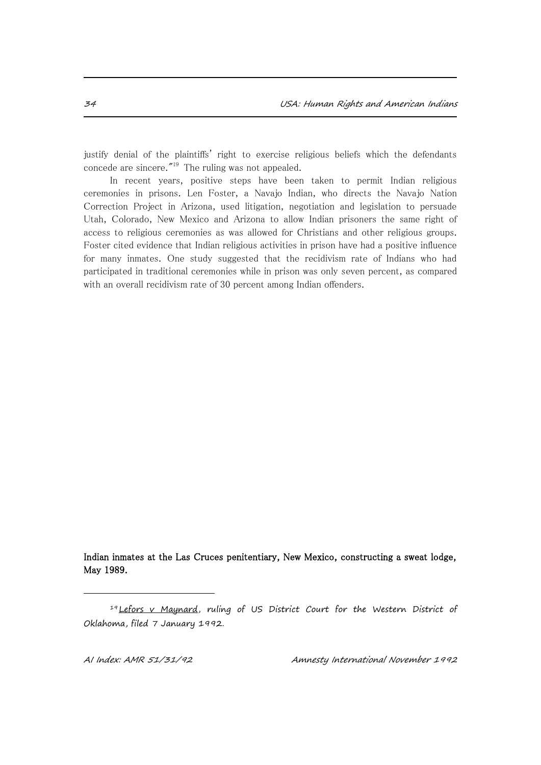justify denial of the plaintiffs' right to exercise religious beliefs which the defendants concede are sincere."[19] The ruling was not appealed.

In recent years, positive steps have been taken to permit Indian religious ceremonies in prisons. Len Foster, a Navajo Indian, who directs the Navajo Nation Correction Project in Arizona, used litigation, negotiation and legislation to persuade Utah, Colorado, New Mexico and Arizona to allow Indian prisoners the same right of access to religious ceremonies as was allowed for Christians and other religious groups. Foster cited evidence that Indian religious activities in prison have had a positive influence for many inmates. One study suggested that the recidivism rate of Indians who had participated in traditional ceremonies while in prison was only seven percent, as compared with an overall recidivism rate of 30 percent among Indian offenders.

**Indian inmates at the Las Cruces penitentiary, New Mexico, constructing a sweat lodge, May 1989.**

[19] Lefors v Maynard, ruling of US District Court for the Western District of Oklahoma, filed 7 January 1992.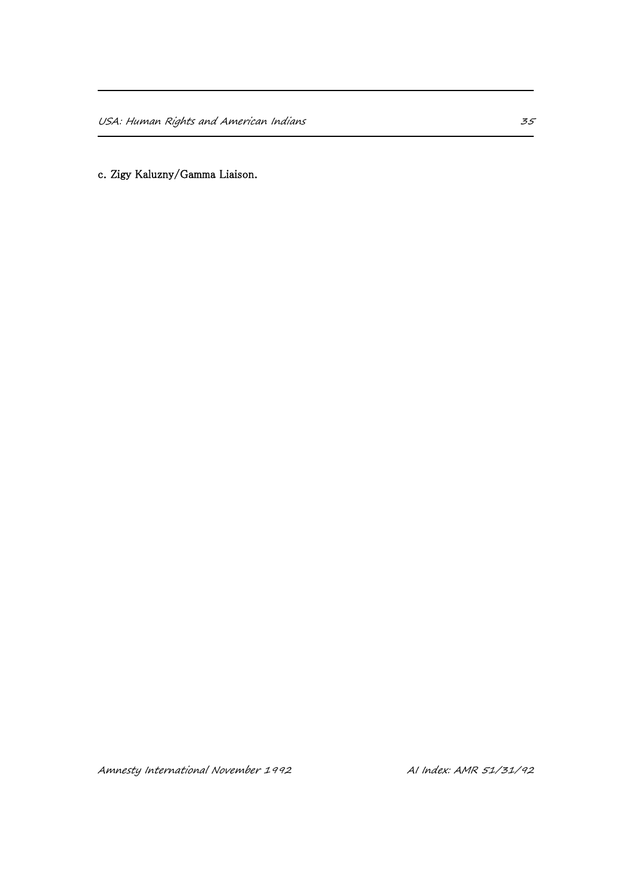c. Zigy Kaluzny/Gamma Liaison.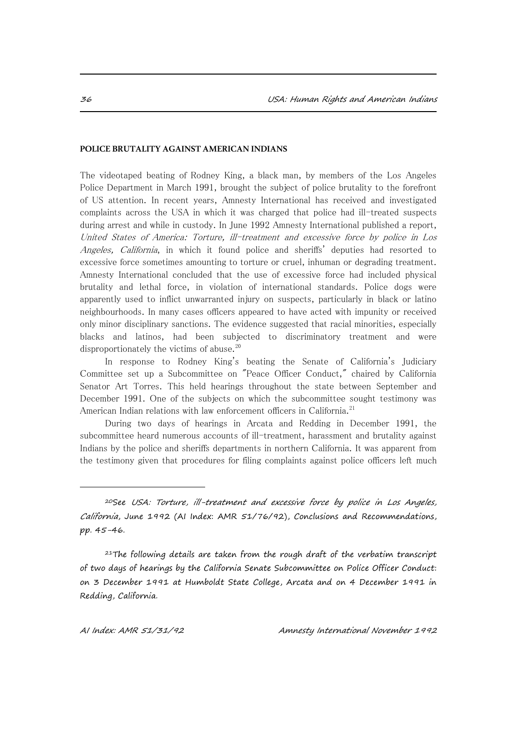**POLICE BRUTALITY AGAINST AMERICAN INDIANS**

The videotaped beating of Rodney King, a black man, by members of the Los Angeles Police Department in March 1991, brought the subject of police brutality to the forefront of US attention. In recent years, Amnesty International has received and investigated complaints across the USA in which it was charged that police had ill-treated suspects during arrest and while in custody. In June 1992 Amnesty International published a report, *United States of America: Torture, ill-treatment and excessive force by police in Los Angeles, California*, in which it found police and sheriffs' deputies had resorted to excessive force sometimes amounting to torture or cruel, inhuman or degrading treatment. Amnesty International concluded that the use of excessive force had included physical brutality and lethal force, in violation of international standards. Police dogs were apparently used to inflict unwarranted injury on suspects, particularly in black or latino neighbourhoods. In many cases officers appeared to have acted with impunity or received only minor disciplinary sanctions. The evidence suggested that racial minorities, especially blacks and latinos, had been subjected to discriminatory treatment and were disproportionately the victims of abuse.[20]

In response to Rodney King's beating the Senate of California's Judiciary Committee set up a Subcommittee on "Peace Officer Conduct," chaired by California Senator Art Torres. This held hearings throughout the state between September and December 1991. One of the subjects on which the subcommittee sought testimony was American Indian relations with law enforcement officers in California.[21]

During two days of hearings in Arcata and Redding in December 1991, the subcommittee heard numerous accounts of ill-treatment, harassment and brutality against Indians by the police and sheriffs departments in northern California. It was apparent from the testimony given that procedures for filing complaints against police officers left much

---

[20]See *USA: Torture, ill-treatment and excessive force by police in Los Angeles, California*, June 1992 (AI Index: AMR 51/76/92), Conclusions and Recommendations, pp. 45-46.

[21]The following details are taken from the rough draft of the verbatim transcript of two days of hearings by the California Senate Subcommittee on Police Officer Conduct: on 3 December 1991 at Humboldt State College, Arcata and on 4 December 1991 in Redding, California.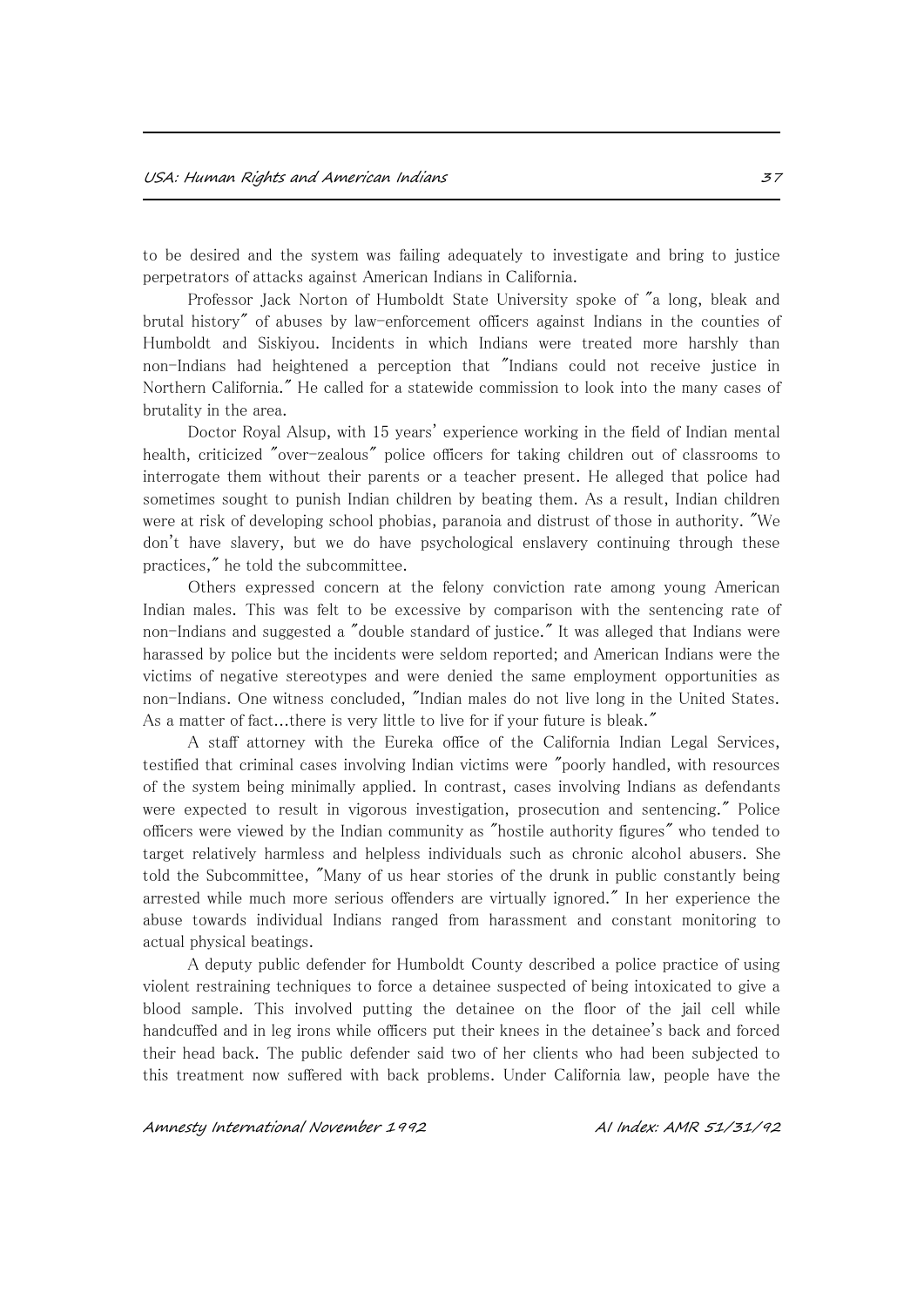to be desired and the system was failing adequately to investigate and bring to justice perpetrators of attacks against American Indians in California.

Professor Jack Norton of Humboldt State University spoke of "a long, bleak and brutal history" of abuses by law-enforcement officers against Indians in the counties of Humboldt and Siskiyou. Incidents in which Indians were treated more harshly than non-Indians had heightened a perception that "Indians could not receive justice in Northern California." He called for a statewide commission to look into the many cases of brutality in the area.

Doctor Royal Alsup, with 15 years' experience working in the field of Indian mental health, criticized "over-zealous" police officers for taking children out of classrooms to interrogate them without their parents or a teacher present. He alleged that police had sometimes sought to punish Indian children by beating them. As a result, Indian children were at risk of developing school phobias, paranoia and distrust of those in authority. "We don't have slavery, but we do have psychological enslavery continuing through these practices," he told the subcommittee.

Others expressed concern at the felony conviction rate among young American Indian males. This was felt to be excessive by comparison with the sentencing rate of non-Indians and suggested a "double standard of justice." It was alleged that Indians were harassed by police but the incidents were seldom reported; and American Indians were the victims of negative stereotypes and were denied the same employment opportunities as non-Indians. One witness concluded, "Indian males do not live long in the United States. As a matter of fact...there is very little to live for if your future is bleak."

A staff attorney with the Eureka office of the California Indian Legal Services, testified that criminal cases involving Indian victims were "poorly handled, with resources of the system being minimally applied. In contrast, cases involving Indians as defendants were expected to result in vigorous investigation, prosecution and sentencing." Police officers were viewed by the Indian community as "hostile authority figures" who tended to target relatively harmless and helpless individuals such as chronic alcohol abusers. She told the Subcommittee, "Many of us hear stories of the drunk in public constantly being arrested while much more serious offenders are virtually ignored." In her experience the abuse towards individual Indians ranged from harassment and constant monitoring to actual physical beatings.

A deputy public defender for Humboldt County described a police practice of using violent restraining techniques to force a detainee suspected of being intoxicated to give a blood sample. This involved putting the detainee on the floor of the jail cell while handcuffed and in leg irons while officers put their knees in the detainee's back and forced their head back. The public defender said two of her clients who had been subjected to this treatment now suffered with back problems. Under California law, people have the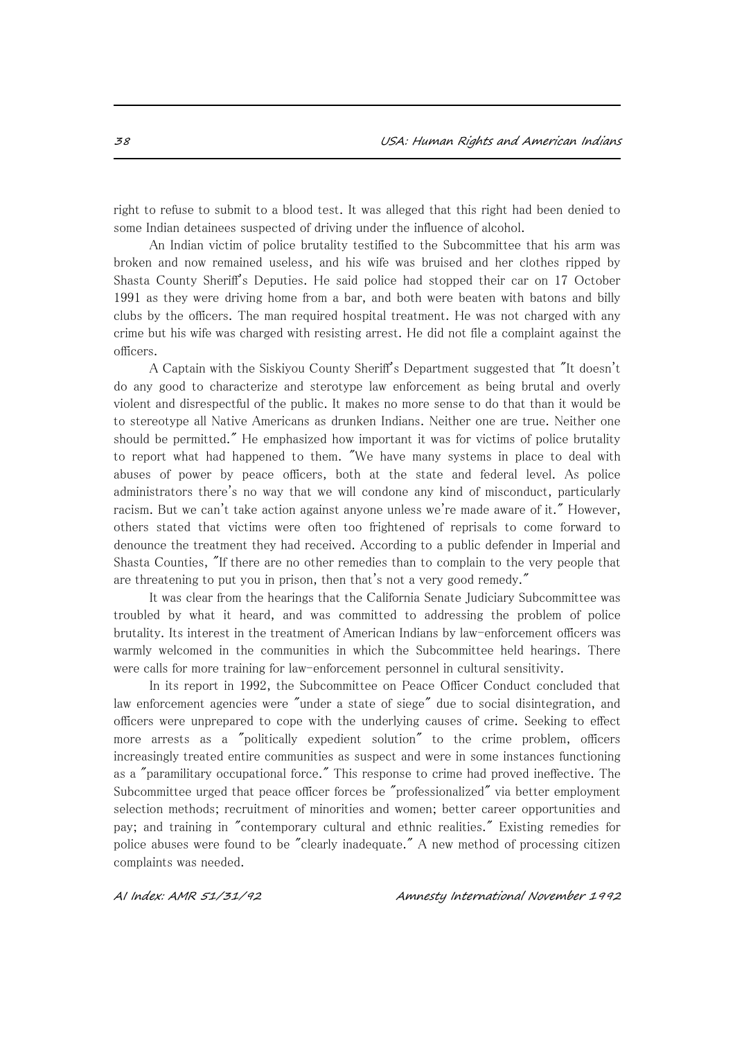right to refuse to submit to a blood test. It was alleged that this right had been denied to some Indian detainees suspected of driving under the influence of alcohol.

An Indian victim of police brutality testified to the Subcommittee that his arm was broken and now remained useless, and his wife was bruised and her clothes ripped by Shasta County Sheriff's Deputies. He said police had stopped their car on 17 October 1991 as they were driving home from a bar, and both were beaten with batons and billy clubs by the officers. The man required hospital treatment. He was not charged with any crime but his wife was charged with resisting arrest. He did not file a complaint against the officers.

A Captain with the Siskiyou County Sheriff's Department suggested that "It doesn't do any good to characterize and sterotype law enforcement as being brutal and overly violent and disrespectful of the public. It makes no more sense to do that than it would be to stereotype all Native Americans as drunken Indians. Neither one are true. Neither one should be permitted." He emphasized how important it was for victims of police brutality to report what had happened to them. "We have many systems in place to deal with abuses of power by peace officers, both at the state and federal level. As police administrators there's no way that we will condone any kind of misconduct, particularly racism. But we can't take action against anyone unless we're made aware of it." However, others stated that victims were often too frightened of reprisals to come forward to denounce the treatment they had received. According to a public defender in Imperial and Shasta Counties, "If there are no other remedies than to complain to the very people that are threatening to put you in prison, then that's not a very good remedy."

It was clear from the hearings that the California Senate Judiciary Subcommittee was troubled by what it heard, and was committed to addressing the problem of police brutality. Its interest in the treatment of American Indians by law-enforcement officers was warmly welcomed in the communities in which the Subcommittee held hearings. There were calls for more training for law-enforcement personnel in cultural sensitivity.

In its report in 1992, the Subcommittee on Peace Officer Conduct concluded that law enforcement agencies were "under a state of siege" due to social disintegration, and officers were unprepared to cope with the underlying causes of crime. Seeking to effect more arrests as a "politically expedient solution" to the crime problem, officers increasingly treated entire communities as suspect and were in some instances functioning as a "paramilitary occupational force." This response to crime had proved ineffective. The Subcommittee urged that peace officer forces be "professionalized" via better employment selection methods; recruitment of minorities and women; better career opportunities and pay; and training in "contemporary cultural and ethnic realities." Existing remedies for police abuses were found to be "clearly inadequate." A new method of processing citizen complaints was needed.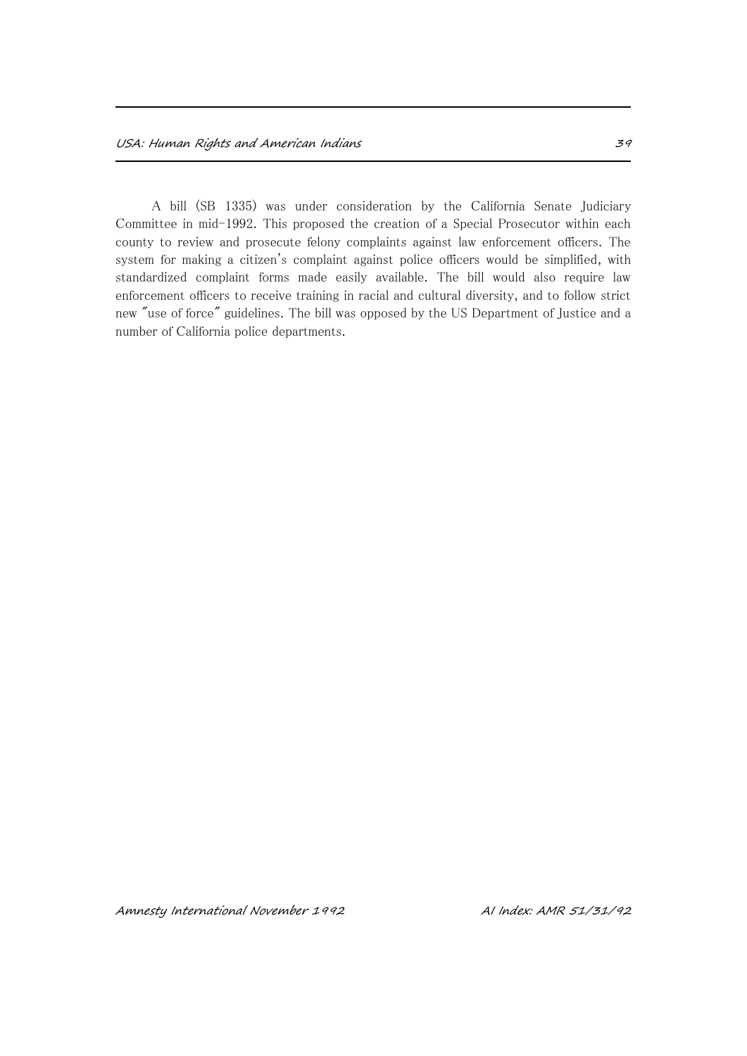A bill (SB 1335) was under consideration by the California Senate Judiciary Committee in mid-1992. This proposed the creation of a Special Prosecutor within each county to review and prosecute felony complaints against law enforcement officers. The system for making a citizen's complaint against police officers would be simplified, with standardized complaint forms made easily available. The bill would also require law enforcement officers to receive training in racial and cultural diversity, and to follow strict new "use of force" guidelines. The bill was opposed by the US Department of Justice and a number of California police departments.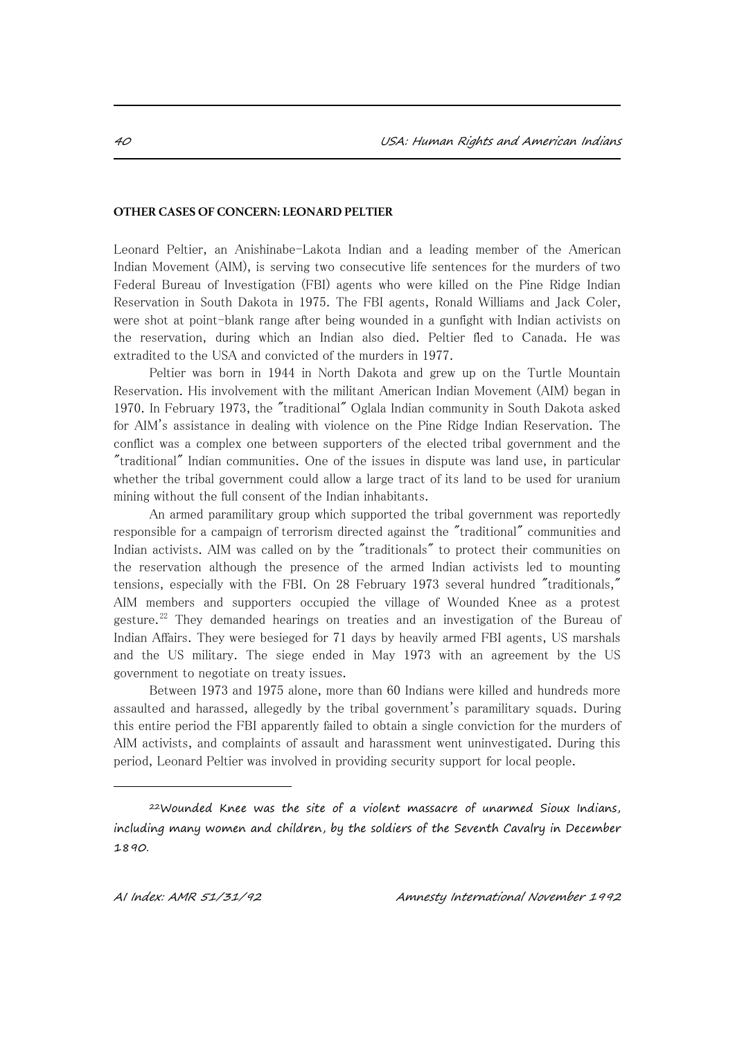**OTHER CASES OF CONCERN: LEONARD PELTIER**

Leonard Peltier, an Anishinabe-Lakota Indian and a leading member of the American Indian Movement (AIM), is serving two consecutive life sentences for the murders of two Federal Bureau of Investigation (FBI) agents who were killed on the Pine Ridge Indian Reservation in South Dakota in 1975. The FBI agents, Ronald Williams and Jack Coler, were shot at point-blank range after being wounded in a gunfight with Indian activists on the reservation, during which an Indian also died. Peltier fled to Canada. He was extradited to the USA and convicted of the murders in 1977.

Peltier was born in 1944 in North Dakota and grew up on the Turtle Mountain Reservation. His involvement with the militant American Indian Movement (AIM) began in 1970. In February 1973, the "traditional" Oglala Indian community in South Dakota asked for AIM's assistance in dealing with violence on the Pine Ridge Indian Reservation. The conflict was a complex one between supporters of the elected tribal government and the "traditional" Indian communities. One of the issues in dispute was land use, in particular whether the tribal government could allow a large tract of its land to be used for uranium mining without the full consent of the Indian inhabitants.

An armed paramilitary group which supported the tribal government was reportedly responsible for a campaign of terrorism directed against the "traditional" communities and Indian activists. AIM was called on by the "traditionals" to protect their communities on the reservation although the presence of the armed Indian activists led to mounting tensions, especially with the FBI. On 28 February 1973 several hundred "traditionals," AIM members and supporters occupied the village of Wounded Knee as a protest gesture.[22] They demanded hearings on treaties and an investigation of the Bureau of Indian Affairs. They were besieged for 71 days by heavily armed FBI agents, US marshals and the US military. The siege ended in May 1973 with an agreement by the US government to negotiate on treaty issues.

Between 1973 and 1975 alone, more than 60 Indians were killed and hundreds more assaulted and harassed, allegedly by the tribal government's paramilitary squads. During this entire period the FBI apparently failed to obtain a single conviction for the murders of AIM activists, and complaints of assault and harassment went uninvestigated. During this period, Leonard Peltier was involved in providing security support for local people.

---

[22] Wounded Knee was the site of a violent massacre of unarmed Sioux Indians, including many women and children, by the soldiers of the Seventh Cavalry in December 1890.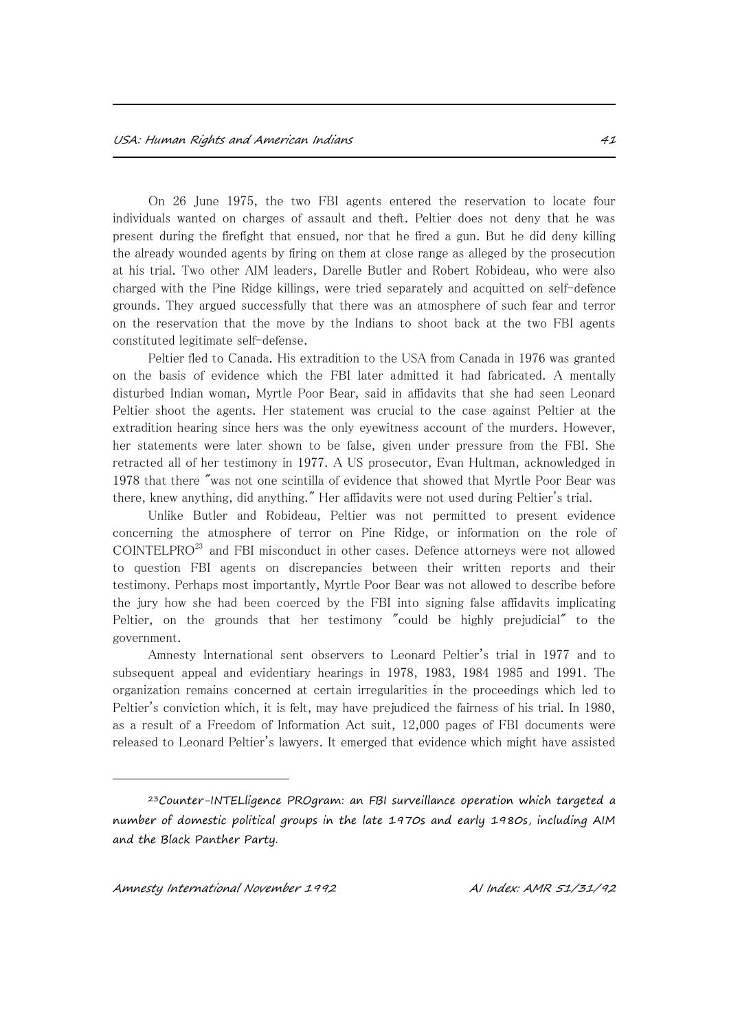On 26 June 1975, the two FBI agents entered the reservation to locate four individuals wanted on charges of assault and theft. Peltier does not deny that he was present during the firefight that ensued, nor that he fired a gun. But he did deny killing the already wounded agents by firing on them at close range as alleged by the prosecution at his trial. Two other AIM leaders, Darelle Butler and Robert Robideau, who were also charged with the Pine Ridge killings, were tried separately and acquitted on self-defence grounds. They argued successfully that there was an atmosphere of such fear and terror on the reservation that the move by the Indians to shoot back at the two FBI agents constituted legitimate self-defense.

Peltier fled to Canada. His extradition to the USA from Canada in 1976 was granted on the basis of evidence which the FBI later admitted it had fabricated. A mentally disturbed Indian woman, Myrtle Poor Bear, said in affidavits that she had seen Leonard Peltier shoot the agents. Her statement was crucial to the case against Peltier at the extradition hearing since hers was the only eyewitness account of the murders. However, her statements were later shown to be false, given under pressure from the FBI. She retracted all of her testimony in 1977. A US prosecutor, Evan Hultman, acknowledged in 1978 that there "was not one scintilla of evidence that showed that Myrtle Poor Bear was there, knew anything, did anything." Her affidavits were not used during Peltier's trial.

Unlike Butler and Robideau, Peltier was not permitted to present evidence concerning the atmosphere of terror on Pine Ridge, or information on the role of COINTELPRO[23] and FBI misconduct in other cases. Defence attorneys were not allowed to question FBI agents on discrepancies between their written reports and their testimony. Perhaps most importantly, Myrtle Poor Bear was not allowed to describe before the jury how she had been coerced by the FBI into signing false affidavits implicating Peltier, on the grounds that her testimony "could be highly prejudicial" to the government.

Amnesty International sent observers to Leonard Peltier's trial in 1977 and to subsequent appeal and evidentiary hearings in 1978, 1983, 1984 1985 and 1991. The organization remains concerned at certain irregularities in the proceedings which led to Peltier's conviction which, it is felt, may have prejudiced the fairness of his trial. In 1980, as a result of a Freedom of Information Act suit, 12,000 pages of FBI documents were released to Leonard Peltier's lawyers. It emerged that evidence which might have assisted

---

[23] Counter-INTELligence PROgram: an FBI surveillance operation which targeted a number of domestic political groups in the late 1970s and early 1980s, including AIM and the Black Panther Party.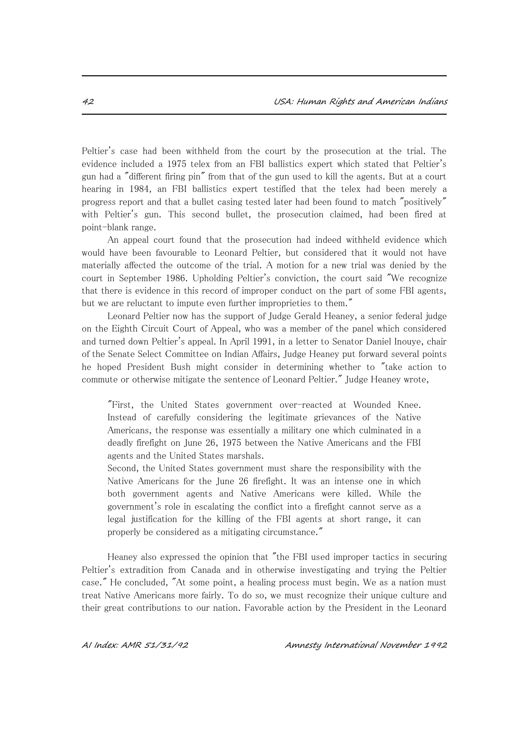Peltier's case had been withheld from the court by the prosecution at the trial. The evidence included a 1975 telex from an FBI ballistics expert which stated that Peltier's gun had a "different firing pin" from that of the gun used to kill the agents. But at a court hearing in 1984, an FBI ballistics expert testified that the telex had been merely a progress report and that a bullet casing tested later had been found to match "positively" with Peltier's gun. This second bullet, the prosecution claimed, had been fired at point-blank range.

An appeal court found that the prosecution had indeed withheld evidence which would have been favourable to Leonard Peltier, but considered that it would not have materially affected the outcome of the trial. A motion for a new trial was denied by the court in September 1986. Upholding Peltier's conviction, the court said "We recognize that there is evidence in this record of improper conduct on the part of some FBI agents, but we are reluctant to impute even further improprieties to them."

Leonard Peltier now has the support of Judge Gerald Heaney, a senior federal judge on the Eighth Circuit Court of Appeal, who was a member of the panel which considered and turned down Peltier's appeal. In April 1991, in a letter to Senator Daniel Inouye, chair of the Senate Select Committee on Indian Affairs, Judge Heaney put forward several points he hoped President Bush might consider in determining whether to "take action to commute or otherwise mitigate the sentence of Leonard Peltier." Judge Heaney wrote,

> "First, the United States government over-reacted at Wounded Knee. Instead of carefully considering the legitimate grievances of the Native Americans, the response was essentially a military one which culminated in a deadly firefight on June 26, 1975 between the Native Americans and the FBI agents and the United States marshals.
>
> Second, the United States government must share the responsibility with the Native Americans for the June 26 firefight. It was an intense one in which both government agents and Native Americans were killed. While the government's role in escalating the conflict into a firefight cannot serve as a legal justification for the killing of the FBI agents at short range, it can properly be considered as a mitigating circumstance."

Heaney also expressed the opinion that "the FBI used improper tactics in securing Peltier's extradition from Canada and in otherwise investigating and trying the Peltier case." He concluded, "At some point, a healing process must begin. We as a nation must treat Native Americans more fairly. To do so, we must recognize their unique culture and their great contributions to our nation. Favorable action by the President in the Leonard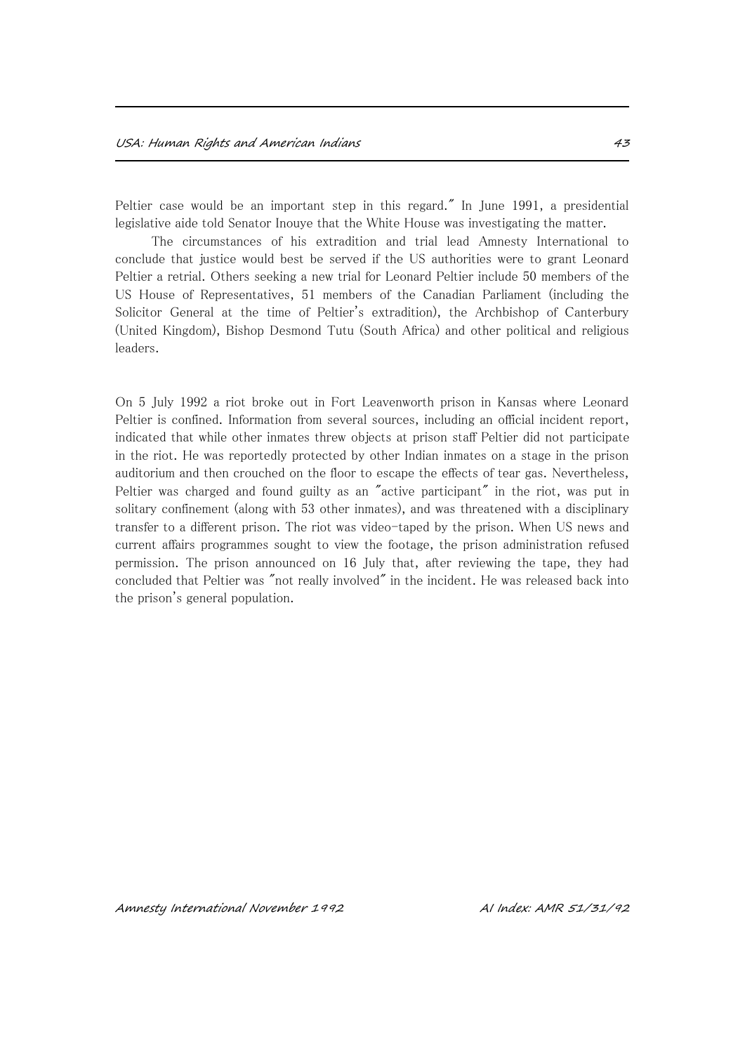Peltier case would be an important step in this regard." In June 1991, a presidential legislative aide told Senator Inouye that the White House was investigating the matter.

The circumstances of his extradition and trial lead Amnesty International to conclude that justice would best be served if the US authorities were to grant Leonard Peltier a retrial. Others seeking a new trial for Leonard Peltier include 50 members of the US House of Representatives, 51 members of the Canadian Parliament (including the Solicitor General at the time of Peltier's extradition), the Archbishop of Canterbury (United Kingdom), Bishop Desmond Tutu (South Africa) and other political and religious leaders.

On 5 July 1992 a riot broke out in Fort Leavenworth prison in Kansas where Leonard Peltier is confined. Information from several sources, including an official incident report, indicated that while other inmates threw objects at prison staff Peltier did not participate in the riot. He was reportedly protected by other Indian inmates on a stage in the prison auditorium and then crouched on the floor to escape the effects of tear gas. Nevertheless, Peltier was charged and found guilty as an "active participant" in the riot, was put in solitary confinement (along with 53 other inmates), and was threatened with a disciplinary transfer to a different prison. The riot was video-taped by the prison. When US news and current affairs programmes sought to view the footage, the prison administration refused permission. The prison announced on 16 July that, after reviewing the tape, they had concluded that Peltier was "not really involved" in the incident. He was released back into the prison's general population.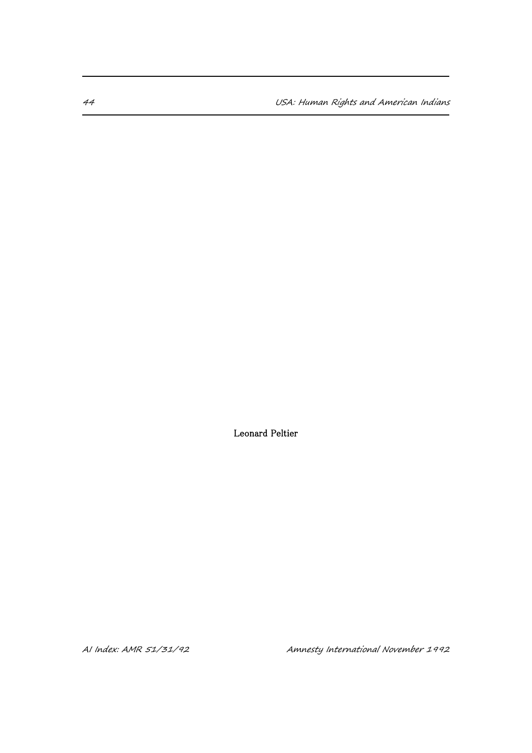Leonard Peltier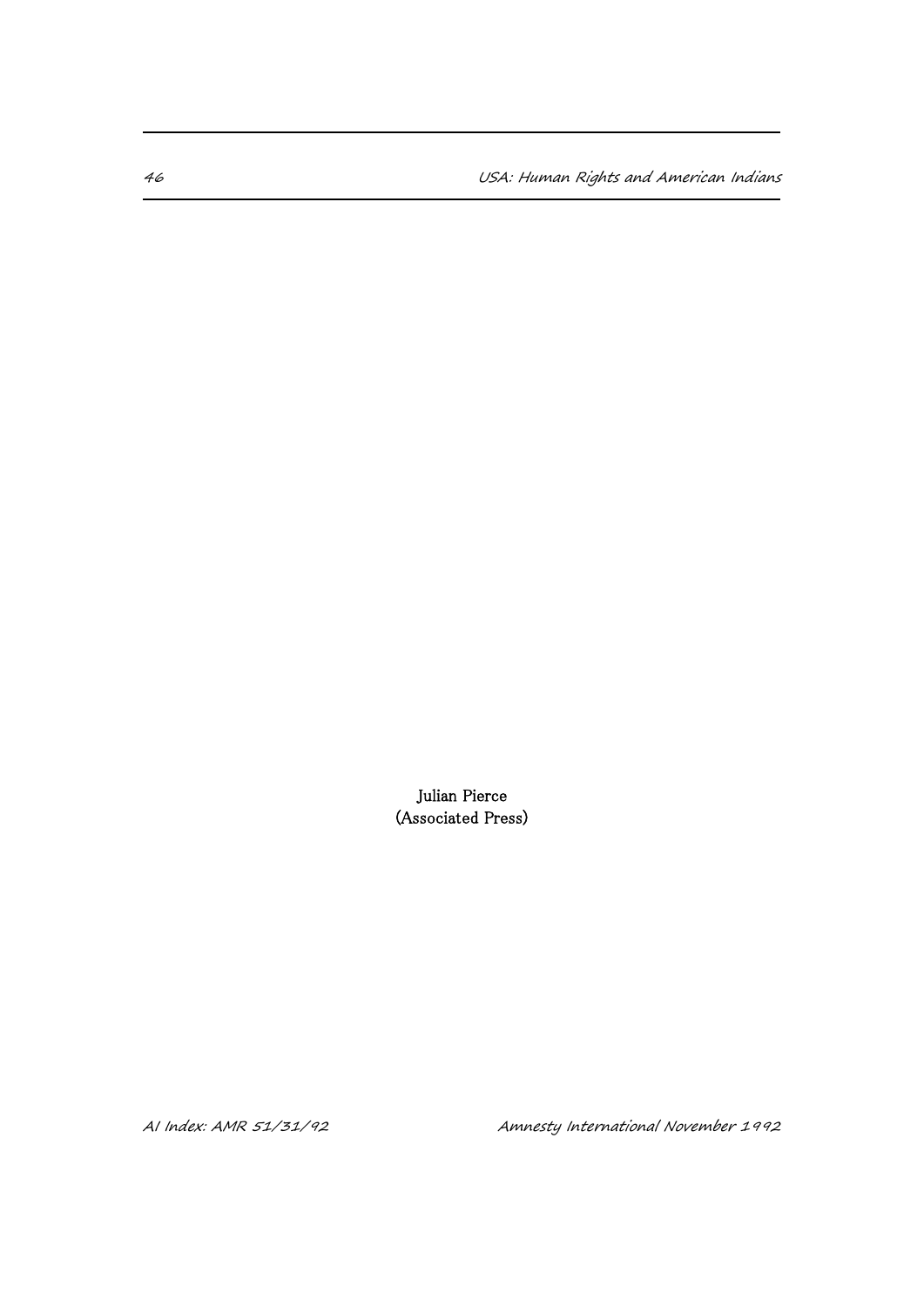Julian Pierce
(Associated Press)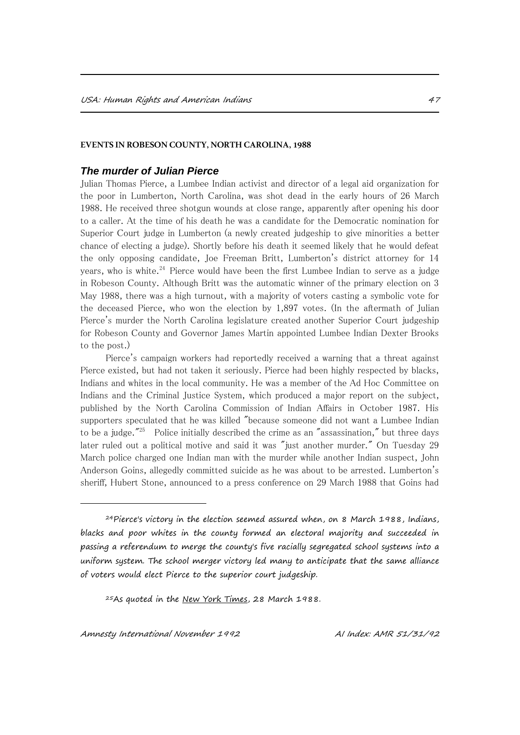**EVENTS IN ROBESON COUNTY, NORTH CAROLINA, 1988**

### ***The murder of Julian Pierce***

Julian Thomas Pierce, a Lumbee Indian activist and director of a legal aid organization for the poor in Lumberton, North Carolina, was shot dead in the early hours of 26 March 1988. He received three shotgun wounds at close range, apparently after opening his door to a caller. At the time of his death he was a candidate for the Democratic nomination for Superior Court judge in Lumberton (a newly created judgeship to give minorities a better chance of electing a judge). Shortly before his death it seemed likely that he would defeat the only opposing candidate, Joe Freeman Britt, Lumberton's district attorney for 14 years, who is white.[24] Pierce would have been the first Lumbee Indian to serve as a judge in Robeson County. Although Britt was the automatic winner of the primary election on 3 May 1988, there was a high turnout, with a majority of voters casting a symbolic vote for the deceased Pierce, who won the election by 1,897 votes. (In the aftermath of Julian Pierce's murder the North Carolina legislature created another Superior Court judgeship for Robeson County and Governor James Martin appointed Lumbee Indian Dexter Brooks to the post.)

Pierce's campaign workers had reportedly received a warning that a threat against Pierce existed, but had not taken it seriously. Pierce had been highly respected by blacks, Indians and whites in the local community. He was a member of the Ad Hoc Committee on Indians and the Criminal Justice System, which produced a major report on the subject, published by the North Carolina Commission of Indian Affairs in October 1987. His supporters speculated that he was killed "because someone did not want a Lumbee Indian to be a judge."[25] Police initially described the crime as an "assassination," but three days later ruled out a political motive and said it was "just another murder." On Tuesday 29 March police charged one Indian man with the murder while another Indian suspect, John Anderson Goins, allegedly committed suicide as he was about to be arrested. Lumberton's sheriff, Hubert Stone, announced to a press conference on 29 March 1988 that Goins had

---

[24] Pierce's victory in the election seemed assured when, on 8 March 1988, Indians, blacks and poor whites in the county formed an electoral majority and succeeded in passing a referendum to merge the county's five racially segregated school systems into a uniform system. The school merger victory led many to anticipate that the same alliance of voters would elect Pierce to the superior court judgeship.

[25] As quoted in the New York Times, 28 March 1988.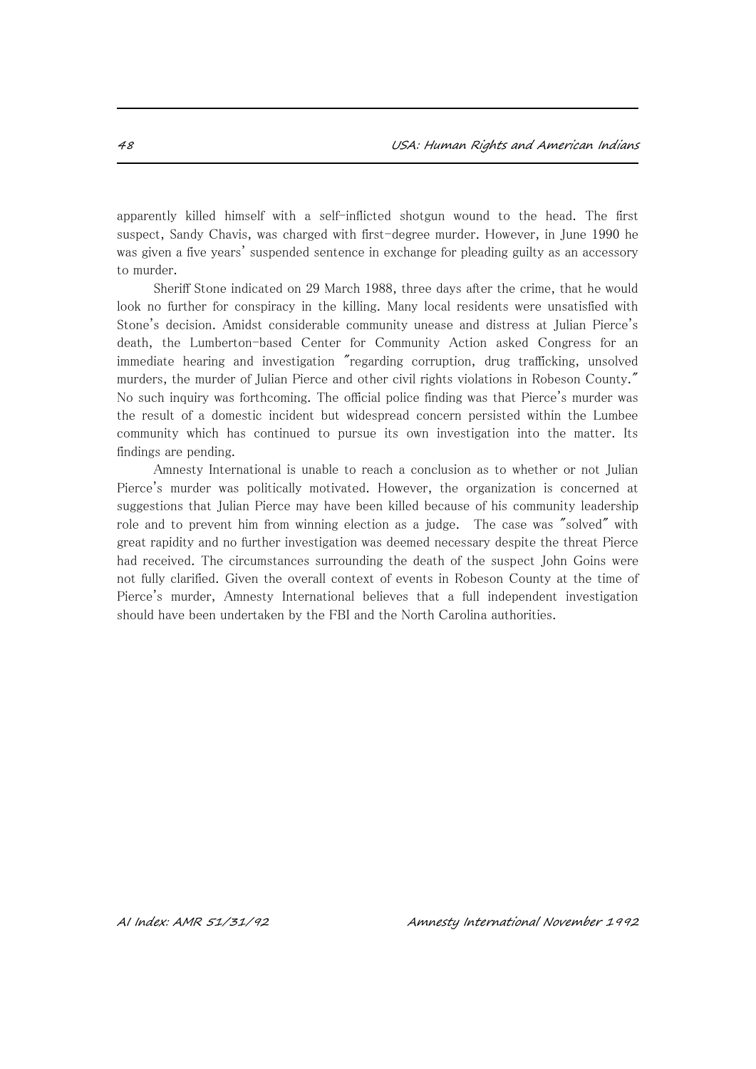apparently killed himself with a self-inflicted shotgun wound to the head. The first suspect, Sandy Chavis, was charged with first-degree murder. However, in June 1990 he was given a five years' suspended sentence in exchange for pleading guilty as an accessory to murder.

Sheriff Stone indicated on 29 March 1988, three days after the crime, that he would look no further for conspiracy in the killing. Many local residents were unsatisfied with Stone's decision. Amidst considerable community unease and distress at Julian Pierce's death, the Lumberton-based Center for Community Action asked Congress for an immediate hearing and investigation "regarding corruption, drug trafficking, unsolved murders, the murder of Julian Pierce and other civil rights violations in Robeson County." No such inquiry was forthcoming. The official police finding was that Pierce's murder was the result of a domestic incident but widespread concern persisted within the Lumbee community which has continued to pursue its own investigation into the matter. Its findings are pending.

Amnesty International is unable to reach a conclusion as to whether or not Julian Pierce's murder was politically motivated. However, the organization is concerned at suggestions that Julian Pierce may have been killed because of his community leadership role and to prevent him from winning election as a judge. The case was "solved" with great rapidity and no further investigation was deemed necessary despite the threat Pierce had received. The circumstances surrounding the death of the suspect John Goins were not fully clarified. Given the overall context of events in Robeson County at the time of Pierce's murder, Amnesty International believes that a full independent investigation should have been undertaken by the FBI and the North Carolina authorities.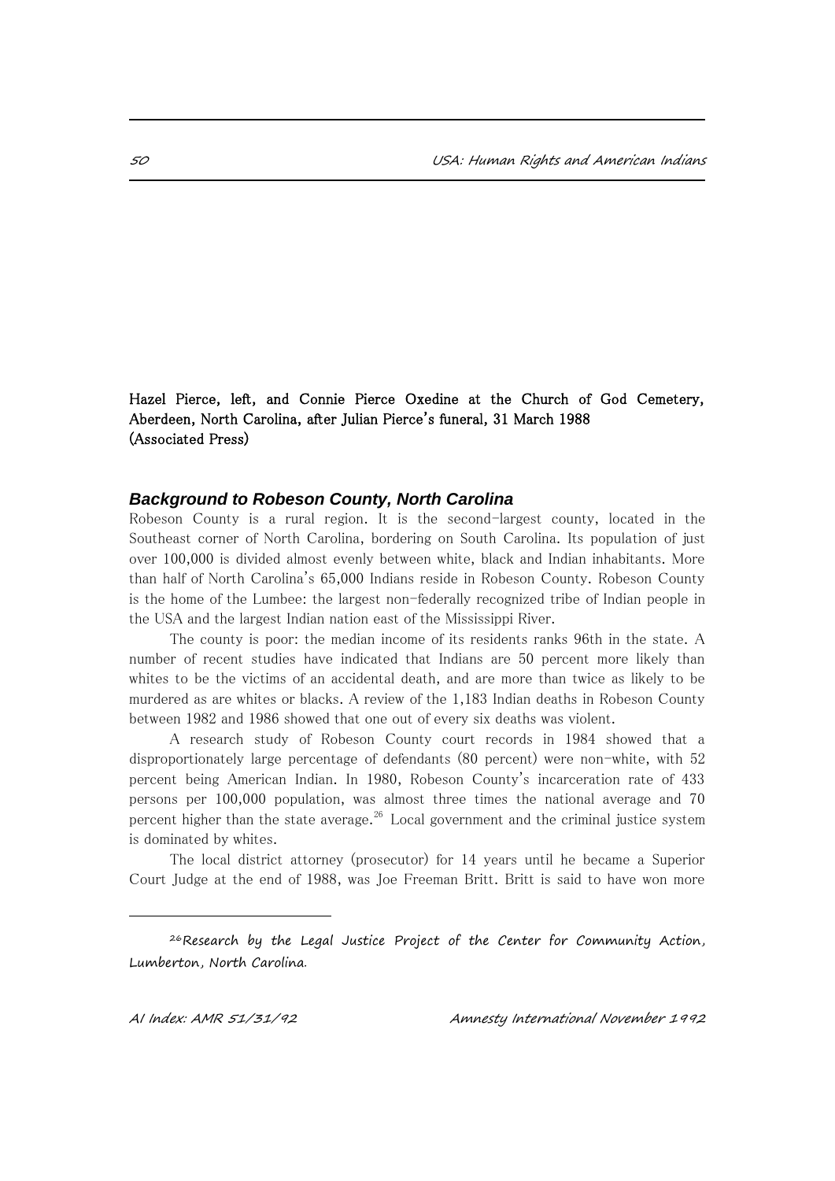**Hazel Pierce, left, and Connie Pierce Oxedine at the Church of God Cemetery, Aberdeen, North Carolina, after Julian Pierce's funeral, 31 March 1988 (Associated Press)**

### *Background to Robeson County, North Carolina*

Robeson County is a rural region. It is the second-largest county, located in the Southeast corner of North Carolina, bordering on South Carolina. Its population of just over 100,000 is divided almost evenly between white, black and Indian inhabitants. More than half of North Carolina's 65,000 Indians reside in Robeson County. Robeson County is the home of the Lumbee: the largest non-federally recognized tribe of Indian people in the USA and the largest Indian nation east of the Mississippi River.

The county is poor: the median income of its residents ranks 96th in the state. A number of recent studies have indicated that Indians are 50 percent more likely than whites to be the victims of an accidental death, and are more than twice as likely to be murdered as are whites or blacks. A review of the 1,183 Indian deaths in Robeson County between 1982 and 1986 showed that one out of every six deaths was violent.

A research study of Robeson County court records in 1984 showed that a disproportionately large percentage of defendants (80 percent) were non-white, with 52 percent being American Indian. In 1980, Robeson County's incarceration rate of 433 persons per 100,000 population, was almost three times the national average and 70 percent higher than the state average.[26] Local government and the criminal justice system is dominated by whites.

The local district attorney (prosecutor) for 14 years until he became a Superior Court Judge at the end of 1988, was Joe Freeman Britt. Britt is said to have won more

[26] Research by the Legal Justice Project of the Center for Community Action, Lumberton, North Carolina.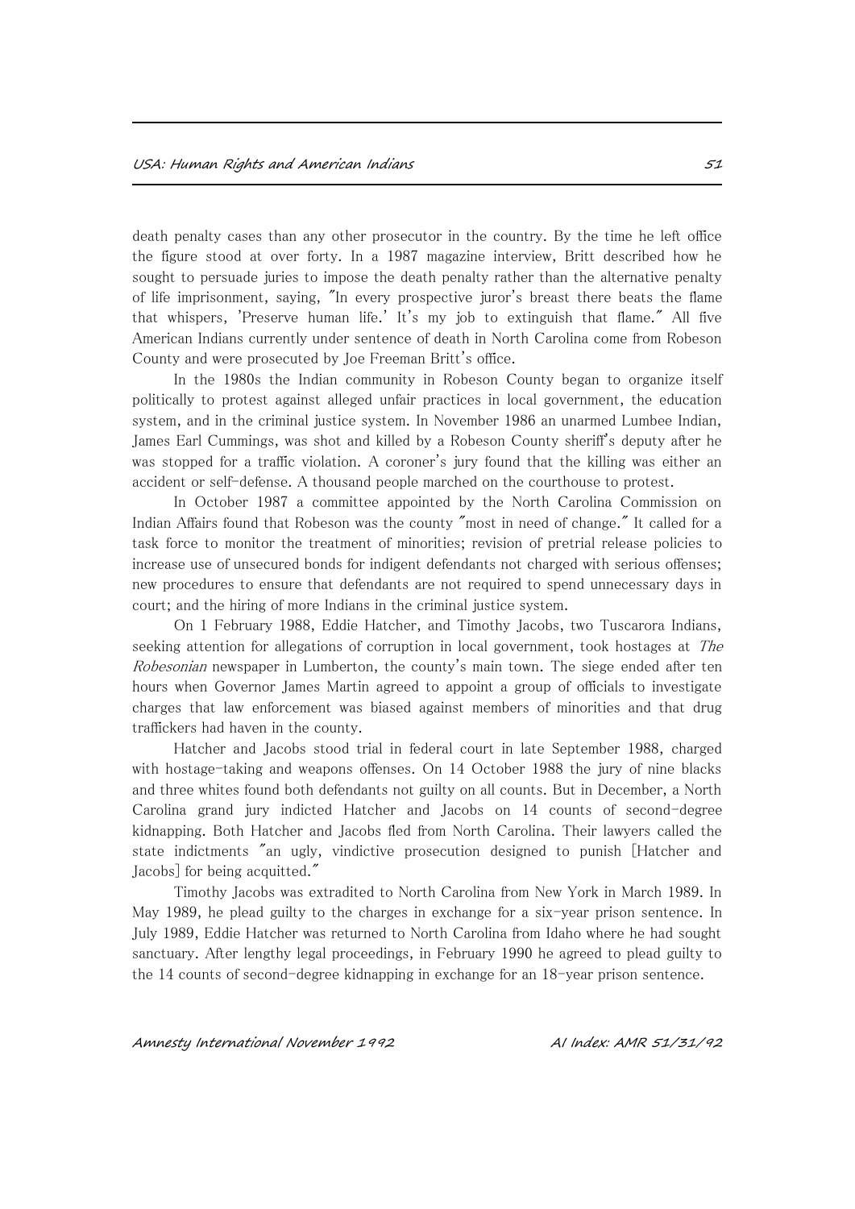death penalty cases than any other prosecutor in the country. By the time he left office the figure stood at over forty. In a 1987 magazine interview, Britt described how he sought to persuade juries to impose the death penalty rather than the alternative penalty of life imprisonment, saying, "In every prospective juror's breast there beats the flame that whispers, 'Preserve human life.' It's my job to extinguish that flame." All five American Indians currently under sentence of death in North Carolina come from Robeson County and were prosecuted by Joe Freeman Britt's office.

In the 1980s the Indian community in Robeson County began to organize itself politically to protest against alleged unfair practices in local government, the education system, and in the criminal justice system. In November 1986 an unarmed Lumbee Indian, James Earl Cummings, was shot and killed by a Robeson County sheriff's deputy after he was stopped for a traffic violation. A coroner's jury found that the killing was either an accident or self-defense. A thousand people marched on the courthouse to protest.

In October 1987 a committee appointed by the North Carolina Commission on Indian Affairs found that Robeson was the county "most in need of change." It called for a task force to monitor the treatment of minorities; revision of pretrial release policies to increase use of unsecured bonds for indigent defendants not charged with serious offenses; new procedures to ensure that defendants are not required to spend unnecessary days in court; and the hiring of more Indians in the criminal justice system.

On 1 February 1988, Eddie Hatcher, and Timothy Jacobs, two Tuscarora Indians, seeking attention for allegations of corruption in local government, took hostages at *The Robesonian* newspaper in Lumberton, the county's main town. The siege ended after ten hours when Governor James Martin agreed to appoint a group of officials to investigate charges that law enforcement was biased against members of minorities and that drug traffickers had haven in the county.

Hatcher and Jacobs stood trial in federal court in late September 1988, charged with hostage-taking and weapons offenses. On 14 October 1988 the jury of nine blacks and three whites found both defendants not guilty on all counts. But in December, a North Carolina grand jury indicted Hatcher and Jacobs on 14 counts of second-degree kidnapping. Both Hatcher and Jacobs fled from North Carolina. Their lawyers called the state indictments "an ugly, vindictive prosecution designed to punish [Hatcher and Jacobs] for being acquitted."

Timothy Jacobs was extradited to North Carolina from New York in March 1989. In May 1989, he plead guilty to the charges in exchange for a six-year prison sentence. In July 1989, Eddie Hatcher was returned to North Carolina from Idaho where he had sought sanctuary. After lengthy legal proceedings, in February 1990 he agreed to plead guilty to the 14 counts of second-degree kidnapping in exchange for an 18-year prison sentence.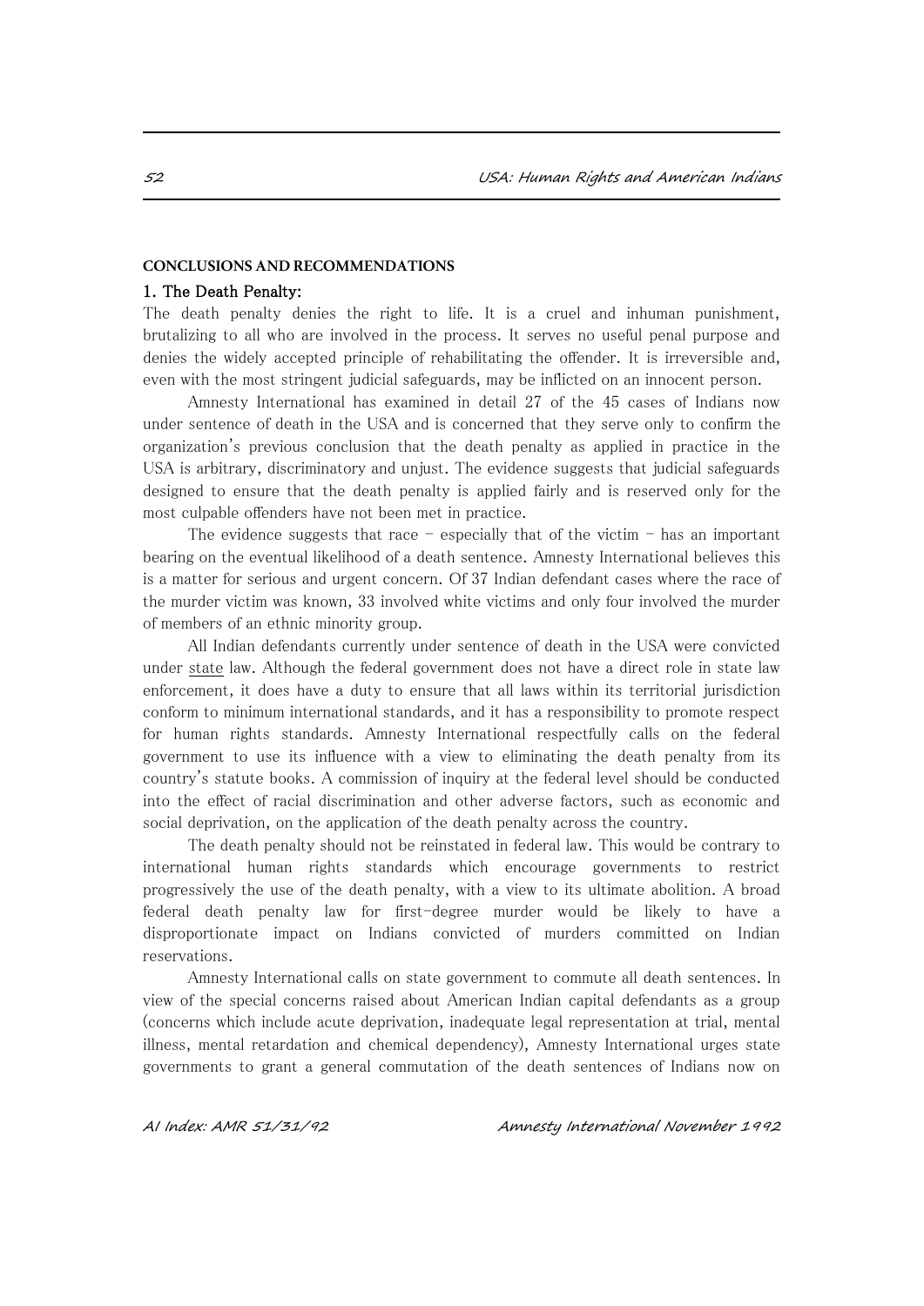## CONCLUSIONS AND RECOMMENDATIONS

### 1. The Death Penalty:

The death penalty denies the right to life. It is a cruel and inhuman punishment, brutalizing to all who are involved in the process. It serves no useful penal purpose and denies the widely accepted principle of rehabilitating the offender. It is irreversible and, even with the most stringent judicial safeguards, may be inflicted on an innocent person.

Amnesty International has examined in detail 27 of the 45 cases of Indians now under sentence of death in the USA and is concerned that they serve only to confirm the organization's previous conclusion that the death penalty as applied in practice in the USA is arbitrary, discriminatory and unjust. The evidence suggests that judicial safeguards designed to ensure that the death penalty is applied fairly and is reserved only for the most culpable offenders have not been met in practice.

The evidence suggests that race - especially that of the victim - has an important bearing on the eventual likelihood of a death sentence. Amnesty International believes this is a matter for serious and urgent concern. Of 37 Indian defendant cases where the race of the murder victim was known, 33 involved white victims and only four involved the murder of members of an ethnic minority group.

All Indian defendants currently under sentence of death in the USA were convicted under <u>state</u> law. Although the federal government does not have a direct role in state law enforcement, it does have a duty to ensure that all laws within its territorial jurisdiction conform to minimum international standards, and it has a responsibility to promote respect for human rights standards. Amnesty International respectfully calls on the federal government to use its influence with a view to eliminating the death penalty from its country's statute books. A commission of inquiry at the federal level should be conducted into the effect of racial discrimination and other adverse factors, such as economic and social deprivation, on the application of the death penalty across the country.

The death penalty should not be reinstated in federal law. This would be contrary to international human rights standards which encourage governments to restrict progressively the use of the death penalty, with a view to its ultimate abolition. A broad federal death penalty law for first-degree murder would be likely to have a disproportionate impact on Indians convicted of murders committed on Indian reservations.

Amnesty International calls on state government to commute all death sentences. In view of the special concerns raised about American Indian capital defendants as a group (concerns which include acute deprivation, inadequate legal representation at trial, mental illness, mental retardation and chemical dependency), Amnesty International urges state governments to grant a general commutation of the death sentences of Indians now on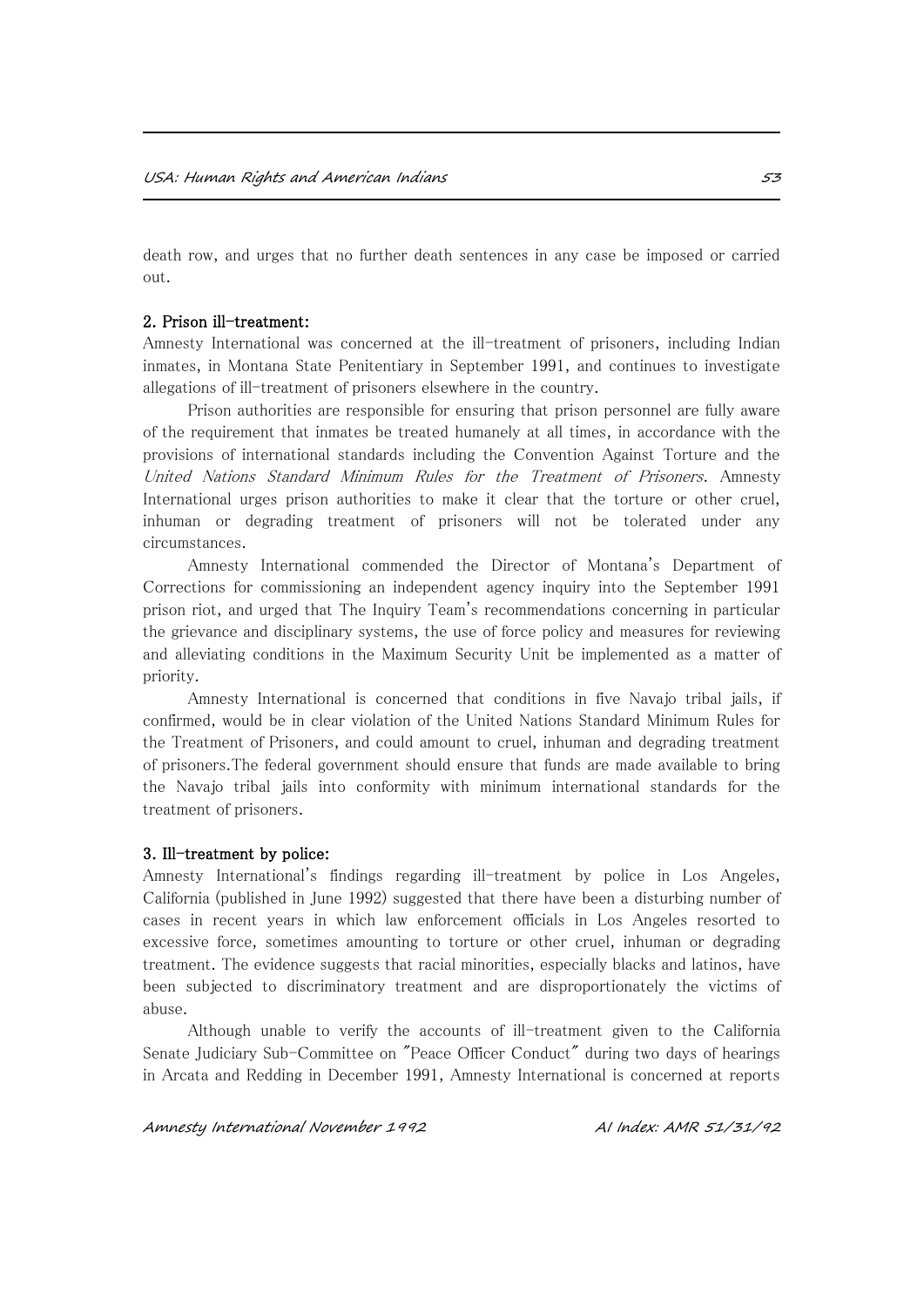death row, and urges that no further death sentences in any case be imposed or carried out.

**2. Prison ill-treatment:**

Amnesty International was concerned at the ill-treatment of prisoners, including Indian inmates, in Montana State Penitentiary in September 1991, and continues to investigate allegations of ill-treatment of prisoners elsewhere in the country.

Prison authorities are responsible for ensuring that prison personnel are fully aware of the requirement that inmates be treated humanely at all times, in accordance with the provisions of international standards including the Convention Against Torture and the *United Nations Standard Minimum Rules for the Treatment of Prisoners*. Amnesty International urges prison authorities to make it clear that the torture or other cruel, inhuman or degrading treatment of prisoners will not be tolerated under any circumstances.

Amnesty International commended the Director of Montana's Department of Corrections for commissioning an independent agency inquiry into the September 1991 prison riot, and urged that The Inquiry Team's recommendations concerning in particular the grievance and disciplinary systems, the use of force policy and measures for reviewing and alleviating conditions in the Maximum Security Unit be implemented as a matter of priority.

Amnesty International is concerned that conditions in five Navajo tribal jails, if confirmed, would be in clear violation of the United Nations Standard Minimum Rules for the Treatment of Prisoners, and could amount to cruel, inhuman and degrading treatment of prisoners.The federal government should ensure that funds are made available to bring the Navajo tribal jails into conformity with minimum international standards for the treatment of prisoners.

**3. Ill-treatment by police:**

Amnesty International's findings regarding ill-treatment by police in Los Angeles, California (published in June 1992) suggested that there have been a disturbing number of cases in recent years in which law enforcement officials in Los Angeles resorted to excessive force, sometimes amounting to torture or other cruel, inhuman or degrading treatment. The evidence suggests that racial minorities, especially blacks and latinos, have been subjected to discriminatory treatment and are disproportionately the victims of abuse.

Although unable to verify the accounts of ill-treatment given to the California Senate Judiciary Sub-Committee on "Peace Officer Conduct" during two days of hearings in Arcata and Redding in December 1991, Amnesty International is concerned at reports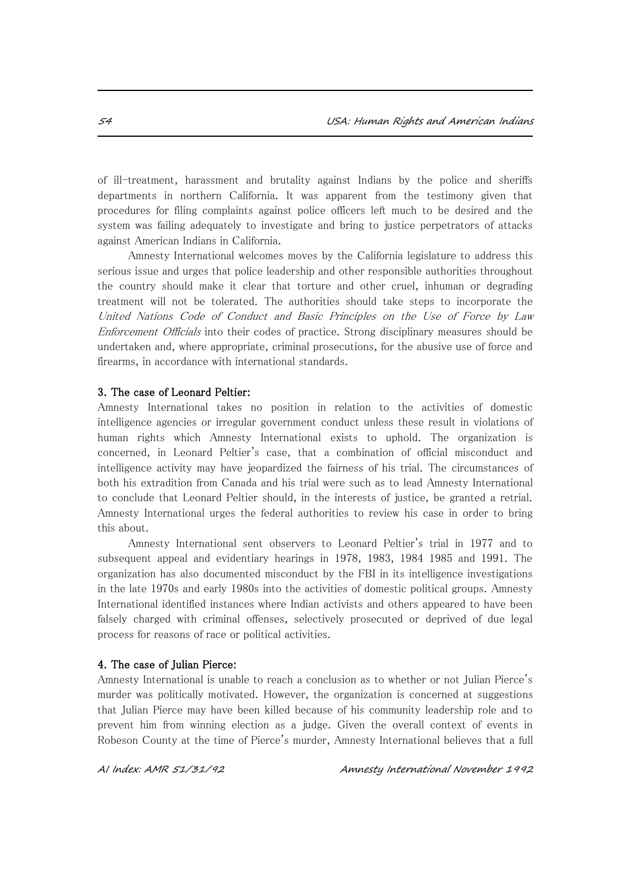of ill-treatment, harassment and brutality against Indians by the police and sheriffs departments in northern California. It was apparent from the testimony given that procedures for filing complaints against police officers left much to be desired and the system was failing adequately to investigate and bring to justice perpetrators of attacks against American Indians in California.

Amnesty International welcomes moves by the California legislature to address this serious issue and urges that police leadership and other responsible authorities throughout the country should make it clear that torture and other cruel, inhuman or degrading treatment will not be tolerated. The authorities should take steps to incorporate the *United Nations Code of Conduct and Basic Principles on the Use of Force by Law Enforcement Officials* into their codes of practice. Strong disciplinary measures should be undertaken and, where appropriate, criminal prosecutions, for the abusive use of force and firearms, in accordance with international standards.

**3. The case of Leonard Peltier:**

Amnesty International takes no position in relation to the activities of domestic intelligence agencies or irregular government conduct unless these result in violations of human rights which Amnesty International exists to uphold. The organization is concerned, in Leonard Peltier's case, that a combination of official misconduct and intelligence activity may have jeopardized the fairness of his trial. The circumstances of both his extradition from Canada and his trial were such as to lead Amnesty International to conclude that Leonard Peltier should, in the interests of justice, be granted a retrial. Amnesty International urges the federal authorities to review his case in order to bring this about.

Amnesty International sent observers to Leonard Peltier's trial in 1977 and to subsequent appeal and evidentiary hearings in 1978, 1983, 1984 1985 and 1991. The organization has also documented misconduct by the FBI in its intelligence investigations in the late 1970s and early 1980s into the activities of domestic political groups. Amnesty International identified instances where Indian activists and others appeared to have been falsely charged with criminal offenses, selectively prosecuted or deprived of due legal process for reasons of race or political activities.

**4. The case of Julian Pierce:**

Amnesty International is unable to reach a conclusion as to whether or not Julian Pierce's murder was politically motivated. However, the organization is concerned at suggestions that Julian Pierce may have been killed because of his community leadership role and to prevent him from winning election as a judge. Given the overall context of events in Robeson County at the time of Pierce's murder, Amnesty International believes that a full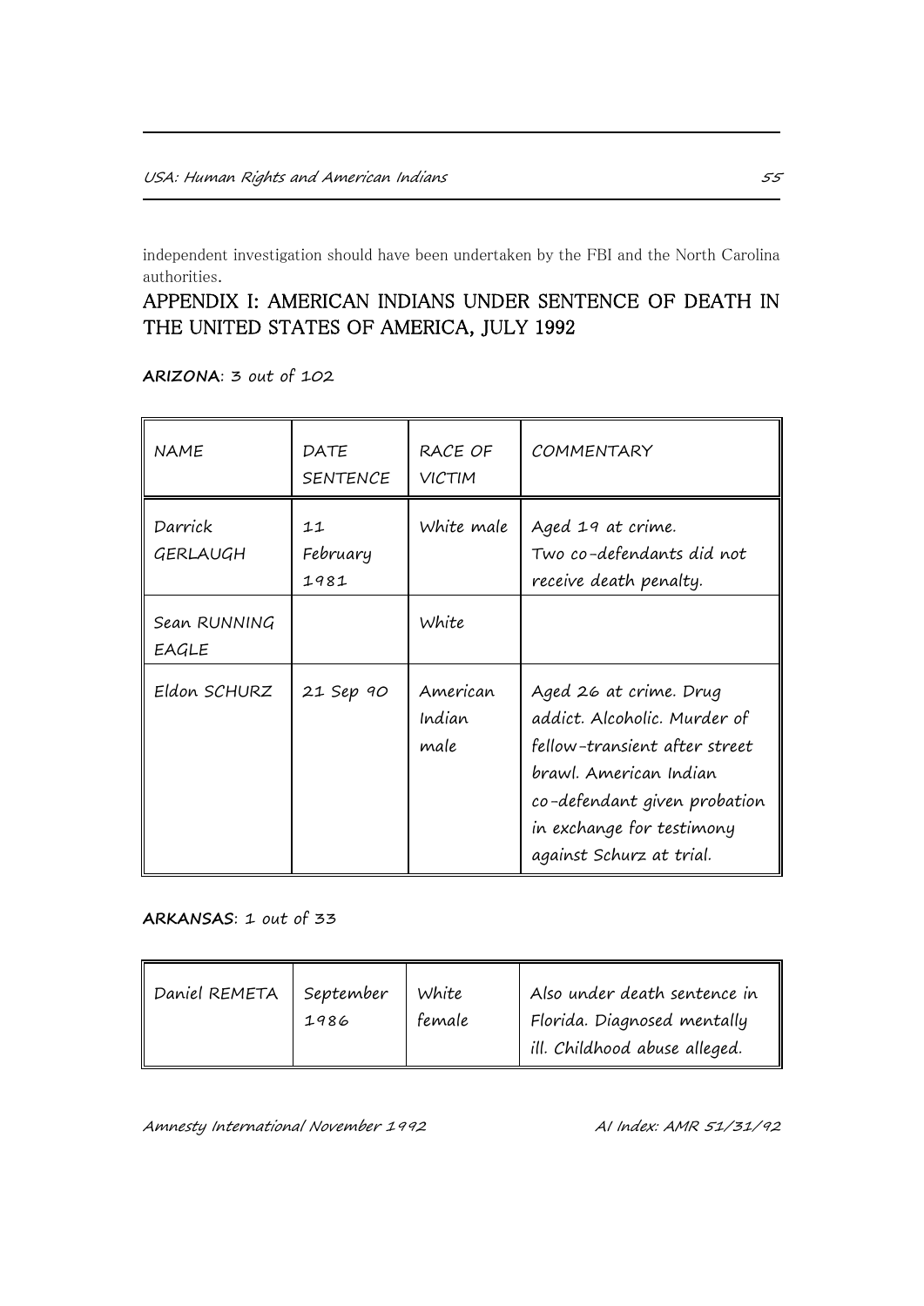independent investigation should have been undertaken by the FBI and the North Carolina authorities.

## APPENDIX I: AMERICAN INDIANS UNDER SENTENCE OF DEATH IN THE UNITED STATES OF AMERICA, JULY 1992

**ARIZONA**: 3 out of 102

| NAME | DATE SENTENCE | RACE OF VICTIM | COMMENTARY |
|---|---|---|---|
| Darrick GERLAUGH | 11 February 1981 | White male | Aged 19 at crime. Two co-defendants did not receive death penalty. |
| Sean RUNNING EAGLE | | White | |
| Eldon SCHURZ | 21 Sep 90 | American Indian male | Aged 26 at crime. Drug addict. Alcoholic. Murder of fellow-transient after street brawl. American Indian co-defendant given probation in exchange for testimony against Schurz at trial. |

**ARKANSAS**: 1 out of 33

| | | | |
|---|---|---|---|
| Daniel REMETA | September 1986 | White female | Also under death sentence in Florida. Diagnosed mentally ill. Childhood abuse alleged. |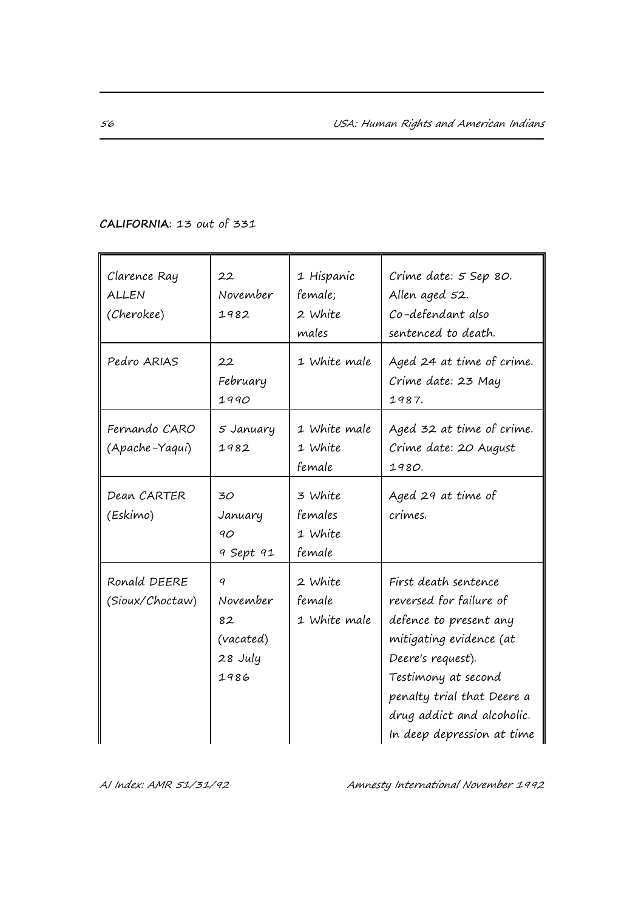**CALIFORNIA**: 13 out of 331

| | | | |
|---|---|---|---|
| Clarence Ray ALLEN (Cherokee) | 22 November 1982 | 1 Hispanic female; 2 White males | Crime date: 5 Sep 80. Allen aged 52. Co-defendant also sentenced to death. |
| Pedro ARIAS | 22 February 1990 | 1 White male | Aged 24 at time of crime. Crime date: 23 May 1987. |
| Fernando CARO (Apache-Yaqui) | 5 January 1982 | 1 White male 1 White female | Aged 32 at time of crime. Crime date: 20 August 1980. |
| Dean CARTER (Eskimo) | 30 January 90 9 Sept 91 | 3 White females 1 White female | Aged 29 at time of crimes. |
| Ronald DEERE (Sioux/Choctaw) | 9 November 82 (vacated) 28 July 1986 | 2 White female 1 White male | First death sentence reversed for failure of defence to present any mitigating evidence (at Deere's request). Testimony at second penalty trial that Deere a drug addict and alcoholic. In deep depression at time |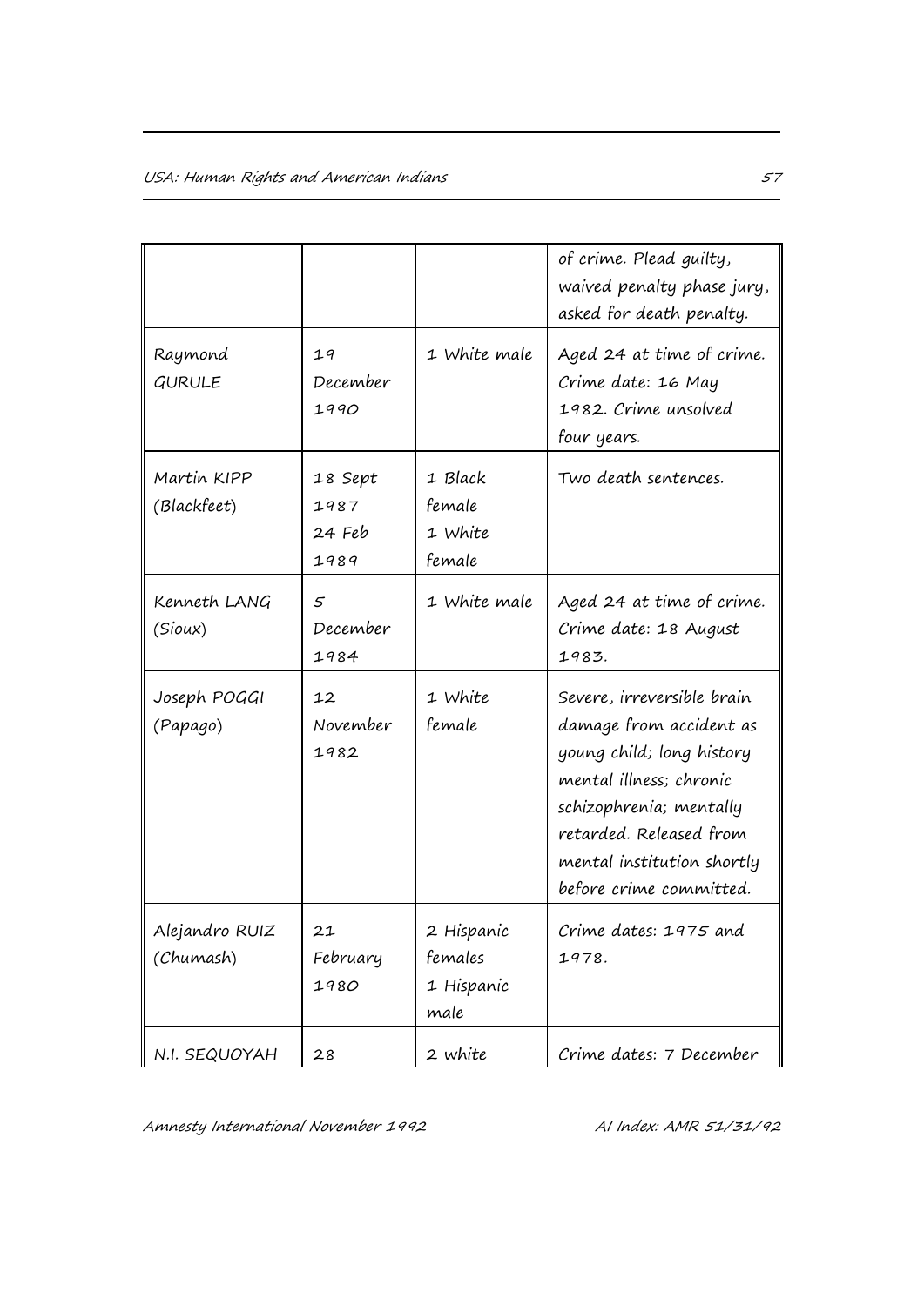| | | | |
|---|---|---|---|
| | | | of crime. Plead guilty, waived penalty phase jury, asked for death penalty. |
| Raymond GURULE | 19 December 1990 | 1 White male | Aged 24 at time of crime. Crime date: 16 May 1982. Crime unsolved four years. |
| Martin KIPP (Blackfeet) | 18 Sept 1987 24 Feb 1989 | 1 Black female 1 White female | Two death sentences. |
| Kenneth LANG (Sioux) | 5 December 1984 | 1 White male | Aged 24 at time of crime. Crime date: 18 August 1983. |
| Joseph POGGI (Papago) | 12 November 1982 | 1 White female | Severe, irreversible brain damage from accident as young child; long history mental illness; chronic schizophrenia; mentally retarded. Released from mental institution shortly before crime committed. |
| Alejandro RUIZ (Chumash) | 21 February 1980 | 2 Hispanic females 1 Hispanic male | Crime dates: 1975 and 1978. |
| N.I. SEQUOYAH | 28 | 2 white | Crime dates: 7 December |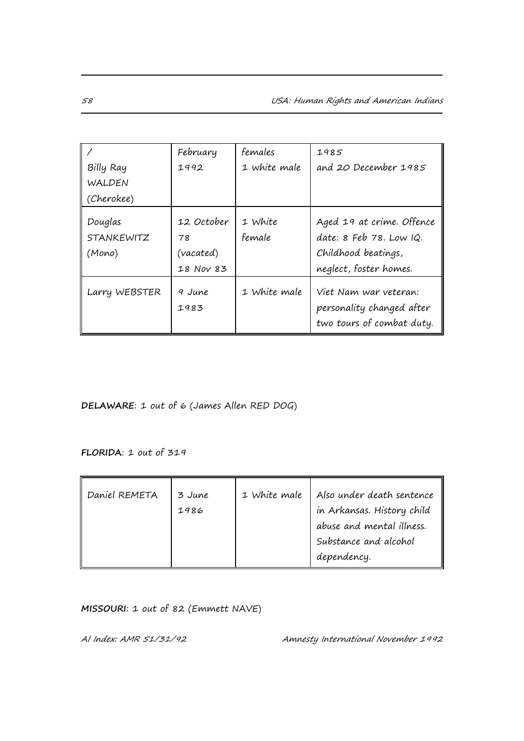| | | | |
|---|---|---|---|
| / Billy Ray WALDEN (Cherokee) | February 1992 | females 1 white male | 1985 and 20 December 1985 |
| Douglas STANKEWITZ (Mono) | 12 October 78 (vacated) 18 Nov 83 | 1 White female | Aged 19 at crime. Offence date: 8 Feb 78. Low IQ. Childhood beatings, neglect, foster homes. |
| Larry WEBSTER | 9 June 1983 | 1 White male | Viet Nam war veteran: personality changed after two tours of combat duty. |

**DELAWARE**: 1 out of 6 (James Allen RED DOG)

**FLORIDA**: 1 out of 319

| | | | |
|---|---|---|---|
| Daniel REMETA | 3 June 1986 | 1 White male | Also under death sentence in Arkansas. History child abuse and mental illness. Substance and alcohol dependency. |

**MISSOURI**: 1 out of 82 (Emmett NAVE)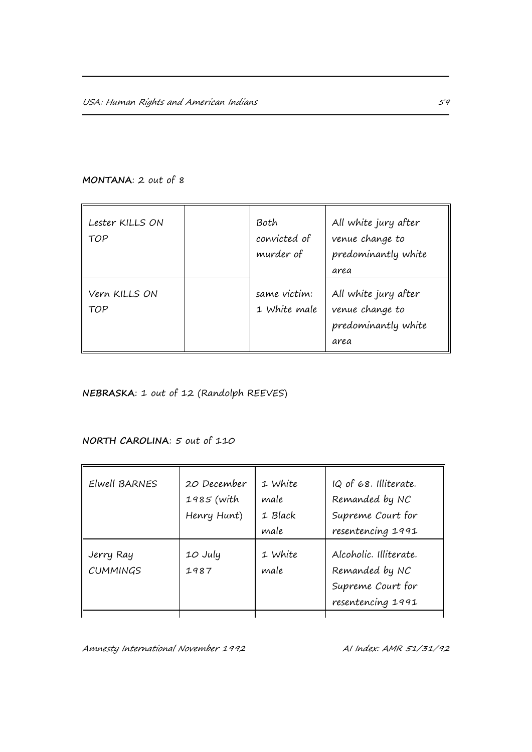**MONTANA**: 2 out of 8

| | | | |
|---|---|---|---|
| Lester KILLS ON TOP | | Both convicted of murder of | All white jury after venue change to predominantly white area |
| Vern KILLS ON TOP | | same victim: 1 White male | All white jury after venue change to predominantly white area |

**NEBRASKA**: 1 out of 12 (Randolph REEVES)

**NORTH CAROLINA**: 5 out of 110

| | | | |
|---|---|---|---|
| Elwell BARNES | 20 December 1985 (with Henry Hunt) | 1 White male 1 Black male | IQ of 68. Illiterate. Remanded by NC Supreme Court for resentencing 1991 |
| Jerry Ray CUMMINGS | 10 July 1987 | 1 White male | Alcoholic. Illiterate. Remanded by NC Supreme Court for resentencing 1991 |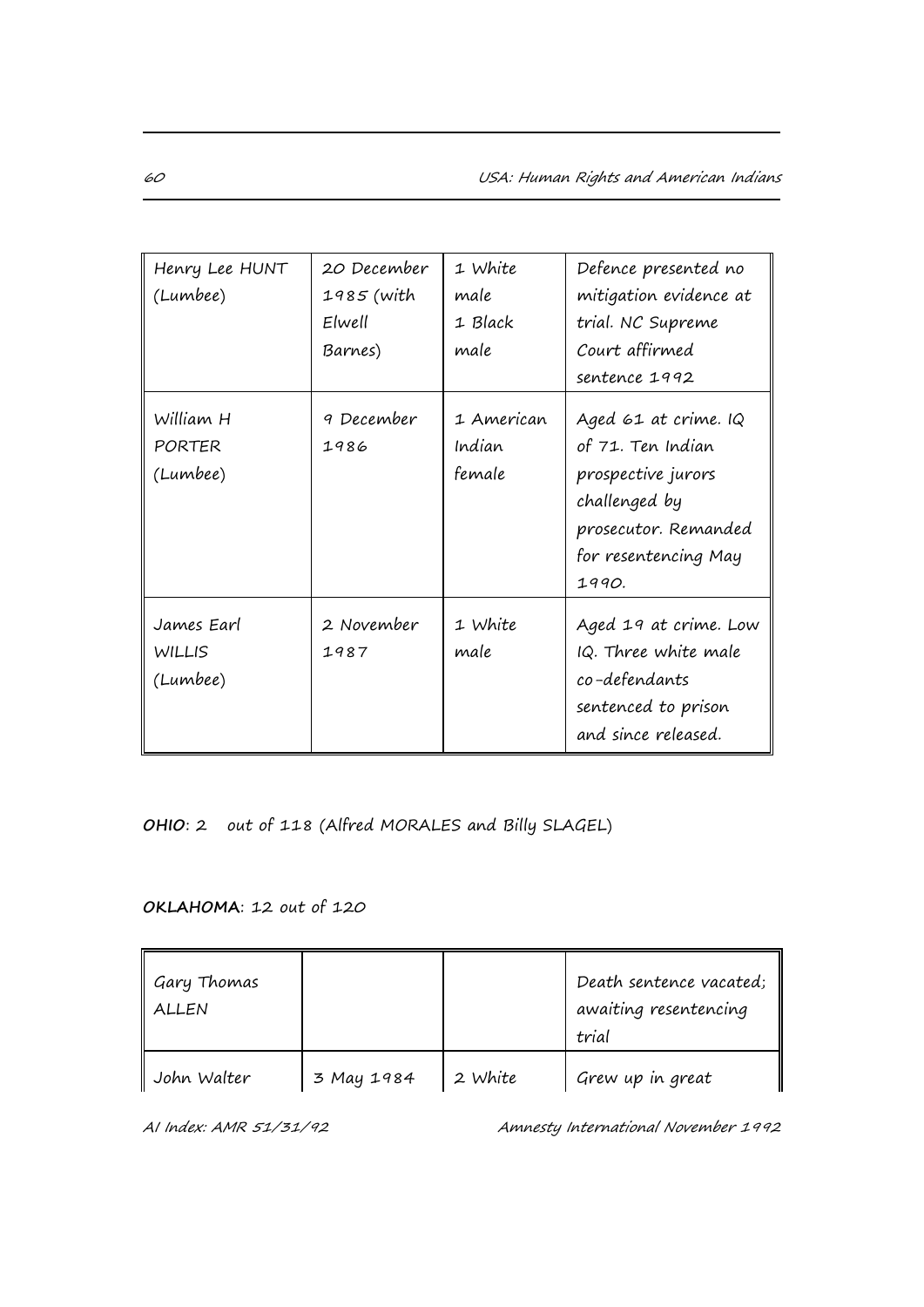| | | | |
|---|---|---|---|
| Henry Lee HUNT (Lumbee) | 20 December 1985 (with Elwell Barnes) | 1 White male 1 Black male | Defence presented no mitigation evidence at trial. NC Supreme Court affirmed sentence 1992 |
| William H PORTER (Lumbee) | 9 December 1986 | 1 American Indian female | Aged 61 at crime. IQ of 71. Ten Indian prospective jurors challenged by prosecutor. Remanded for resentencing May 1990. |
| James Earl WILLIS (Lumbee) | 2 November 1987 | 1 White male | Aged 19 at crime. Low IQ. Three white male co-defendants sentenced to prison and since released. |

**OHIO**: 2 out of 118 (Alfred MORALES and Billy SLAGEL)

**OKLAHOMA**: 12 out of 120

| | | | |
|---|---|---|---|
| Gary Thomas ALLEN | | | Death sentence vacated; awaiting resentencing trial |
| John Walter | 3 May 1984 | 2 White | Grew up in great |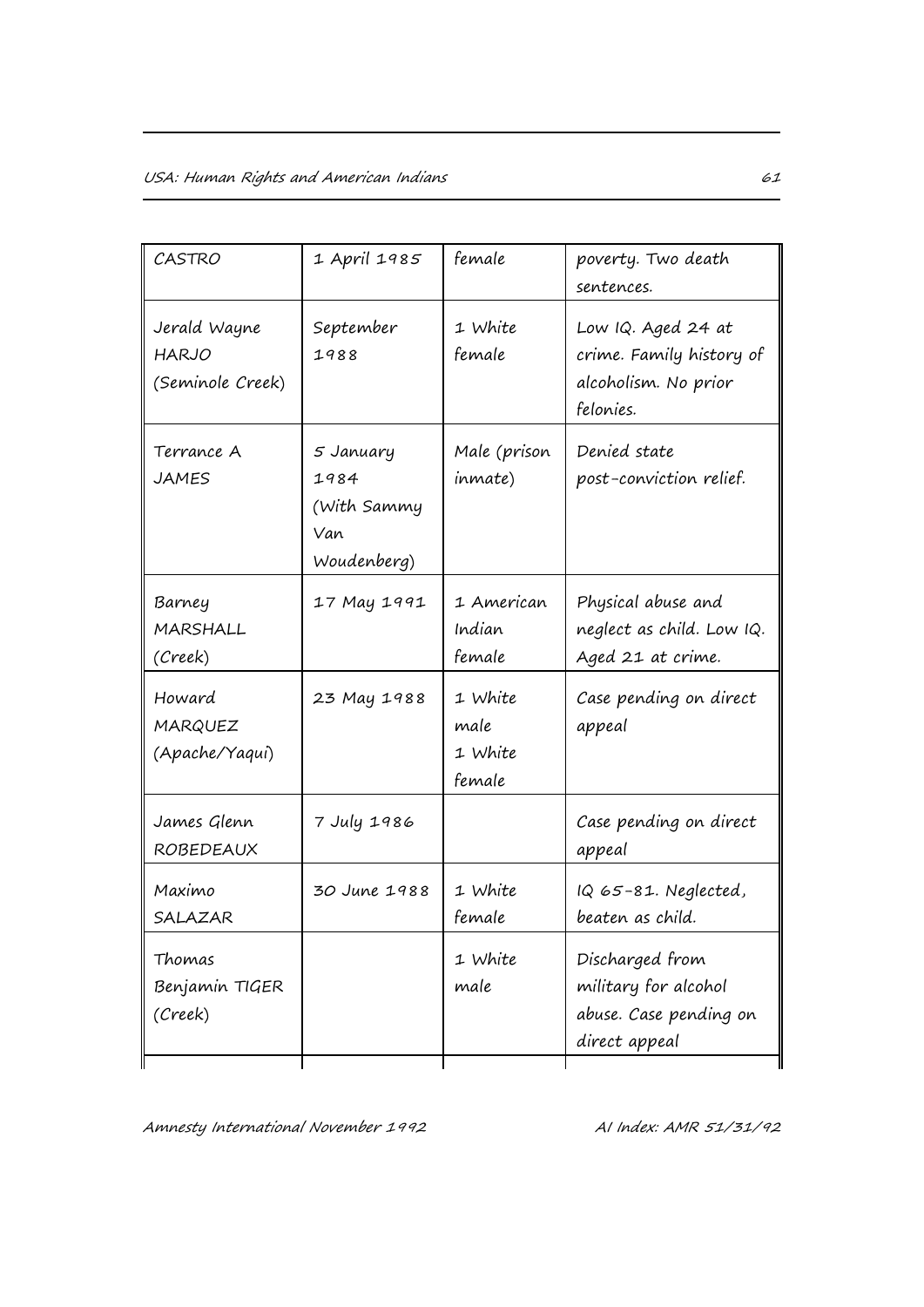| | | | |
|---|---|---|---|
| CASTRO | 1 April 1985 | female | poverty. Two death sentences. |
| Jerald Wayne HARJO (Seminole Creek) | September 1988 | 1 White female | Low IQ. Aged 24 at crime. Family history of alcoholism. No prior felonies. |
| Terrance A JAMES | 5 January 1984 (With Sammy Van Woudenberg) | Male (prison inmate) | Denied state post-conviction relief. |
| Barney MARSHALL (Creek) | 17 May 1991 | 1 American Indian female | Physical abuse and neglect as child. Low IQ. Aged 21 at crime. |
| Howard MARQUEZ (Apache/Yaqui) | 23 May 1988 | 1 White male 1 White female | Case pending on direct appeal |
| James Glenn ROBEDEAUX | 7 July 1986 | | Case pending on direct appeal |
| Maximo SALAZAR | 30 June 1988 | 1 White female | IQ 65-81. Neglected, beaten as child. |
| Thomas Benjamin TIGER (Creek) | | 1 White male | Discharged from military for alcohol abuse. Case pending on direct appeal |
| | | | |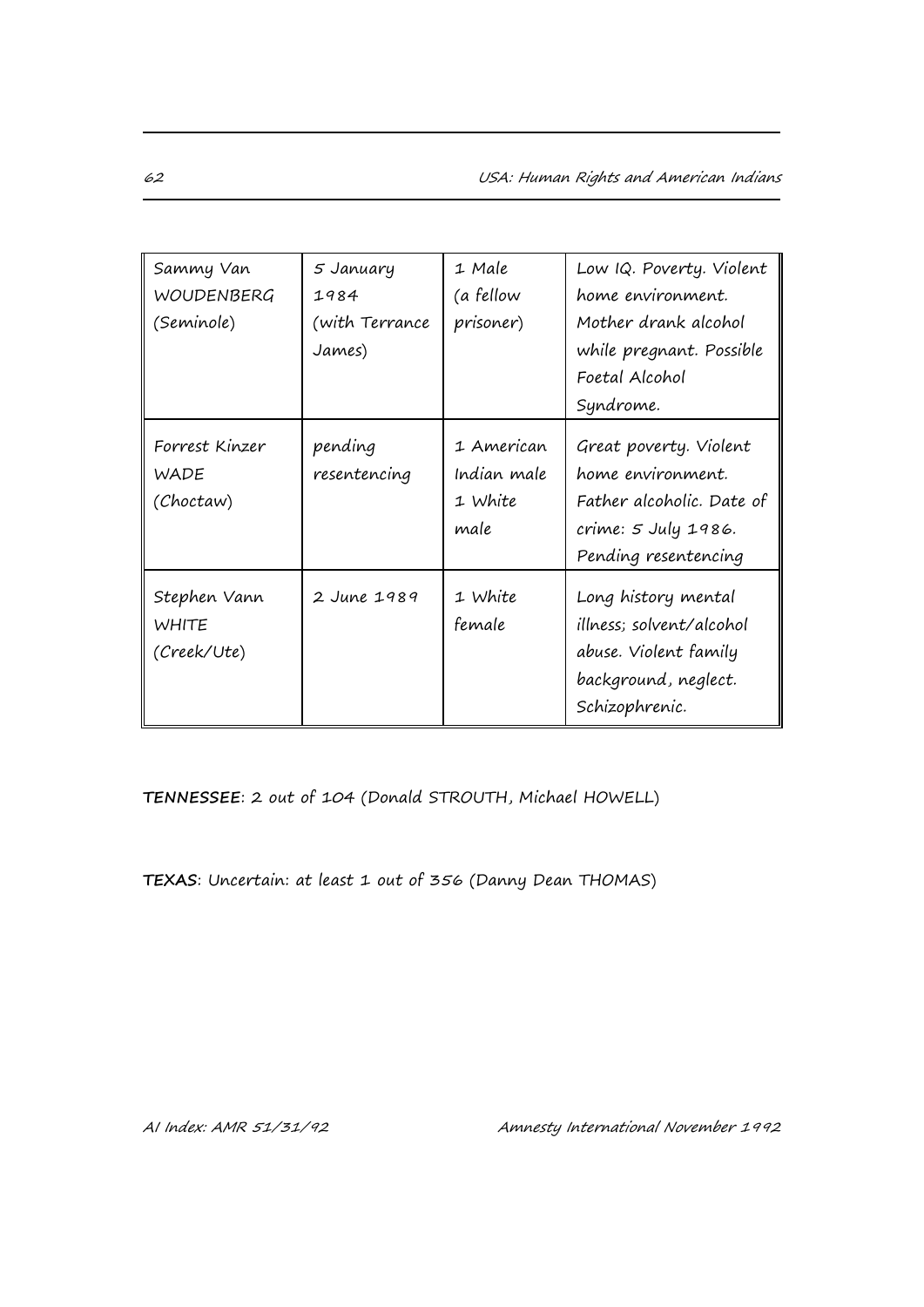| | | | |
|---|---|---|---|
| Sammy Van WOUDENBERG (Seminole) | 5 January 1984 (with Terrance James) | 1 Male (a fellow prisoner) | Low IQ. Poverty. Violent home environment. Mother drank alcohol while pregnant. Possible Foetal Alcohol Syndrome. |
| Forrest Kinzer WADE (Choctaw) | pending resentencing | 1 American Indian male 1 White male | Great poverty. Violent home environment. Father alcoholic. Date of crime: 5 July 1986. Pending resentencing |
| Stephen Vann WHITE (Creek/Ute) | 2 June 1989 | 1 White female | Long history mental illness; solvent/alcohol abuse. Violent family background, neglect. Schizophrenic. |

**TENNESSEE**: 2 out of 104 (Donald STROUTH, Michael HOWELL)

**TEXAS**: Uncertain: at least 1 out of 356 (Danny Dean THOMAS)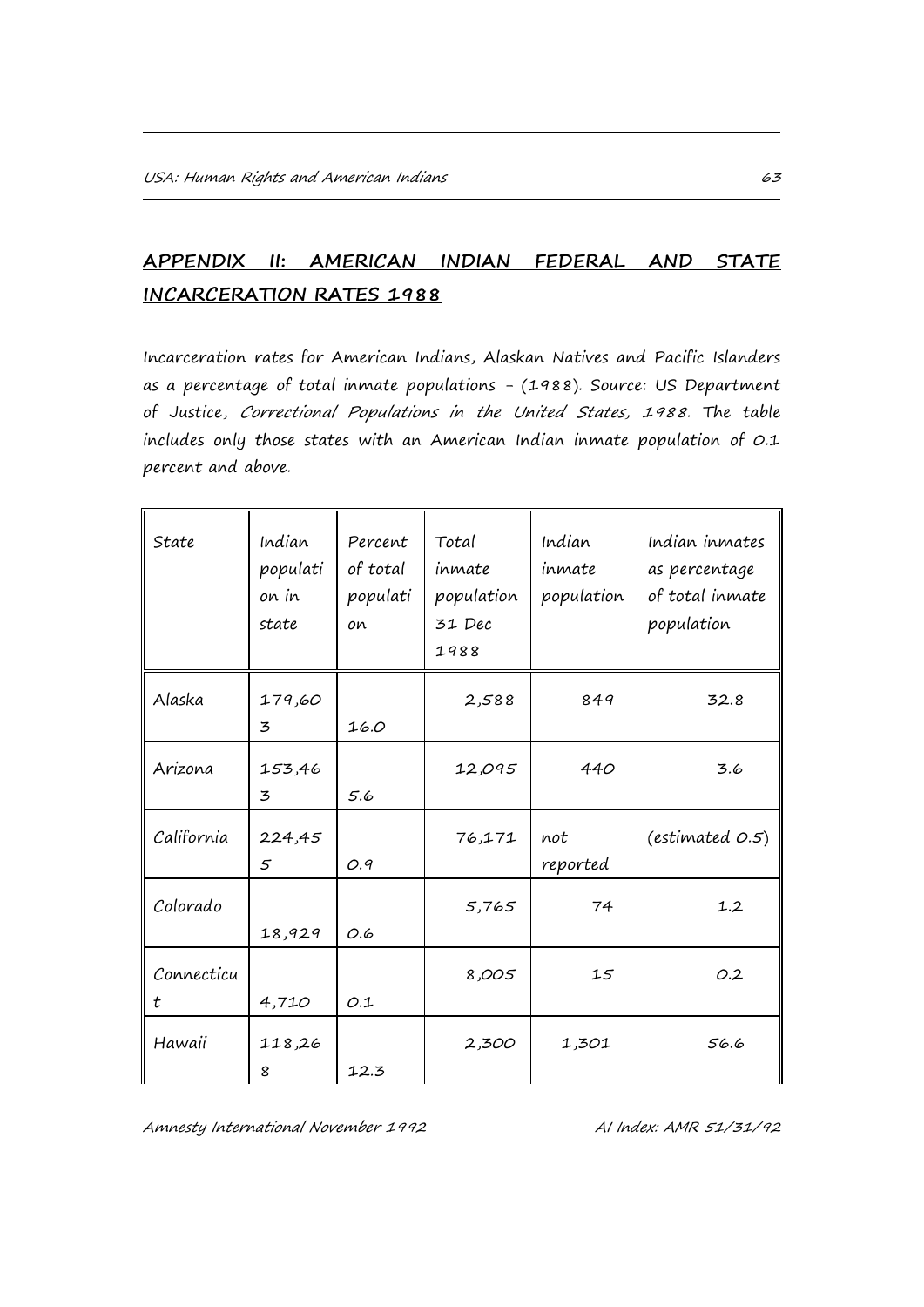## APPENDIX II: AMERICAN INDIAN FEDERAL AND STATE INCARCERATION RATES 1988

Incarceration rates for American Indians, Alaskan Natives and Pacific Islanders as a percentage of total inmate populations - (1988). Source: US Department of Justice, *Correctional Populations in the United States, 1988*. The table includes only those states with an American Indian inmate population of 0.1 percent and above.

| State | Indian population in state | Percent of total population | Total inmate population 31 Dec 1988 | Indian inmate population | Indian inmates as percentage of total inmate population |
|---|---|---|---|---|---|
| Alaska | 179,603 | 16.0 | 2,588 | 849 | 32.8 |
| Arizona | 153,463 | 5.6 | 12,095 | 440 | 3.6 |
| California | 224,455 | 0.9 | 76,171 | not reported | (estimated 0.5) |
| Colorado | 18,929 | 0.6 | 5,765 | 74 | 1.2 |
| Connecticut | 4,710 | 0.1 | 8,005 | 15 | 0.2 |
| Hawaii | 118,268 | 12.3 | 2,300 | 1,301 | 56.6 |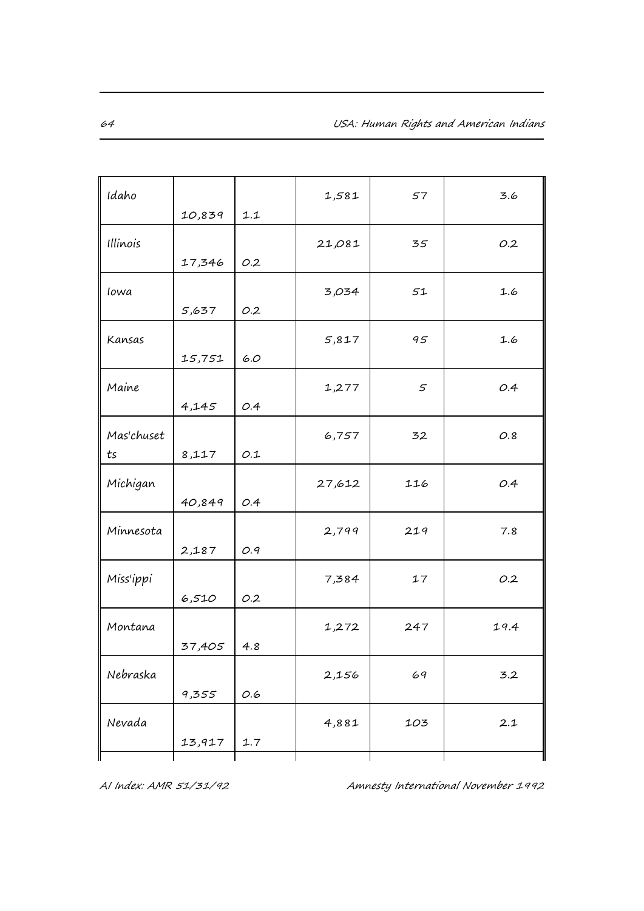| | | | | | |
|---|---|---|---|---|---|
| Idaho | 10,839 | 1.1 | 1,581 | 57 | 3.6 |
| Illinois | 17,346 | 0.2 | 21,081 | 35 | 0.2 |
| Iowa | 5,637 | 0.2 | 3,034 | 51 | 1.6 |
| Kansas | 15,751 | 6.0 | 5,817 | 95 | 1.6 |
| Maine | 4,145 | 0.4 | 1,277 | 5 | 0.4 |
| Mas'chusetts | 8,117 | 0.1 | 6,757 | 32 | 0.8 |
| Michigan | 40,849 | 0.4 | 27,612 | 116 | 0.4 |
| Minnesota | 2,187 | 0.9 | 2,799 | 219 | 7.8 |
| Miss'ippi | 6,510 | 0.2 | 7,384 | 17 | 0.2 |
| Montana | 37,405 | 4.8 | 1,272 | 247 | 19.4 |
| Nebraska | 9,355 | 0.6 | 2,156 | 69 | 3.2 |
| Nevada | 13,917 | 1.7 | 4,881 | 103 | 2.1 |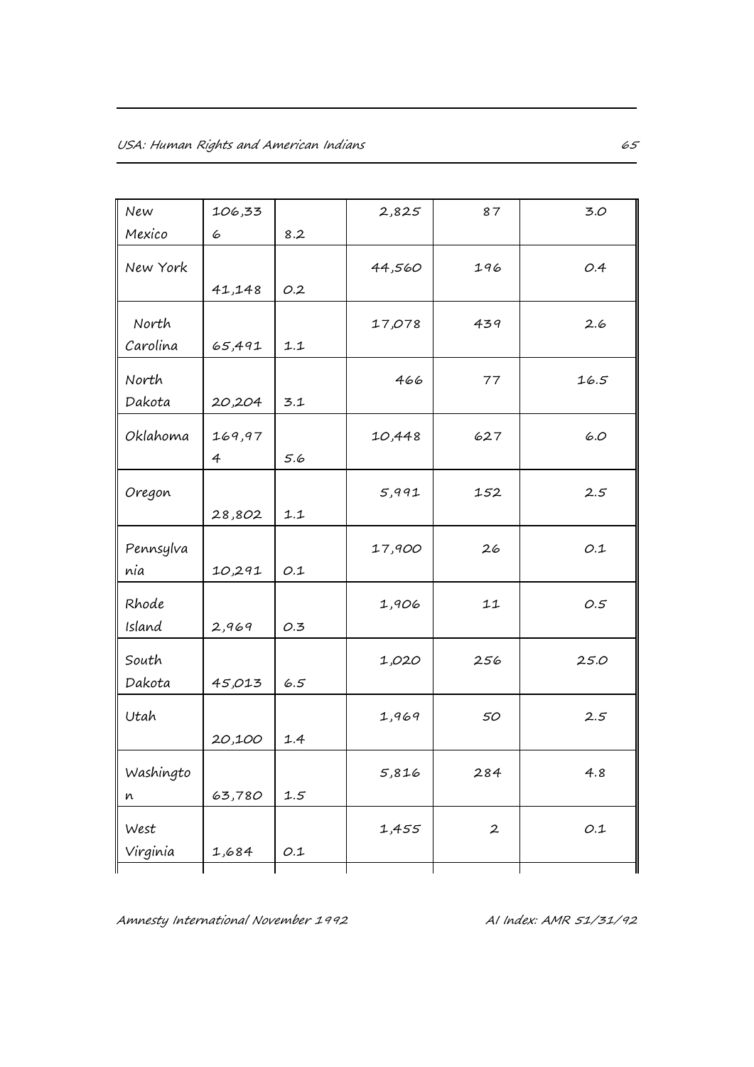| | | | | | |
|---|---|---|---|---|---|
| New Mexico | 106,336 | 8.2 | 2,825 | 87 | 3.0 |
| New York | 41,148 | 0.2 | 44,560 | 196 | 0.4 |
| North Carolina | 65,491 | 1.1 | 17,078 | 439 | 2.6 |
| North Dakota | 20,204 | 3.1 | 466 | 77 | 16.5 |
| Oklahoma | 169,974 | 5.6 | 10,448 | 627 | 6.0 |
| Oregon | 28,802 | 1.1 | 5,991 | 152 | 2.5 |
| Pennsylvania | 10,291 | 0.1 | 17,900 | 26 | 0.1 |
| Rhode Island | 2,969 | 0.3 | 1,906 | 11 | 0.5 |
| South Dakota | 45,013 | 6.5 | 1,020 | 256 | 25.0 |
| Utah | 20,100 | 1.4 | 1,969 | 50 | 2.5 |
| Washington | 63,780 | 1.5 | 5,816 | 284 | 4.8 |
| West Virginia | 1,684 | 0.1 | 1,455 | 2 | 0.1 |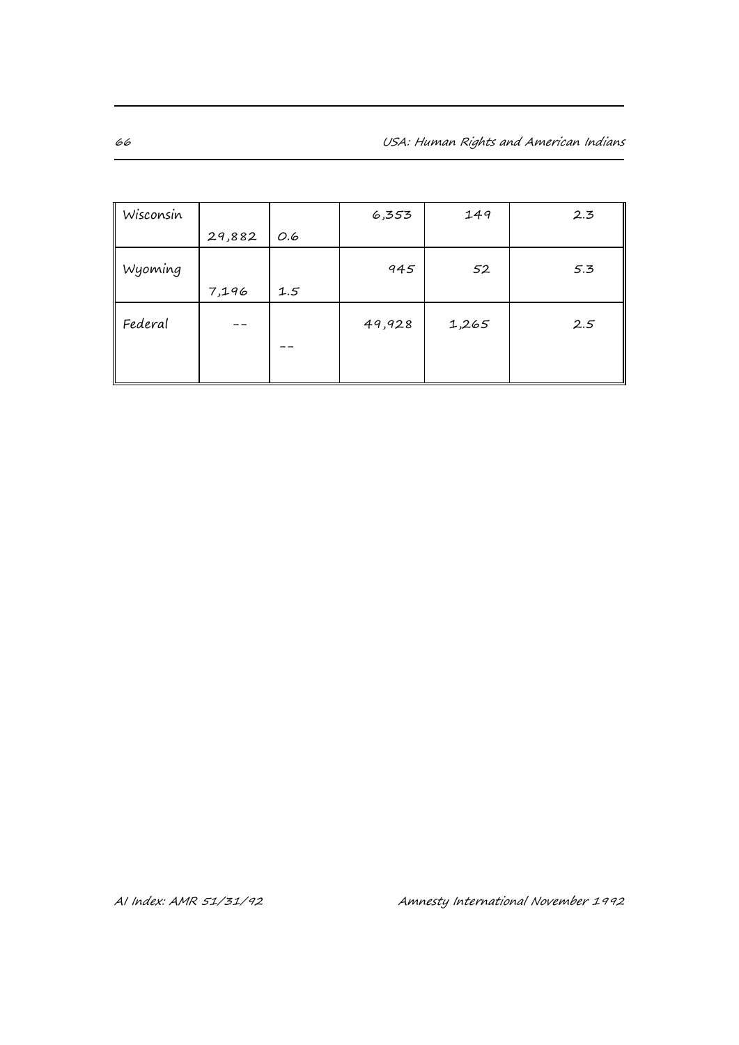| | | | | | |
|---|---|---|---|---|---|
| Wisconsin | 29,882 | 0.6 | 6,353 | 149 | 2.3 |
| Wyoming | 7,196 | 1.5 | 945 | 52 | 5.3 |
| Federal | -- | -- | 49,928 | 1,265 | 2.5 |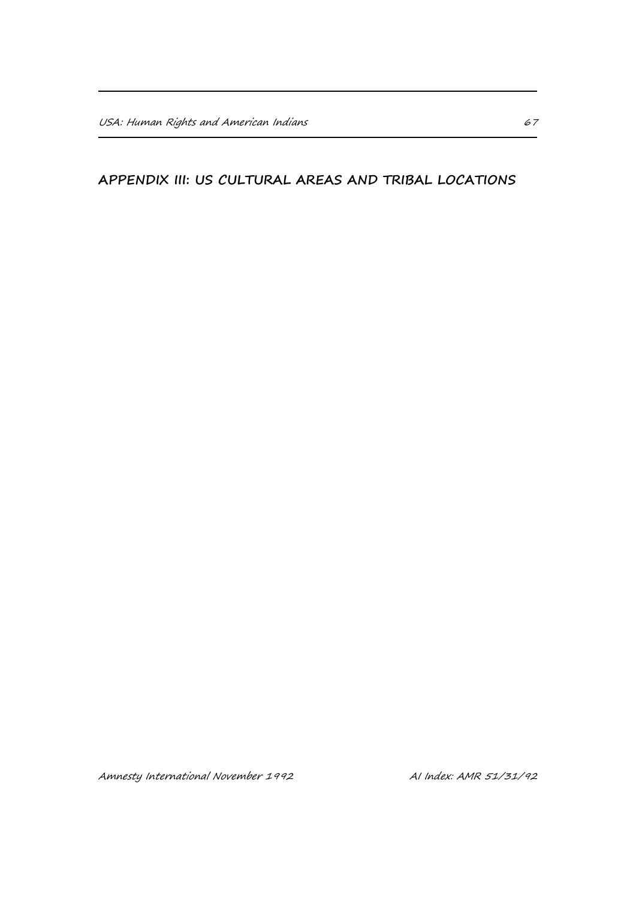## APPENDIX III: US CULTURAL AREAS AND TRIBAL LOCATIONS